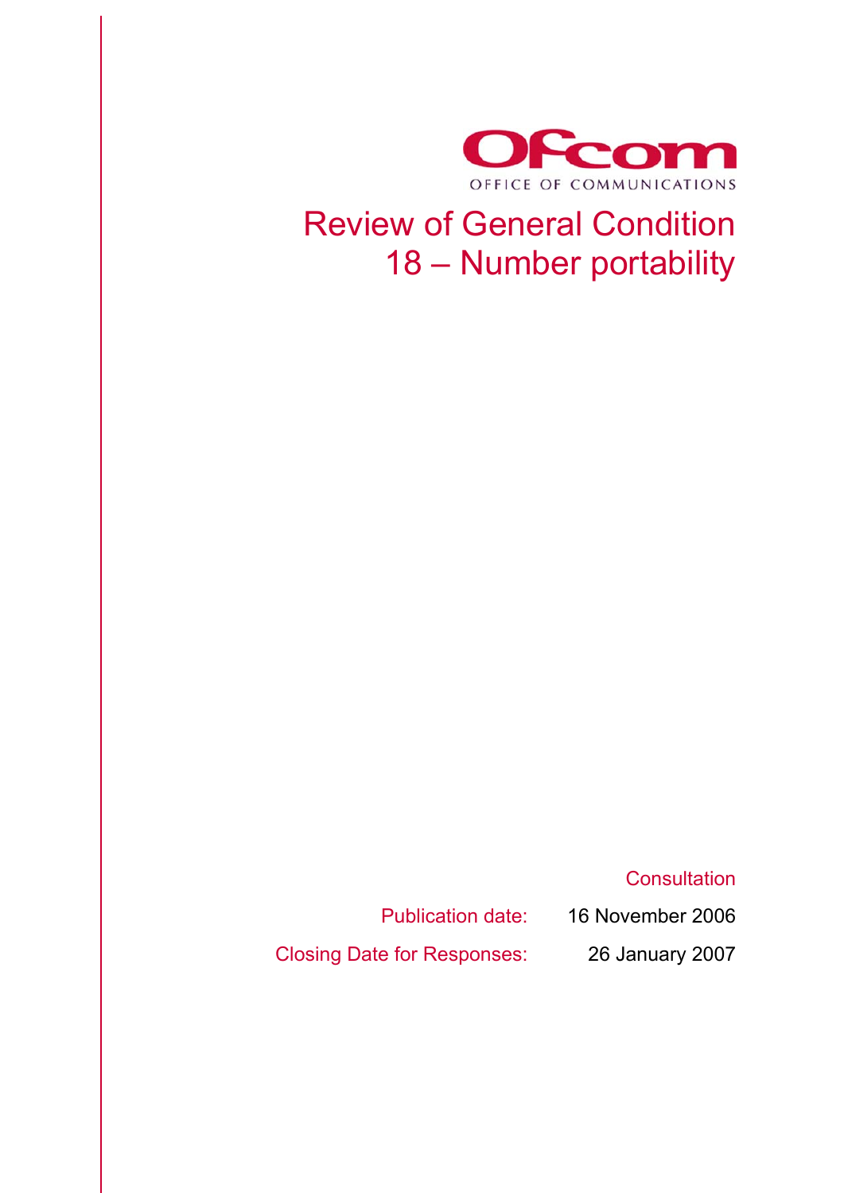Ofcom

OFFICE OF COMMUNICATIONS

# Review of General Condition 18 – Number portability

Consultation

Publication date: 16 November 2006

Closing Date for Responses: 26 January 2007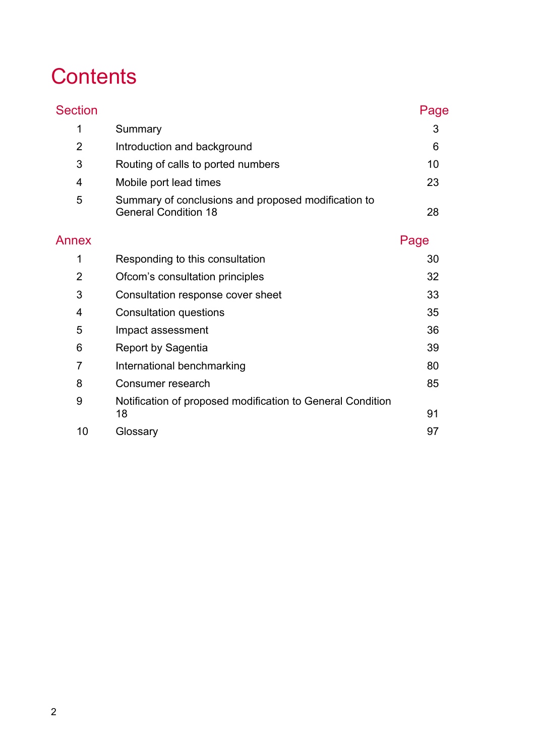# Contents

| Section | | Page |
|---|---|---|
| 1 | Summary | 3 |
| 2 | Introduction and background | 6 |
| 3 | Routing of calls to ported numbers | 10 |
| 4 | Mobile port lead times | 23 |
| 5 | Summary of conclusions and proposed modification to General Condition 18 | 28 |

| Annex | | Page |
|---|---|---|
| 1 | Responding to this consultation | 30 |
| 2 | Ofcom's consultation principles | 32 |
| 3 | Consultation response cover sheet | 33 |
| 4 | Consultation questions | 35 |
| 5 | Impact assessment | 36 |
| 6 | Report by Sagentia | 39 |
| 7 | International benchmarking | 80 |
| 8 | Consumer research | 85 |
| 9 | Notification of proposed modification to General Condition 18 | 91 |
| 10 | Glossary | 97 |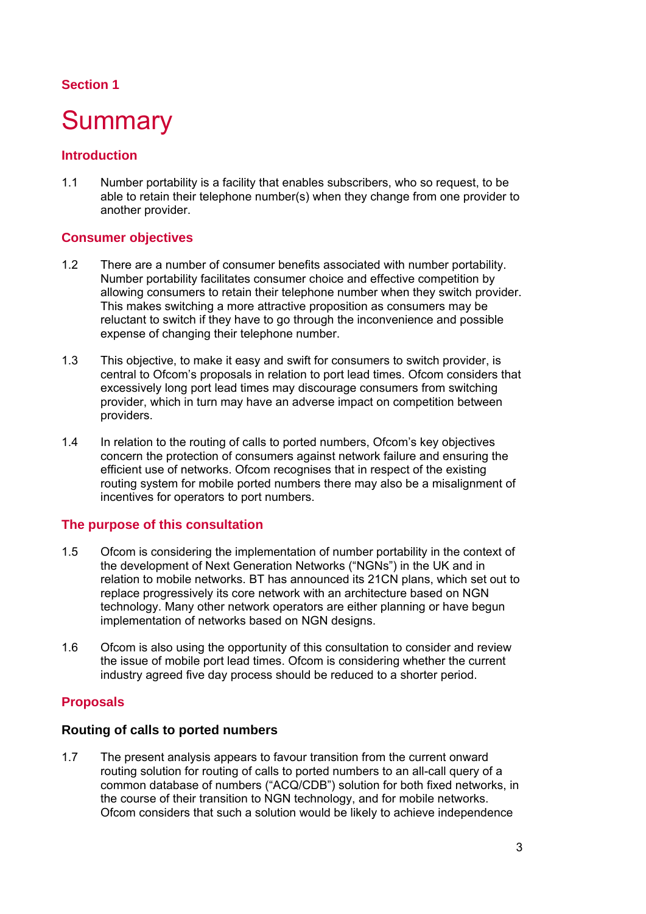Section 1

# Summary

## Introduction

1.1 Number portability is a facility that enables subscribers, who so request, to be able to retain their telephone number(s) when they change from one provider to another provider.

## Consumer objectives

1.2 There are a number of consumer benefits associated with number portability. Number portability facilitates consumer choice and effective competition by allowing consumers to retain their telephone number when they switch provider. This makes switching a more attractive proposition as consumers may be reluctant to switch if they have to go through the inconvenience and possible expense of changing their telephone number.

1.3 This objective, to make it easy and swift for consumers to switch provider, is central to Ofcom's proposals in relation to port lead times. Ofcom considers that excessively long port lead times may discourage consumers from switching provider, which in turn may have an adverse impact on competition between providers.

1.4 In relation to the routing of calls to ported numbers, Ofcom's key objectives concern the protection of consumers against network failure and ensuring the efficient use of networks. Ofcom recognises that in respect of the existing routing system for mobile ported numbers there may also be a misalignment of incentives for operators to port numbers.

## The purpose of this consultation

1.5 Ofcom is considering the implementation of number portability in the context of the development of Next Generation Networks ("NGNs") in the UK and in relation to mobile networks. BT has announced its 21CN plans, which set out to replace progressively its core network with an architecture based on NGN technology. Many other network operators are either planning or have begun implementation of networks based on NGN designs.

1.6 Ofcom is also using the opportunity of this consultation to consider and review the issue of mobile port lead times. Ofcom is considering whether the current industry agreed five day process should be reduced to a shorter period.

## Proposals

### Routing of calls to ported numbers

1.7 The present analysis appears to favour transition from the current onward routing solution for routing of calls to ported numbers to an all-call query of a common database of numbers ("ACQ/CDB") solution for both fixed networks, in the course of their transition to NGN technology, and for mobile networks. Ofcom considers that such a solution would be likely to achieve independence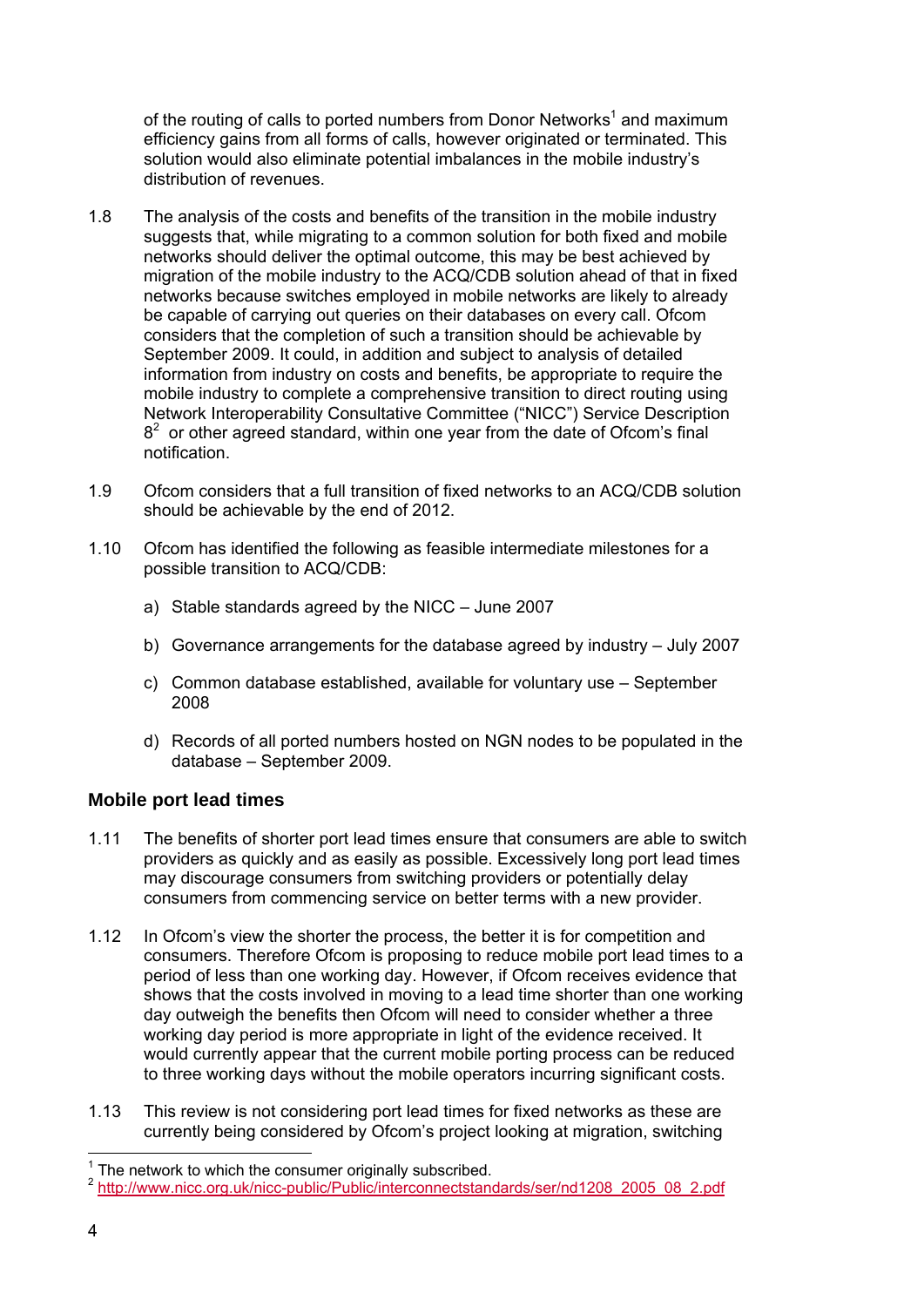of the routing of calls to ported numbers from Donor Networks[1] and maximum efficiency gains from all forms of calls, however originated or terminated. This solution would also eliminate potential imbalances in the mobile industry's distribution of revenues.

1.8 The analysis of the costs and benefits of the transition in the mobile industry suggests that, while migrating to a common solution for both fixed and mobile networks should deliver the optimal outcome, this may be best achieved by migration of the mobile industry to the ACQ/CDB solution ahead of that in fixed networks because switches employed in mobile networks are likely to already be capable of carrying out queries on their databases on every call. Ofcom considers that the completion of such a transition should be achievable by September 2009. It could, in addition and subject to analysis of detailed information from industry on costs and benefits, be appropriate to require the mobile industry to complete a comprehensive transition to direct routing using Network Interoperability Consultative Committee ("NICC") Service Description 8[2] or other agreed standard, within one year from the date of Ofcom's final notification.

1.9 Ofcom considers that a full transition of fixed networks to an ACQ/CDB solution should be achievable by the end of 2012.

1.10 Ofcom has identified the following as feasible intermediate milestones for a possible transition to ACQ/CDB:

a) Stable standards agreed by the NICC – June 2007

b) Governance arrangements for the database agreed by industry – July 2007

c) Common database established, available for voluntary use – September 2008

d) Records of all ported numbers hosted on NGN nodes to be populated in the database – September 2009.

### Mobile port lead times

1.11 The benefits of shorter port lead times ensure that consumers are able to switch providers as quickly and as easily as possible. Excessively long port lead times may discourage consumers from switching providers or potentially delay consumers from commencing service on better terms with a new provider.

1.12 In Ofcom's view the shorter the process, the better it is for competition and consumers. Therefore Ofcom is proposing to reduce mobile port lead times to a period of less than one working day. However, if Ofcom receives evidence that shows that the costs involved in moving to a lead time shorter than one working day outweigh the benefits then Ofcom will need to consider whether a three working day period is more appropriate in light of the evidence received. It would currently appear that the current mobile porting process can be reduced to three working days without the mobile operators incurring significant costs.

1.13 This review is not considering port lead times for fixed networks as these are currently being considered by Ofcom's project looking at migration, switching

---

[1] The network to which the consumer originally subscribed.

[2] http://www.nicc.org.uk/nicc-public/Public/interconnectstandards/ser/nd1208_2005_08_2.pdf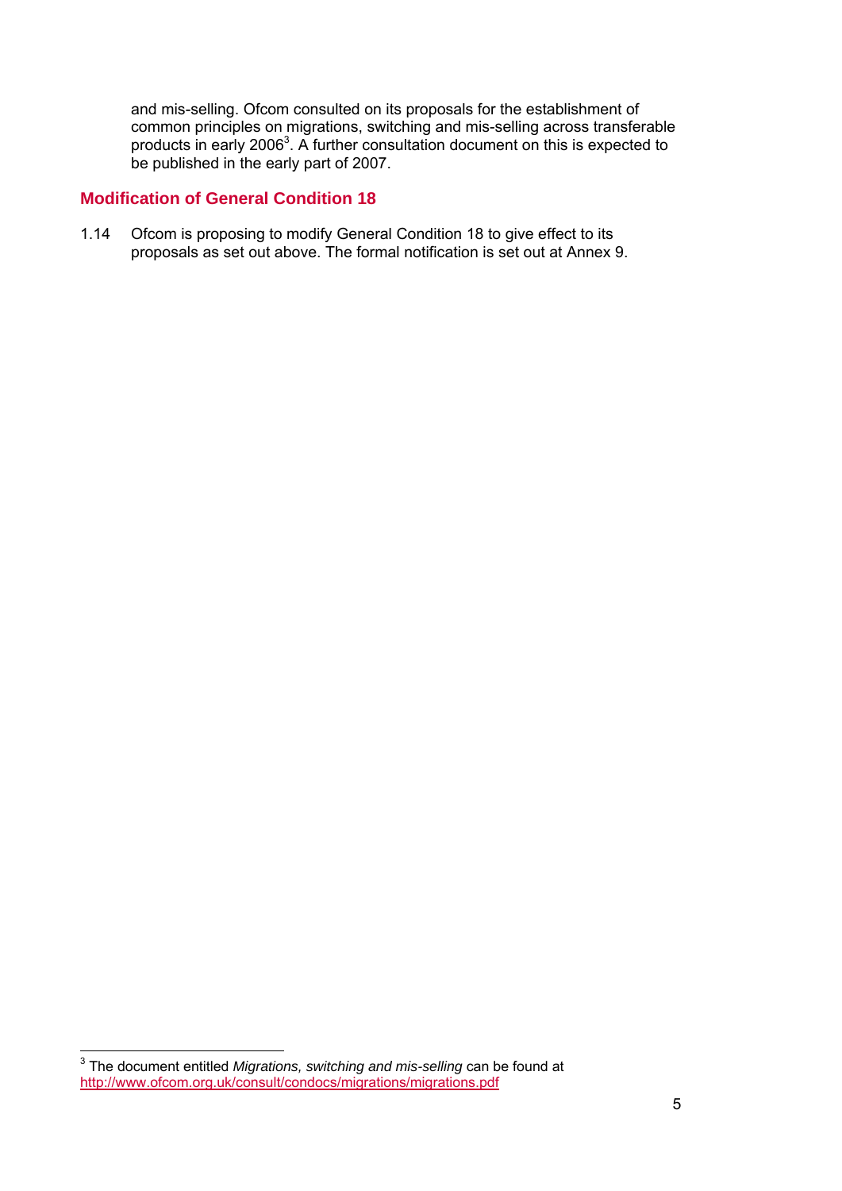and mis-selling. Ofcom consulted on its proposals for the establishment of common principles on migrations, switching and mis-selling across transferable products in early 2006[3]. A further consultation document on this is expected to be published in the early part of 2007.

## Modification of General Condition 18

1.14 Ofcom is proposing to modify General Condition 18 to give effect to its proposals as set out above. The formal notification is set out at Annex 9.

---

[3] The document entitled *Migrations, switching and mis-selling* can be found at http://www.ofcom.org.uk/consult/condocs/migrations/migrations.pdf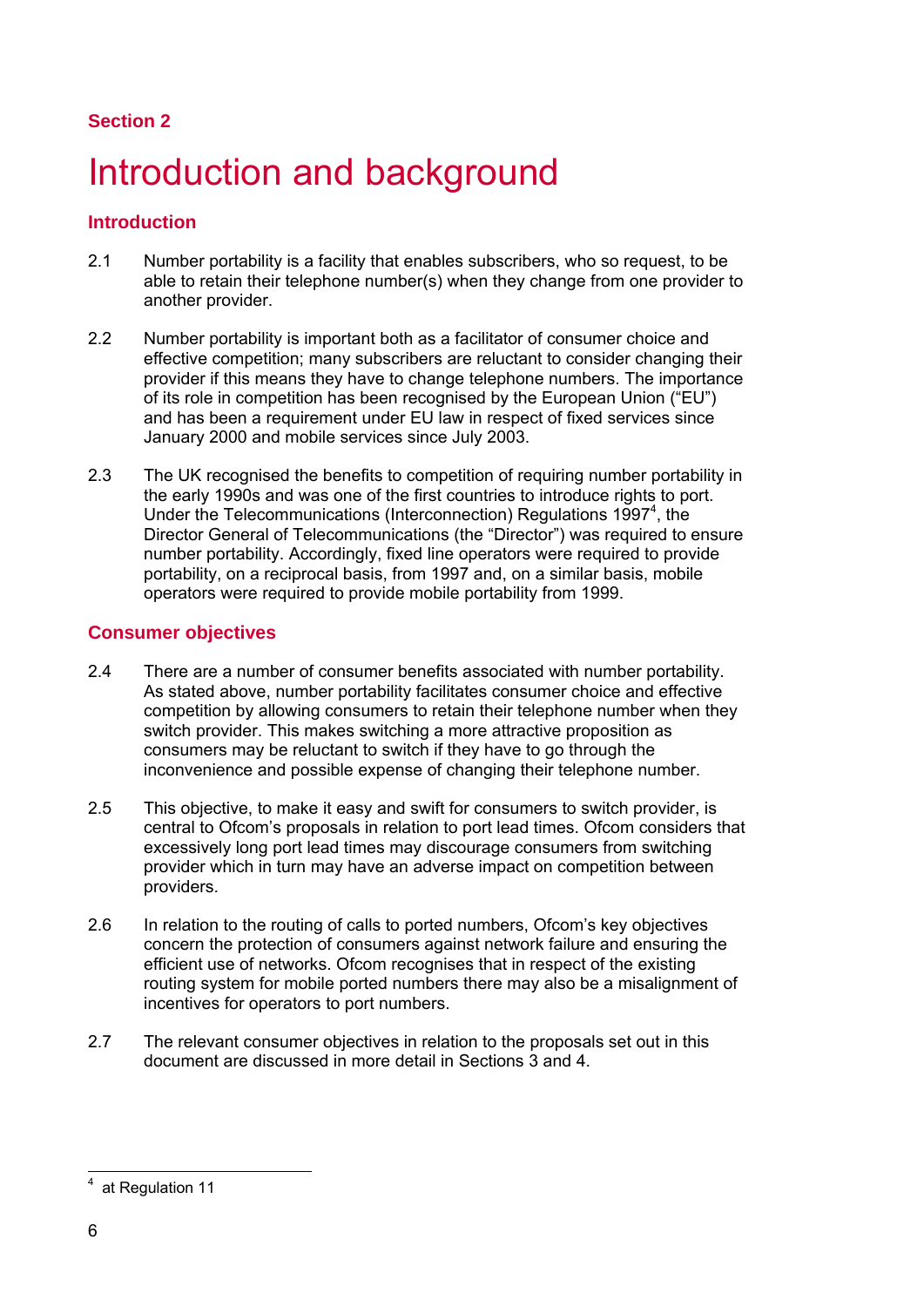Section 2

# Introduction and background

## Introduction

2.1 Number portability is a facility that enables subscribers, who so request, to be able to retain their telephone number(s) when they change from one provider to another provider.

2.2 Number portability is important both as a facilitator of consumer choice and effective competition; many subscribers are reluctant to consider changing their provider if this means they have to change telephone numbers. The importance of its role in competition has been recognised by the European Union ("EU") and has been a requirement under EU law in respect of fixed services since January 2000 and mobile services since July 2003.

2.3 The UK recognised the benefits to competition of requiring number portability in the early 1990s and was one of the first countries to introduce rights to port. Under the Telecommunications (Interconnection) Regulations 1997[4], the Director General of Telecommunications (the "Director") was required to ensure number portability. Accordingly, fixed line operators were required to provide portability, on a reciprocal basis, from 1997 and, on a similar basis, mobile operators were required to provide mobile portability from 1999.

## Consumer objectives

2.4 There are a number of consumer benefits associated with number portability. As stated above, number portability facilitates consumer choice and effective competition by allowing consumers to retain their telephone number when they switch provider. This makes switching a more attractive proposition as consumers may be reluctant to switch if they have to go through the inconvenience and possible expense of changing their telephone number.

2.5 This objective, to make it easy and swift for consumers to switch provider, is central to Ofcom's proposals in relation to port lead times. Ofcom considers that excessively long port lead times may discourage consumers from switching provider which in turn may have an adverse impact on competition between providers.

2.6 In relation to the routing of calls to ported numbers, Ofcom's key objectives concern the protection of consumers against network failure and ensuring the efficient use of networks. Ofcom recognises that in respect of the existing routing system for mobile ported numbers there may also be a misalignment of incentives for operators to port numbers.

2.7 The relevant consumer objectives in relation to the proposals set out in this document are discussed in more detail in Sections 3 and 4.

[4] at Regulation 11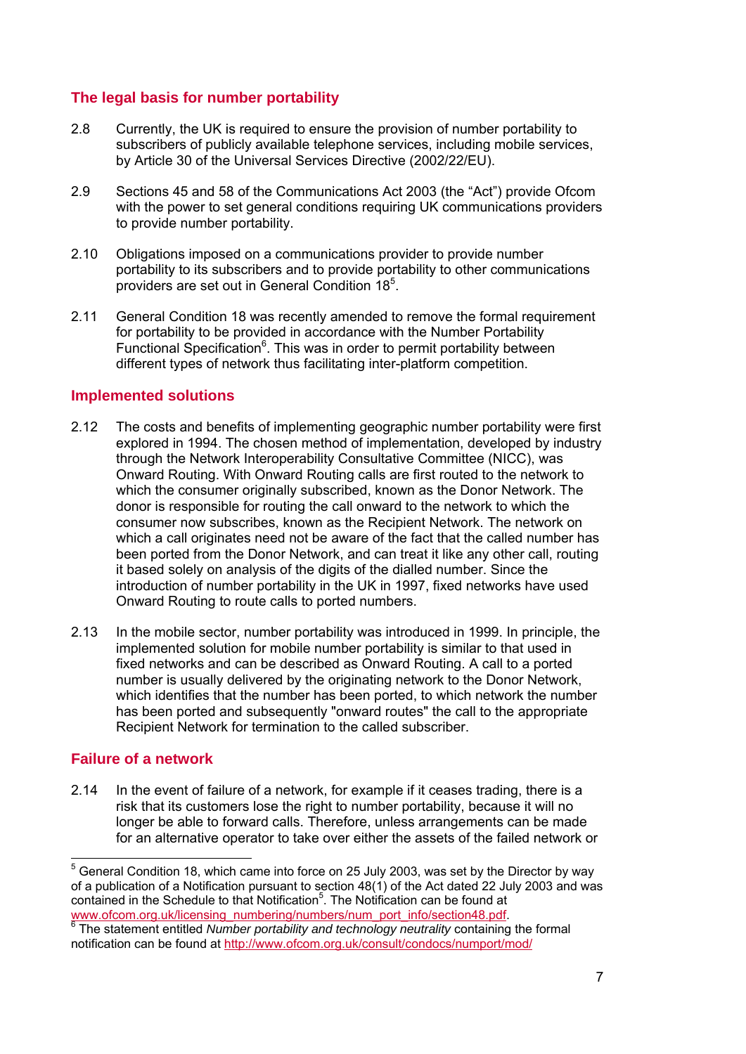## The legal basis for number portability

2.8 Currently, the UK is required to ensure the provision of number portability to subscribers of publicly available telephone services, including mobile services, by Article 30 of the Universal Services Directive (2002/22/EU).

2.9 Sections 45 and 58 of the Communications Act 2003 (the "Act") provide Ofcom with the power to set general conditions requiring UK communications providers to provide number portability.

2.10 Obligations imposed on a communications provider to provide number portability to its subscribers and to provide portability to other communications providers are set out in General Condition 18[5].

2.11 General Condition 18 was recently amended to remove the formal requirement for portability to be provided in accordance with the Number Portability Functional Specification[6]. This was in order to permit portability between different types of network thus facilitating inter-platform competition.

## Implemented solutions

2.12 The costs and benefits of implementing geographic number portability were first explored in 1994. The chosen method of implementation, developed by industry through the Network Interoperability Consultative Committee (NICC), was Onward Routing. With Onward Routing calls are first routed to the network to which the consumer originally subscribed, known as the Donor Network. The donor is responsible for routing the call onward to the network to which the consumer now subscribes, known as the Recipient Network. The network on which a call originates need not be aware of the fact that the called number has been ported from the Donor Network, and can treat it like any other call, routing it based solely on analysis of the digits of the dialled number. Since the introduction of number portability in the UK in 1997, fixed networks have used Onward Routing to route calls to ported numbers.

2.13 In the mobile sector, number portability was introduced in 1999. In principle, the implemented solution for mobile number portability is similar to that used in fixed networks and can be described as Onward Routing. A call to a ported number is usually delivered by the originating network to the Donor Network, which identifies that the number has been ported, to which network the number has been ported and subsequently "onward routes" the call to the appropriate Recipient Network for termination to the called subscriber.

## Failure of a network

2.14 In the event of failure of a network, for example if it ceases trading, there is a risk that its customers lose the right to number portability, because it will no longer be able to forward calls. Therefore, unless arrangements can be made for an alternative operator to take over either the assets of the failed network or

---

[5] General Condition 18, which came into force on 25 July 2003, was set by the Director by way of a publication of a Notification pursuant to section 48(1) of the Act dated 22 July 2003 and was contained in the Schedule to that Notification[5]. The Notification can be found at www.ofcom.org.uk/licensing_numbering/numbers/num_port_info/section48.pdf.

[6] The statement entitled *Number portability and technology neutrality* containing the formal notification can be found at http://www.ofcom.org.uk/consult/condocs/numport/mod/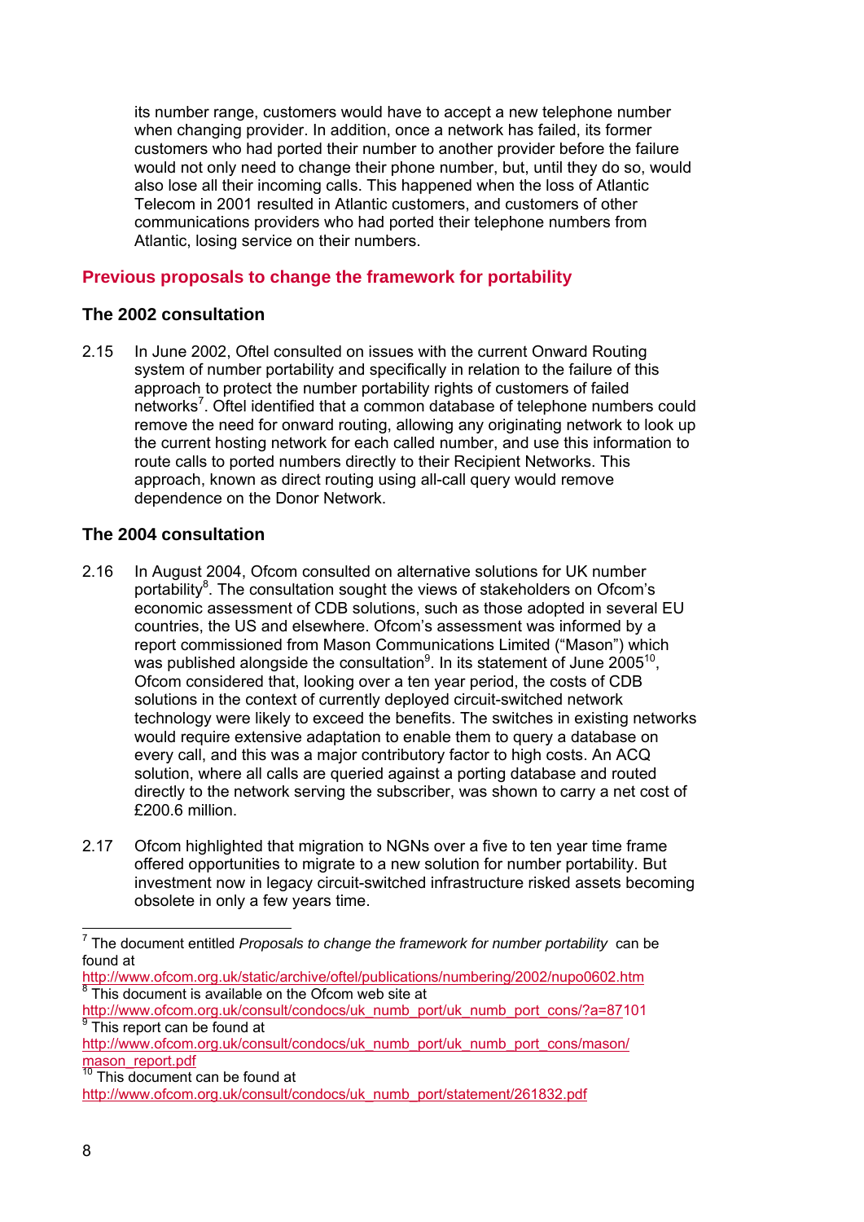its number range, customers would have to accept a new telephone number when changing provider. In addition, once a network has failed, its former customers who had ported their number to another provider before the failure would not only need to change their phone number, but, until they do so, would also lose all their incoming calls. This happened when the loss of Atlantic Telecom in 2001 resulted in Atlantic customers, and customers of other communications providers who had ported their telephone numbers from Atlantic, losing service on their numbers.

## Previous proposals to change the framework for portability

### The 2002 consultation

2.15 In June 2002, Oftel consulted on issues with the current Onward Routing system of number portability and specifically in relation to the failure of this approach to protect the number portability rights of customers of failed networks[7]. Oftel identified that a common database of telephone numbers could remove the need for onward routing, allowing any originating network to look up the current hosting network for each called number, and use this information to route calls to ported numbers directly to their Recipient Networks. This approach, known as direct routing using all-call query would remove dependence on the Donor Network.

### The 2004 consultation

2.16 In August 2004, Ofcom consulted on alternative solutions for UK number portability[8]. The consultation sought the views of stakeholders on Ofcom's economic assessment of CDB solutions, such as those adopted in several EU countries, the US and elsewhere. Ofcom's assessment was informed by a report commissioned from Mason Communications Limited ("Mason") which was published alongside the consultation[9]. In its statement of June 2005[10], Ofcom considered that, looking over a ten year period, the costs of CDB solutions in the context of currently deployed circuit-switched network technology were likely to exceed the benefits. The switches in existing networks would require extensive adaptation to enable them to query a database on every call, and this was a major contributory factor to high costs. An ACQ solution, where all calls are queried against a porting database and routed directly to the network serving the subscriber, was shown to carry a net cost of £200.6 million.

2.17 Ofcom highlighted that migration to NGNs over a five to ten year time frame offered opportunities to migrate to a new solution for number portability. But investment now in legacy circuit-switched infrastructure risked assets becoming obsolete in only a few years time.

---

[7] The document entitled *Proposals to change the framework for number portability* can be found at http://www.ofcom.org.uk/static/archive/oftel/publications/numbering/2002/nupo0602.htm

[8] This document is available on the Ofcom web site at http://www.ofcom.org.uk/consult/condocs/uk_numb_port/uk_numb_port_cons/?a=87101

[9] This report can be found at http://www.ofcom.org.uk/consult/condocs/uk_numb_port/uk_numb_port_cons/mason/mason_report.pdf

[10] This document can be found at http://www.ofcom.org.uk/consult/condocs/uk_numb_port/statement/261832.pdf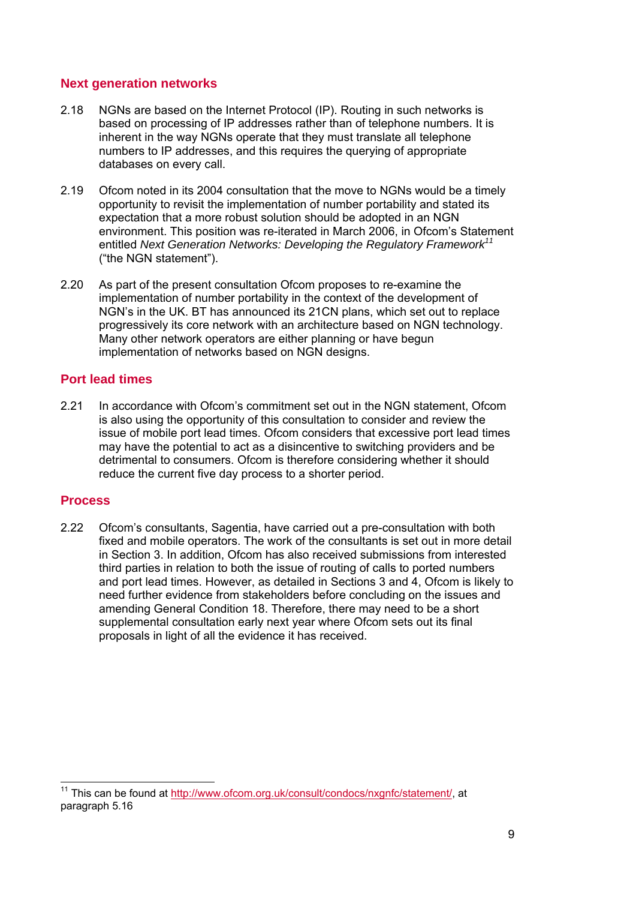## Next generation networks

2.18 NGNs are based on the Internet Protocol (IP). Routing in such networks is based on processing of IP addresses rather than of telephone numbers. It is inherent in the way NGNs operate that they must translate all telephone numbers to IP addresses, and this requires the querying of appropriate databases on every call.

2.19 Ofcom noted in its 2004 consultation that the move to NGNs would be a timely opportunity to revisit the implementation of number portability and stated its expectation that a more robust solution should be adopted in an NGN environment. This position was re-iterated in March 2006, in Ofcom's Statement entitled *Next Generation Networks: Developing the Regulatory Framework*[11] ("the NGN statement").

2.20 As part of the present consultation Ofcom proposes to re-examine the implementation of number portability in the context of the development of NGN's in the UK. BT has announced its 21CN plans, which set out to replace progressively its core network with an architecture based on NGN technology. Many other network operators are either planning or have begun implementation of networks based on NGN designs.

## Port lead times

2.21 In accordance with Ofcom's commitment set out in the NGN statement, Ofcom is also using the opportunity of this consultation to consider and review the issue of mobile port lead times. Ofcom considers that excessive port lead times may have the potential to act as a disincentive to switching providers and be detrimental to consumers. Ofcom is therefore considering whether it should reduce the current five day process to a shorter period.

## Process

2.22 Ofcom's consultants, Sagentia, have carried out a pre-consultation with both fixed and mobile operators. The work of the consultants is set out in more detail in Section 3. In addition, Ofcom has also received submissions from interested third parties in relation to both the issue of routing of calls to ported numbers and port lead times. However, as detailed in Sections 3 and 4, Ofcom is likely to need further evidence from stakeholders before concluding on the issues and amending General Condition 18. Therefore, there may need to be a short supplemental consultation early next year where Ofcom sets out its final proposals in light of all the evidence it has received.

---

[11] This can be found at http://www.ofcom.org.uk/consult/condocs/nxgnfc/statement/, at paragraph 5.16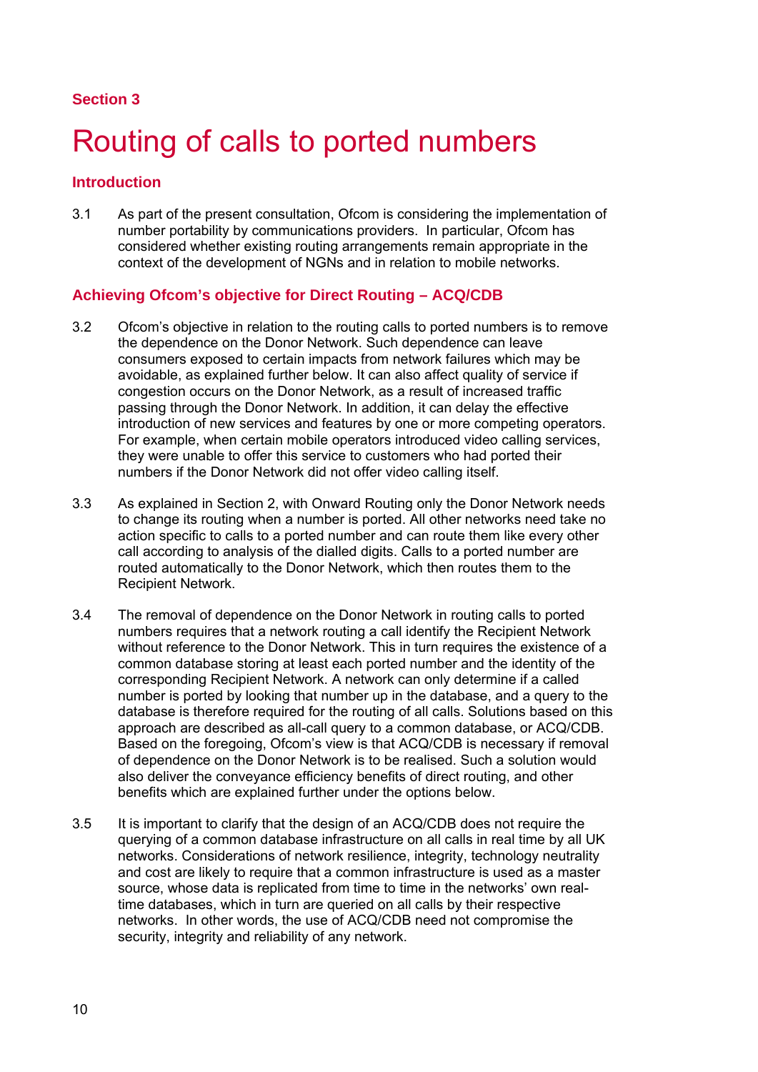## Section 3

# Routing of calls to ported numbers

### Introduction

3.1 As part of the present consultation, Ofcom is considering the implementation of number portability by communications providers. In particular, Ofcom has considered whether existing routing arrangements remain appropriate in the context of the development of NGNs and in relation to mobile networks.

### Achieving Ofcom's objective for Direct Routing – ACQ/CDB

3.2 Ofcom's objective in relation to the routing calls to ported numbers is to remove the dependence on the Donor Network. Such dependence can leave consumers exposed to certain impacts from network failures which may be avoidable, as explained further below. It can also affect quality of service if congestion occurs on the Donor Network, as a result of increased traffic passing through the Donor Network. In addition, it can delay the effective introduction of new services and features by one or more competing operators. For example, when certain mobile operators introduced video calling services, they were unable to offer this service to customers who had ported their numbers if the Donor Network did not offer video calling itself.

3.3 As explained in Section 2, with Onward Routing only the Donor Network needs to change its routing when a number is ported. All other networks need take no action specific to calls to a ported number and can route them like every other call according to analysis of the dialled digits. Calls to a ported number are routed automatically to the Donor Network, which then routes them to the Recipient Network.

3.4 The removal of dependence on the Donor Network in routing calls to ported numbers requires that a network routing a call identify the Recipient Network without reference to the Donor Network. This in turn requires the existence of a common database storing at least each ported number and the identity of the corresponding Recipient Network. A network can only determine if a called number is ported by looking that number up in the database, and a query to the database is therefore required for the routing of all calls. Solutions based on this approach are described as all-call query to a common database, or ACQ/CDB. Based on the foregoing, Ofcom's view is that ACQ/CDB is necessary if removal of dependence on the Donor Network is to be realised. Such a solution would also deliver the conveyance efficiency benefits of direct routing, and other benefits which are explained further under the options below.

3.5 It is important to clarify that the design of an ACQ/CDB does not require the querying of a common database infrastructure on all calls in real time by all UK networks. Considerations of network resilience, integrity, technology neutrality and cost are likely to require that a common infrastructure is used as a master source, whose data is replicated from time to time in the networks' own real-time databases, which in turn are queried on all calls by their respective networks. In other words, the use of ACQ/CDB need not compromise the security, integrity and reliability of any network.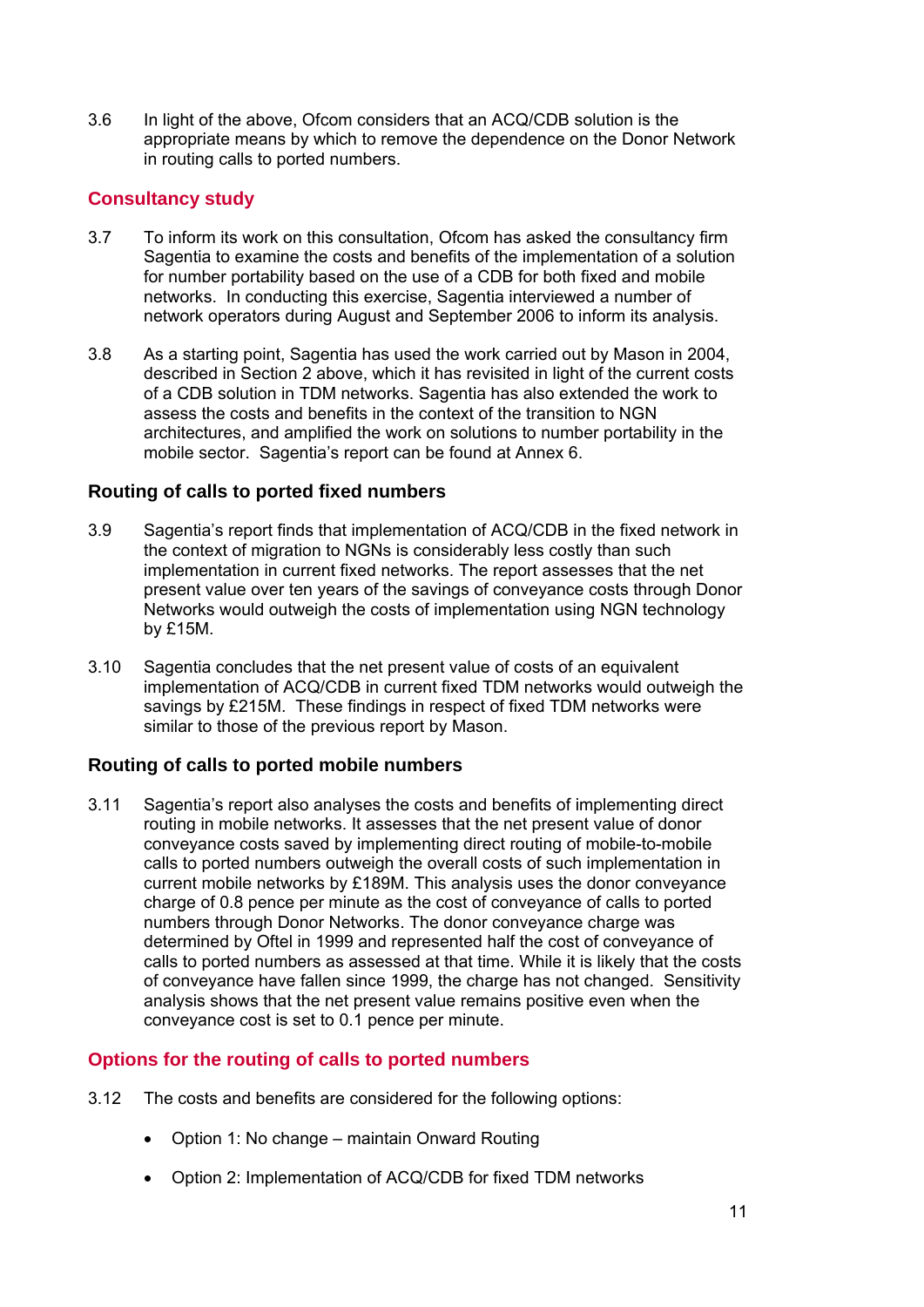3.6 In light of the above, Ofcom considers that an ACQ/CDB solution is the appropriate means by which to remove the dependence on the Donor Network in routing calls to ported numbers.

## Consultancy study

3.7 To inform its work on this consultation, Ofcom has asked the consultancy firm Sagentia to examine the costs and benefits of the implementation of a solution for number portability based on the use of a CDB for both fixed and mobile networks. In conducting this exercise, Sagentia interviewed a number of network operators during August and September 2006 to inform its analysis.

3.8 As a starting point, Sagentia has used the work carried out by Mason in 2004, described in Section 2 above, which it has revisited in light of the current costs of a CDB solution in TDM networks. Sagentia has also extended the work to assess the costs and benefits in the context of the transition to NGN architectures, and amplified the work on solutions to number portability in the mobile sector. Sagentia's report can be found at Annex 6.

### Routing of calls to ported fixed numbers

3.9 Sagentia's report finds that implementation of ACQ/CDB in the fixed network in the context of migration to NGNs is considerably less costly than such implementation in current fixed networks. The report assesses that the net present value over ten years of the savings of conveyance costs through Donor Networks would outweigh the costs of implementation using NGN technology by £15M.

3.10 Sagentia concludes that the net present value of costs of an equivalent implementation of ACQ/CDB in current fixed TDM networks would outweigh the savings by £215M. These findings in respect of fixed TDM networks were similar to those of the previous report by Mason.

### Routing of calls to ported mobile numbers

3.11 Sagentia's report also analyses the costs and benefits of implementing direct routing in mobile networks. It assesses that the net present value of donor conveyance costs saved by implementing direct routing of mobile-to-mobile calls to ported numbers outweigh the overall costs of such implementation in current mobile networks by £189M. This analysis uses the donor conveyance charge of 0.8 pence per minute as the cost of conveyance of calls to ported numbers through Donor Networks. The donor conveyance charge was determined by Oftel in 1999 and represented half the cost of conveyance of calls to ported numbers as assessed at that time. While it is likely that the costs of conveyance have fallen since 1999, the charge has not changed. Sensitivity analysis shows that the net present value remains positive even when the conveyance cost is set to 0.1 pence per minute.

## Options for the routing of calls to ported numbers

3.12 The costs and benefits are considered for the following options:

- Option 1: No change – maintain Onward Routing
- Option 2: Implementation of ACQ/CDB for fixed TDM networks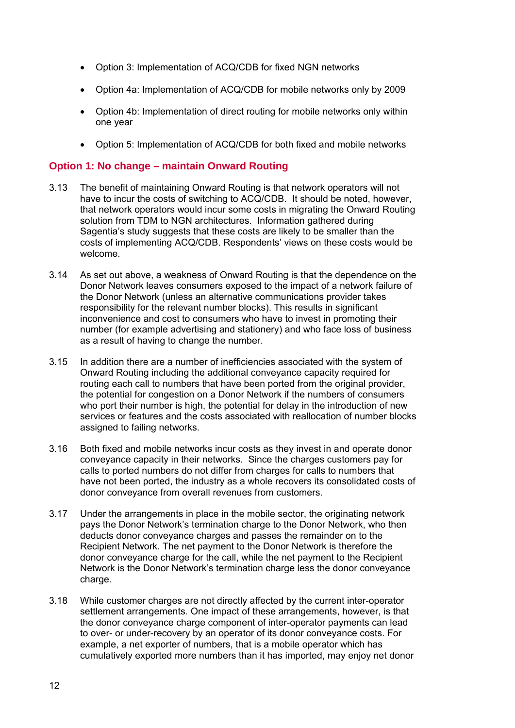- Option 3: Implementation of ACQ/CDB for fixed NGN networks
- Option 4a: Implementation of ACQ/CDB for mobile networks only by 2009
- Option 4b: Implementation of direct routing for mobile networks only within one year
- Option 5: Implementation of ACQ/CDB for both fixed and mobile networks

## Option 1: No change – maintain Onward Routing

3.13 The benefit of maintaining Onward Routing is that network operators will not have to incur the costs of switching to ACQ/CDB. It should be noted, however, that network operators would incur some costs in migrating the Onward Routing solution from TDM to NGN architectures. Information gathered during Sagentia's study suggests that these costs are likely to be smaller than the costs of implementing ACQ/CDB. Respondents' views on these costs would be welcome.

3.14 As set out above, a weakness of Onward Routing is that the dependence on the Donor Network leaves consumers exposed to the impact of a network failure of the Donor Network (unless an alternative communications provider takes responsibility for the relevant number blocks). This results in significant inconvenience and cost to consumers who have to invest in promoting their number (for example advertising and stationery) and who face loss of business as a result of having to change the number.

3.15 In addition there are a number of inefficiencies associated with the system of Onward Routing including the additional conveyance capacity required for routing each call to numbers that have been ported from the original provider, the potential for congestion on a Donor Network if the numbers of consumers who port their number is high, the potential for delay in the introduction of new services or features and the costs associated with reallocation of number blocks assigned to failing networks.

3.16 Both fixed and mobile networks incur costs as they invest in and operate donor conveyance capacity in their networks. Since the charges customers pay for calls to ported numbers do not differ from charges for calls to numbers that have not been ported, the industry as a whole recovers its consolidated costs of donor conveyance from overall revenues from customers.

3.17 Under the arrangements in place in the mobile sector, the originating network pays the Donor Network's termination charge to the Donor Network, who then deducts donor conveyance charges and passes the remainder on to the Recipient Network. The net payment to the Donor Network is therefore the donor conveyance charge for the call, while the net payment to the Recipient Network is the Donor Network's termination charge less the donor conveyance charge.

3.18 While customer charges are not directly affected by the current inter-operator settlement arrangements. One impact of these arrangements, however, is that the donor conveyance charge component of inter-operator payments can lead to over- or under-recovery by an operator of its donor conveyance costs. For example, a net exporter of numbers, that is a mobile operator which has cumulatively exported more numbers than it has imported, may enjoy net donor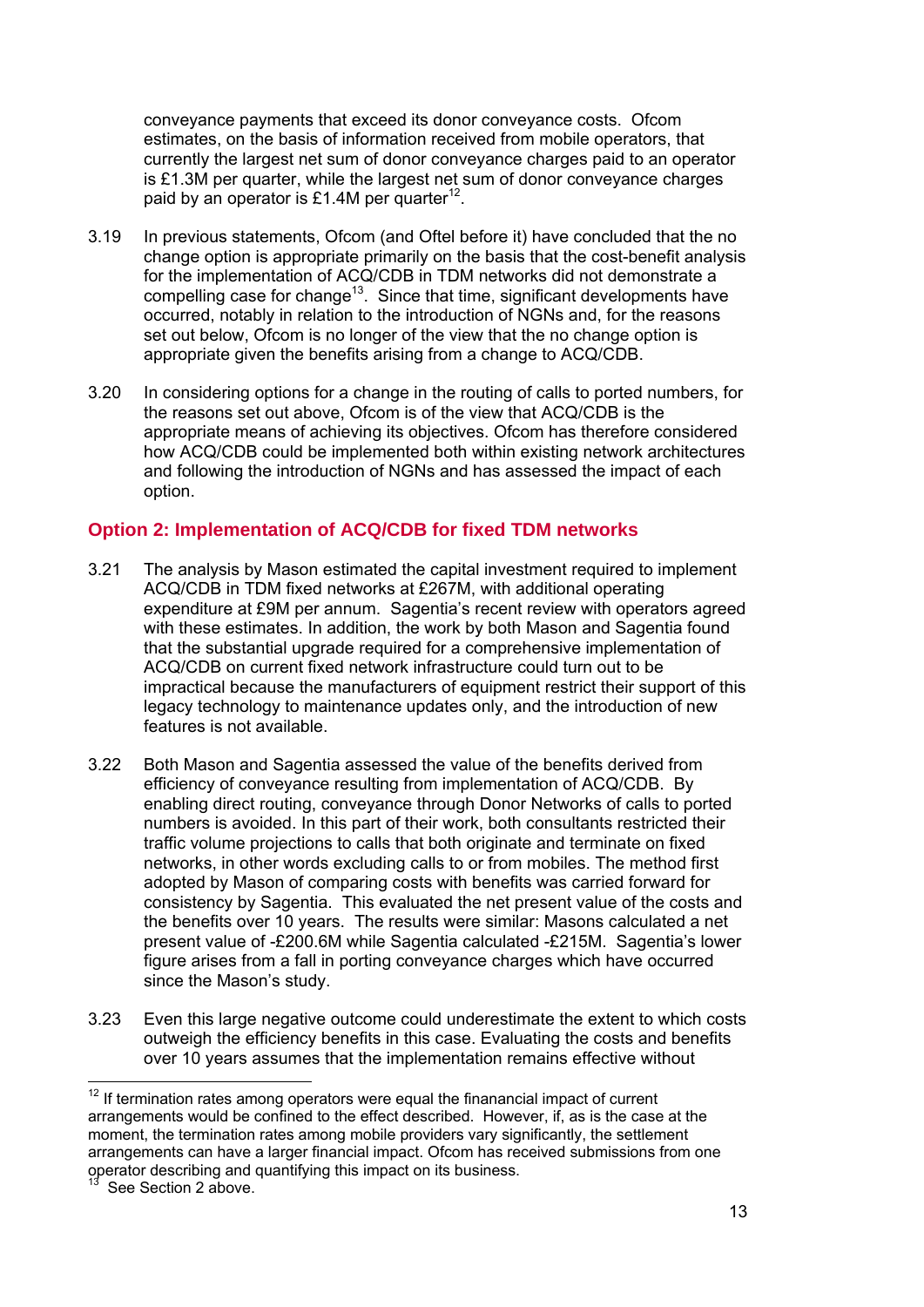conveyance payments that exceed its donor conveyance costs. Ofcom estimates, on the basis of information received from mobile operators, that currently the largest net sum of donor conveyance charges paid to an operator is £1.3M per quarter, while the largest net sum of donor conveyance charges paid by an operator is £1.4M per quarter[12].

3.19 In previous statements, Ofcom (and Oftel before it) have concluded that the no change option is appropriate primarily on the basis that the cost-benefit analysis for the implementation of ACQ/CDB in TDM networks did not demonstrate a compelling case for change[13]. Since that time, significant developments have occurred, notably in relation to the introduction of NGNs and, for the reasons set out below, Ofcom is no longer of the view that the no change option is appropriate given the benefits arising from a change to ACQ/CDB.

3.20 In considering options for a change in the routing of calls to ported numbers, for the reasons set out above, Ofcom is of the view that ACQ/CDB is the appropriate means of achieving its objectives. Ofcom has therefore considered how ACQ/CDB could be implemented both within existing network architectures and following the introduction of NGNs and has assessed the impact of each option.

## Option 2: Implementation of ACQ/CDB for fixed TDM networks

3.21 The analysis by Mason estimated the capital investment required to implement ACQ/CDB in TDM fixed networks at £267M, with additional operating expenditure at £9M per annum. Sagentia's recent review with operators agreed with these estimates. In addition, the work by both Mason and Sagentia found that the substantial upgrade required for a comprehensive implementation of ACQ/CDB on current fixed network infrastructure could turn out to be impractical because the manufacturers of equipment restrict their support of this legacy technology to maintenance updates only, and the introduction of new features is not available.

3.22 Both Mason and Sagentia assessed the value of the benefits derived from efficiency of conveyance resulting from implementation of ACQ/CDB. By enabling direct routing, conveyance through Donor Networks of calls to ported numbers is avoided. In this part of their work, both consultants restricted their traffic volume projections to calls that both originate and terminate on fixed networks, in other words excluding calls to or from mobiles. The method first adopted by Mason of comparing costs with benefits was carried forward for consistency by Sagentia. This evaluated the net present value of the costs and the benefits over 10 years. The results were similar: Masons calculated a net present value of -£200.6M while Sagentia calculated -£215M. Sagentia's lower figure arises from a fall in porting conveyance charges which have occurred since the Mason's study.

3.23 Even this large negative outcome could underestimate the extent to which costs outweigh the efficiency benefits in this case. Evaluating the costs and benefits over 10 years assumes that the implementation remains effective without

---

[12] If termination rates among operators were equal the finanancial impact of current arrangements would be confined to the effect described. However, if, as is the case at the moment, the termination rates among mobile providers vary significantly, the settlement arrangements can have a larger financial impact. Ofcom has received submissions from one operator describing and quantifying this impact on its business.

[13] See Section 2 above.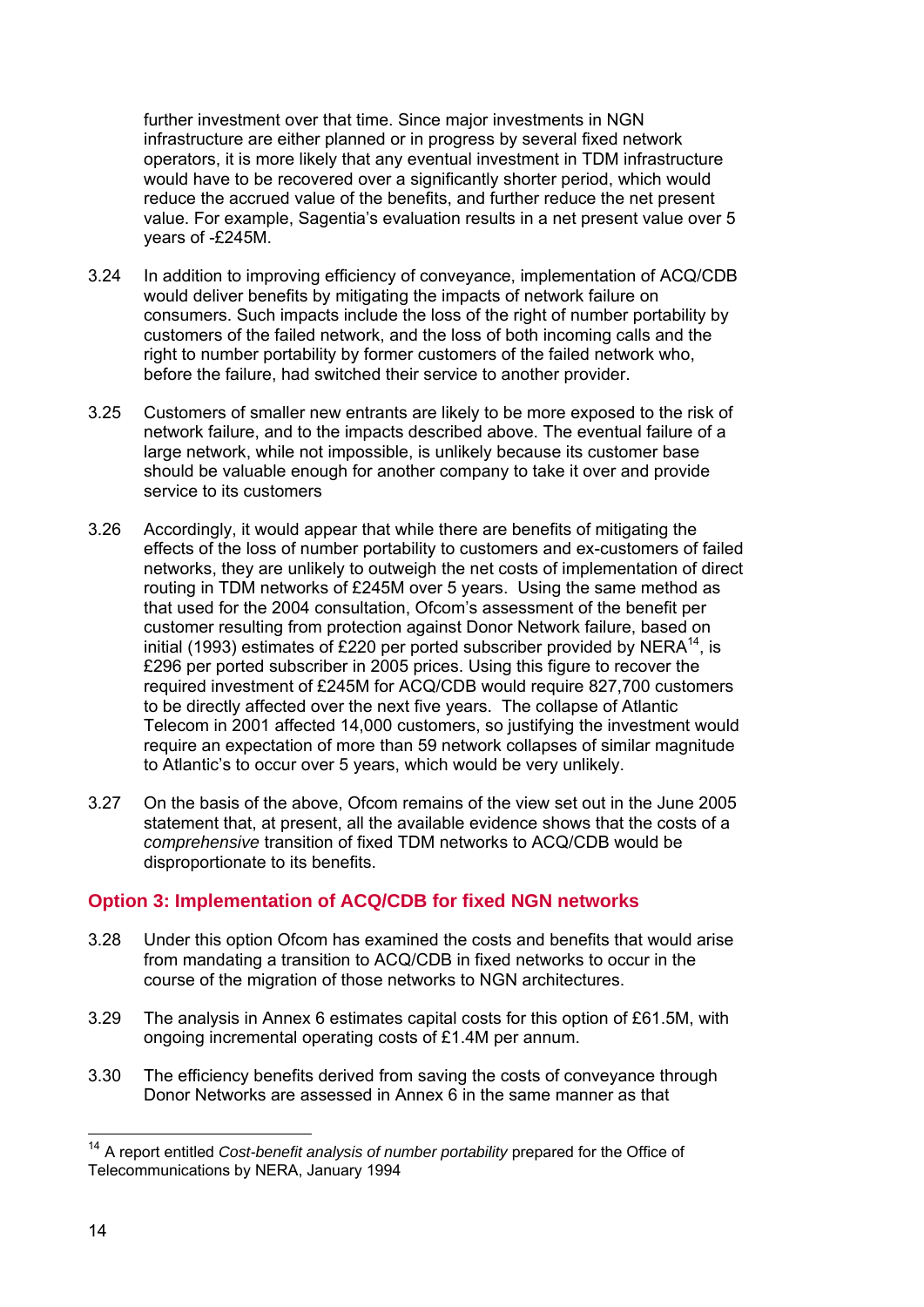further investment over that time. Since major investments in NGN infrastructure are either planned or in progress by several fixed network operators, it is more likely that any eventual investment in TDM infrastructure would have to be recovered over a significantly shorter period, which would reduce the accrued value of the benefits, and further reduce the net present value. For example, Sagentia's evaluation results in a net present value over 5 years of -£245M.

3.24 In addition to improving efficiency of conveyance, implementation of ACQ/CDB would deliver benefits by mitigating the impacts of network failure on consumers. Such impacts include the loss of the right of number portability by customers of the failed network, and the loss of both incoming calls and the right to number portability by former customers of the failed network who, before the failure, had switched their service to another provider.

3.25 Customers of smaller new entrants are likely to be more exposed to the risk of network failure, and to the impacts described above. The eventual failure of a large network, while not impossible, is unlikely because its customer base should be valuable enough for another company to take it over and provide service to its customers

3.26 Accordingly, it would appear that while there are benefits of mitigating the effects of the loss of number portability to customers and ex-customers of failed networks, they are unlikely to outweigh the net costs of implementation of direct routing in TDM networks of £245M over 5 years. Using the same method as that used for the 2004 consultation, Ofcom's assessment of the benefit per customer resulting from protection against Donor Network failure, based on initial (1993) estimates of £220 per ported subscriber provided by NERA[14], is £296 per ported subscriber in 2005 prices. Using this figure to recover the required investment of £245M for ACQ/CDB would require 827,700 customers to be directly affected over the next five years. The collapse of Atlantic Telecom in 2001 affected 14,000 customers, so justifying the investment would require an expectation of more than 59 network collapses of similar magnitude to Atlantic's to occur over 5 years, which would be very unlikely.

3.27 On the basis of the above, Ofcom remains of the view set out in the June 2005 statement that, at present, all the available evidence shows that the costs of a *comprehensive* transition of fixed TDM networks to ACQ/CDB would be disproportionate to its benefits.

### Option 3: Implementation of ACQ/CDB for fixed NGN networks

3.28 Under this option Ofcom has examined the costs and benefits that would arise from mandating a transition to ACQ/CDB in fixed networks to occur in the course of the migration of those networks to NGN architectures.

3.29 The analysis in Annex 6 estimates capital costs for this option of £61.5M, with ongoing incremental operating costs of £1.4M per annum.

3.30 The efficiency benefits derived from saving the costs of conveyance through Donor Networks are assessed in Annex 6 in the same manner as that

[14] A report entitled *Cost-benefit analysis of number portability* prepared for the Office of Telecommunications by NERA, January 1994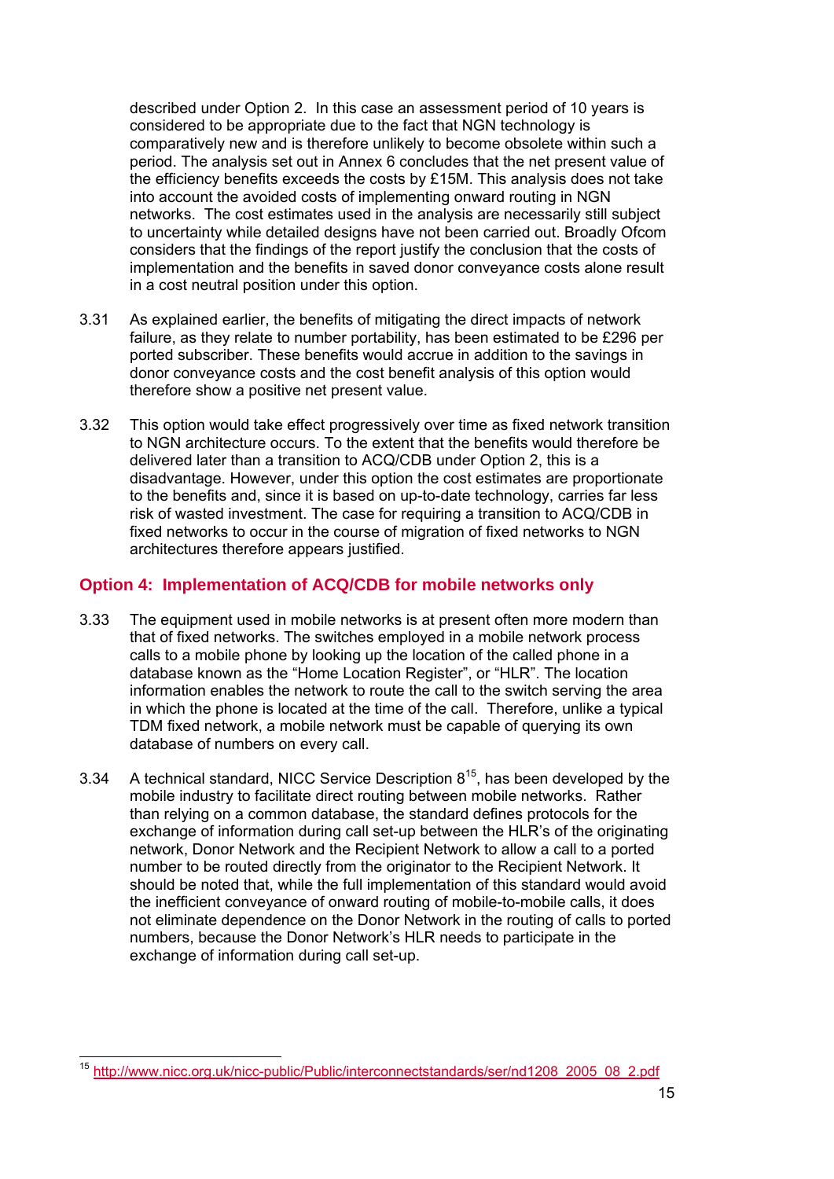described under Option 2. In this case an assessment period of 10 years is considered to be appropriate due to the fact that NGN technology is comparatively new and is therefore unlikely to become obsolete within such a period. The analysis set out in Annex 6 concludes that the net present value of the efficiency benefits exceeds the costs by £15M. This analysis does not take into account the avoided costs of implementing onward routing in NGN networks. The cost estimates used in the analysis are necessarily still subject to uncertainty while detailed designs have not been carried out. Broadly Ofcom considers that the findings of the report justify the conclusion that the costs of implementation and the benefits in saved donor conveyance costs alone result in a cost neutral position under this option.

3.31 As explained earlier, the benefits of mitigating the direct impacts of network failure, as they relate to number portability, has been estimated to be £296 per ported subscriber. These benefits would accrue in addition to the savings in donor conveyance costs and the cost benefit analysis of this option would therefore show a positive net present value.

3.32 This option would take effect progressively over time as fixed network transition to NGN architecture occurs. To the extent that the benefits would therefore be delivered later than a transition to ACQ/CDB under Option 2, this is a disadvantage. However, under this option the cost estimates are proportionate to the benefits and, since it is based on up-to-date technology, carries far less risk of wasted investment. The case for requiring a transition to ACQ/CDB in fixed networks to occur in the course of migration of fixed networks to NGN architectures therefore appears justified.

## Option 4: Implementation of ACQ/CDB for mobile networks only

3.33 The equipment used in mobile networks is at present often more modern than that of fixed networks. The switches employed in a mobile network process calls to a mobile phone by looking up the location of the called phone in a database known as the "Home Location Register", or "HLR". The location information enables the network to route the call to the switch serving the area in which the phone is located at the time of the call. Therefore, unlike a typical TDM fixed network, a mobile network must be capable of querying its own database of numbers on every call.

3.34 A technical standard, NICC Service Description 8[15], has been developed by the mobile industry to facilitate direct routing between mobile networks. Rather than relying on a common database, the standard defines protocols for the exchange of information during call set-up between the HLR's of the originating network, Donor Network and the Recipient Network to allow a call to a ported number to be routed directly from the originator to the Recipient Network. It should be noted that, while the full implementation of this standard would avoid the inefficient conveyance of onward routing of mobile-to-mobile calls, it does not eliminate dependence on the Donor Network in the routing of calls to ported numbers, because the Donor Network's HLR needs to participate in the exchange of information during call set-up.

[15] http://www.nicc.org.uk/nicc-public/Public/interconnectstandards/ser/nd1208_2005_08_2.pdf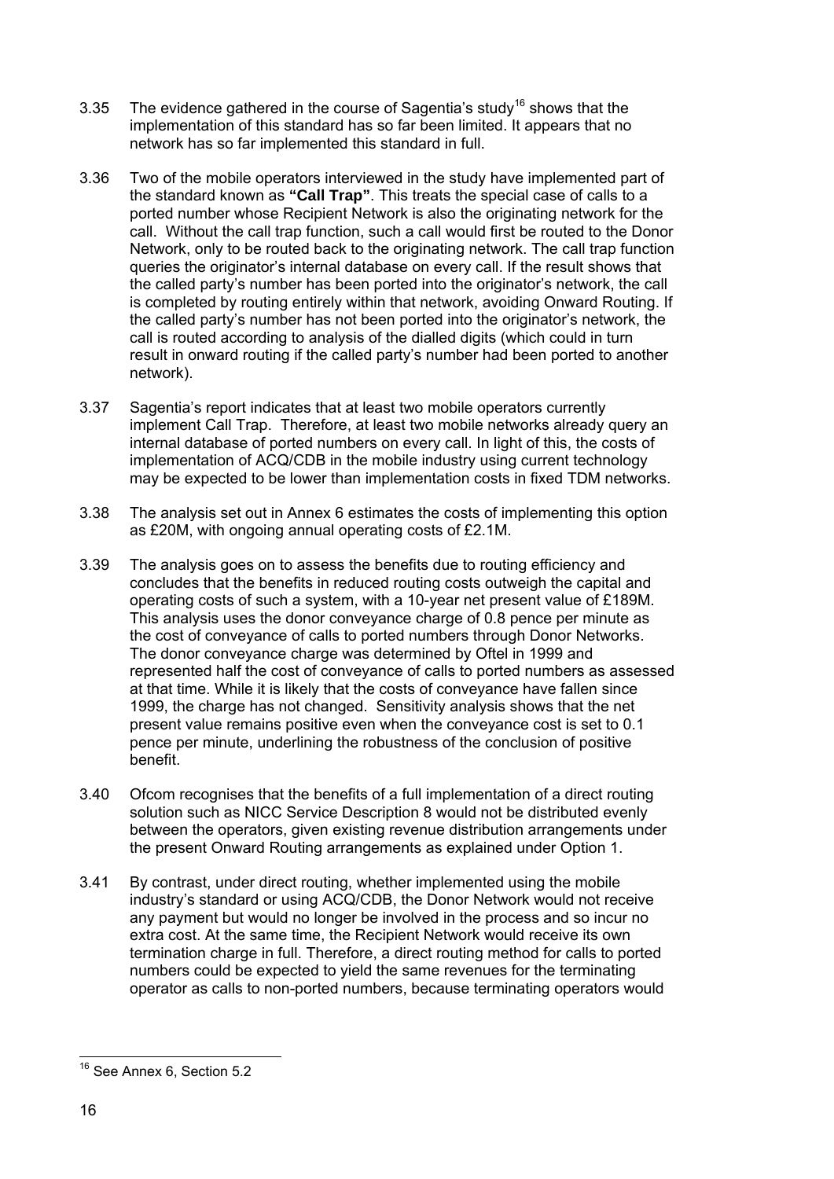3.35 The evidence gathered in the course of Sagentia's study[16] shows that the implementation of this standard has so far been limited. It appears that no network has so far implemented this standard in full.

3.36 Two of the mobile operators interviewed in the study have implemented part of the standard known as **"Call Trap"**. This treats the special case of calls to a ported number whose Recipient Network is also the originating network for the call. Without the call trap function, such a call would first be routed to the Donor Network, only to be routed back to the originating network. The call trap function queries the originator's internal database on every call. If the result shows that the called party's number has been ported into the originator's network, the call is completed by routing entirely within that network, avoiding Onward Routing. If the called party's number has not been ported into the originator's network, the call is routed according to analysis of the dialled digits (which could in turn result in onward routing if the called party's number had been ported to another network).

3.37 Sagentia's report indicates that at least two mobile operators currently implement Call Trap. Therefore, at least two mobile networks already query an internal database of ported numbers on every call. In light of this, the costs of implementation of ACQ/CDB in the mobile industry using current technology may be expected to be lower than implementation costs in fixed TDM networks.

3.38 The analysis set out in Annex 6 estimates the costs of implementing this option as £20M, with ongoing annual operating costs of £2.1M.

3.39 The analysis goes on to assess the benefits due to routing efficiency and concludes that the benefits in reduced routing costs outweigh the capital and operating costs of such a system, with a 10-year net present value of £189M. This analysis uses the donor conveyance charge of 0.8 pence per minute as the cost of conveyance of calls to ported numbers through Donor Networks. The donor conveyance charge was determined by Oftel in 1999 and represented half the cost of conveyance of calls to ported numbers as assessed at that time. While it is likely that the costs of conveyance have fallen since 1999, the charge has not changed. Sensitivity analysis shows that the net present value remains positive even when the conveyance cost is set to 0.1 pence per minute, underlining the robustness of the conclusion of positive benefit.

3.40 Ofcom recognises that the benefits of a full implementation of a direct routing solution such as NICC Service Description 8 would not be distributed evenly between the operators, given existing revenue distribution arrangements under the present Onward Routing arrangements as explained under Option 1.

3.41 By contrast, under direct routing, whether implemented using the mobile industry's standard or using ACQ/CDB, the Donor Network would not receive any payment but would no longer be involved in the process and so incur no extra cost. At the same time, the Recipient Network would receive its own termination charge in full. Therefore, a direct routing method for calls to ported numbers could be expected to yield the same revenues for the terminating operator as calls to non-ported numbers, because terminating operators would

[16] See Annex 6, Section 5.2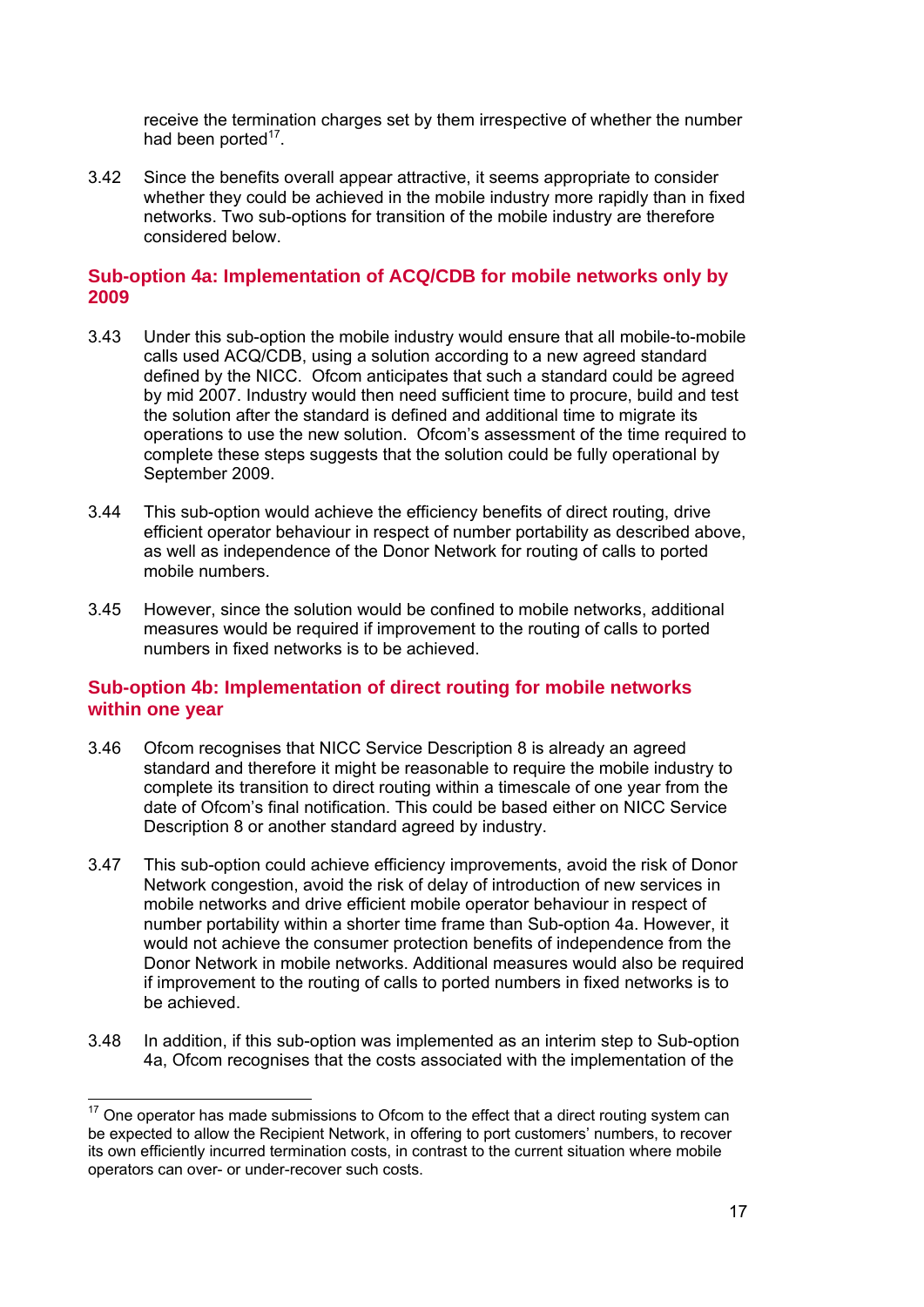receive the termination charges set by them irrespective of whether the number had been ported[17].

3.42 Since the benefits overall appear attractive, it seems appropriate to consider whether they could be achieved in the mobile industry more rapidly than in fixed networks. Two sub-options for transition of the mobile industry are therefore considered below.

### Sub-option 4a: Implementation of ACQ/CDB for mobile networks only by 2009

3.43 Under this sub-option the mobile industry would ensure that all mobile-to-mobile calls used ACQ/CDB, using a solution according to a new agreed standard defined by the NICC. Ofcom anticipates that such a standard could be agreed by mid 2007. Industry would then need sufficient time to procure, build and test the solution after the standard is defined and additional time to migrate its operations to use the new solution. Ofcom's assessment of the time required to complete these steps suggests that the solution could be fully operational by September 2009.

3.44 This sub-option would achieve the efficiency benefits of direct routing, drive efficient operator behaviour in respect of number portability as described above, as well as independence of the Donor Network for routing of calls to ported mobile numbers.

3.45 However, since the solution would be confined to mobile networks, additional measures would be required if improvement to the routing of calls to ported numbers in fixed networks is to be achieved.

### Sub-option 4b: Implementation of direct routing for mobile networks within one year

3.46 Ofcom recognises that NICC Service Description 8 is already an agreed standard and therefore it might be reasonable to require the mobile industry to complete its transition to direct routing within a timescale of one year from the date of Ofcom's final notification. This could be based either on NICC Service Description 8 or another standard agreed by industry.

3.47 This sub-option could achieve efficiency improvements, avoid the risk of Donor Network congestion, avoid the risk of delay of introduction of new services in mobile networks and drive efficient mobile operator behaviour in respect of number portability within a shorter time frame than Sub-option 4a. However, it would not achieve the consumer protection benefits of independence from the Donor Network in mobile networks. Additional measures would also be required if improvement to the routing of calls to ported numbers in fixed networks is to be achieved.

3.48 In addition, if this sub-option was implemented as an interim step to Sub-option 4a, Ofcom recognises that the costs associated with the implementation of the

---

[17] One operator has made submissions to Ofcom to the effect that a direct routing system can be expected to allow the Recipient Network, in offering to port customers' numbers, to recover its own efficiently incurred termination costs, in contrast to the current situation where mobile operators can over- or under-recover such costs.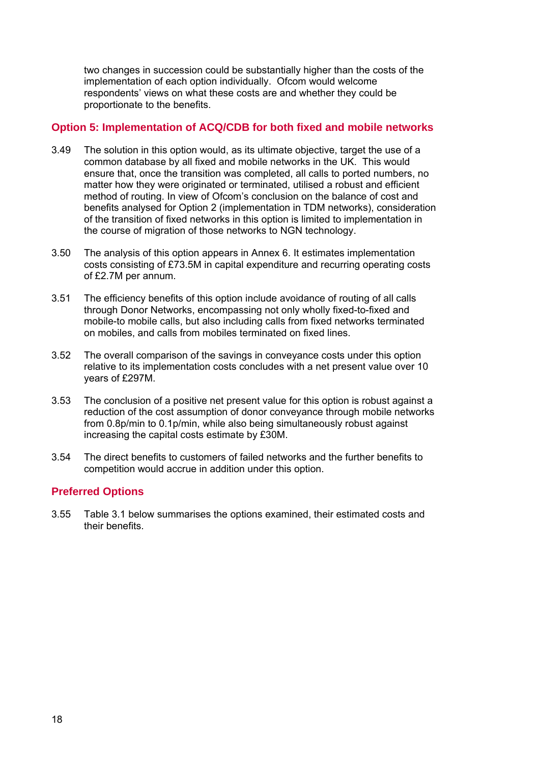two changes in succession could be substantially higher than the costs of the implementation of each option individually. Ofcom would welcome respondents' views on what these costs are and whether they could be proportionate to the benefits.

### Option 5: Implementation of ACQ/CDB for both fixed and mobile networks

3.49 The solution in this option would, as its ultimate objective, target the use of a common database by all fixed and mobile networks in the UK. This would ensure that, once the transition was completed, all calls to ported numbers, no matter how they were originated or terminated, utilised a robust and efficient method of routing. In view of Ofcom's conclusion on the balance of cost and benefits analysed for Option 2 (implementation in TDM networks), consideration of the transition of fixed networks in this option is limited to implementation in the course of migration of those networks to NGN technology.

3.50 The analysis of this option appears in Annex 6. It estimates implementation costs consisting of £73.5M in capital expenditure and recurring operating costs of £2.7M per annum.

3.51 The efficiency benefits of this option include avoidance of routing of all calls through Donor Networks, encompassing not only wholly fixed-to-fixed and mobile-to mobile calls, but also including calls from fixed networks terminated on mobiles, and calls from mobiles terminated on fixed lines.

3.52 The overall comparison of the savings in conveyance costs under this option relative to its implementation costs concludes with a net present value over 10 years of £297M.

3.53 The conclusion of a positive net present value for this option is robust against a reduction of the cost assumption of donor conveyance through mobile networks from 0.8p/min to 0.1p/min, while also being simultaneously robust against increasing the capital costs estimate by £30M.

3.54 The direct benefits to customers of failed networks and the further benefits to competition would accrue in addition under this option.

### Preferred Options

3.55 Table 3.1 below summarises the options examined, their estimated costs and their benefits.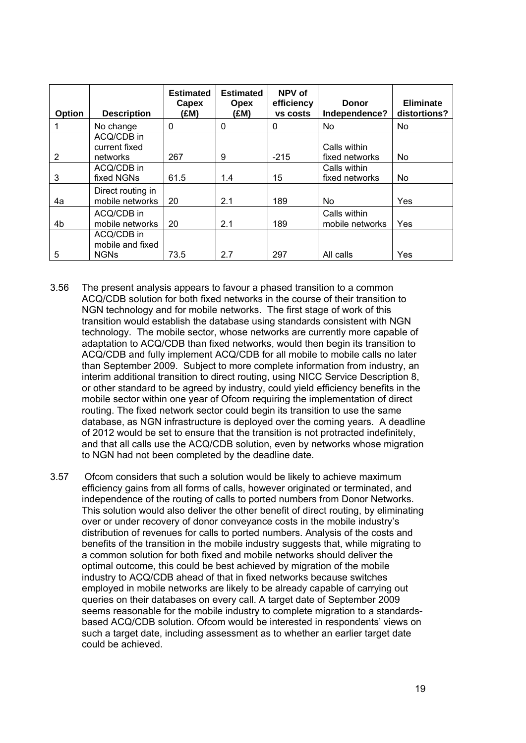| Option | Description | Estimated Capex (£M) | Estimated Opex (£M) | NPV of efficiency vs costs | Donor Independence? | Eliminate distortions? |
|---|---|---|---|---|---|---|
| 1 | No change | 0 | 0 | 0 | No | No |
| 2 | ACQ/CDB in current fixed networks | 267 | 9 | -215 | Calls within fixed networks | No |
| 3 | ACQ/CDB in fixed NGNs | 61.5 | 1.4 | 15 | Calls within fixed networks | No |
| 4a | Direct routing in mobile networks | 20 | 2.1 | 189 | No | Yes |
| 4b | ACQ/CDB in mobile networks | 20 | 2.1 | 189 | Calls within mobile networks | Yes |
| 5 | ACQ/CDB in mobile and fixed NGNs | 73.5 | 2.7 | 297 | All calls | Yes |

3.56 The present analysis appears to favour a phased transition to a common ACQ/CDB solution for both fixed networks in the course of their transition to NGN technology and for mobile networks. The first stage of work of this transition would establish the database using standards consistent with NGN technology. The mobile sector, whose networks are currently more capable of adaptation to ACQ/CDB than fixed networks, would then begin its transition to ACQ/CDB and fully implement ACQ/CDB for all mobile to mobile calls no later than September 2009. Subject to more complete information from industry, an interim additional transition to direct routing, using NICC Service Description 8, or other standard to be agreed by industry, could yield efficiency benefits in the mobile sector within one year of Ofcom requiring the implementation of direct routing. The fixed network sector could begin its transition to use the same database, as NGN infrastructure is deployed over the coming years. A deadline of 2012 would be set to ensure that the transition is not protracted indefinitely, and that all calls use the ACQ/CDB solution, even by networks whose migration to NGN had not been completed by the deadline date.

3.57 Ofcom considers that such a solution would be likely to achieve maximum efficiency gains from all forms of calls, however originated or terminated, and independence of the routing of calls to ported numbers from Donor Networks. This solution would also deliver the other benefit of direct routing, by eliminating over or under recovery of donor conveyance costs in the mobile industry's distribution of revenues for calls to ported numbers. Analysis of the costs and benefits of the transition in the mobile industry suggests that, while migrating to a common solution for both fixed and mobile networks should deliver the optimal outcome, this could be best achieved by migration of the mobile industry to ACQ/CDB ahead of that in fixed networks because switches employed in mobile networks are likely to be already capable of carrying out queries on their databases on every call. A target date of September 2009 seems reasonable for the mobile industry to complete migration to a standards-based ACQ/CDB solution. Ofcom would be interested in respondents' views on such a target date, including assessment as to whether an earlier target date could be achieved.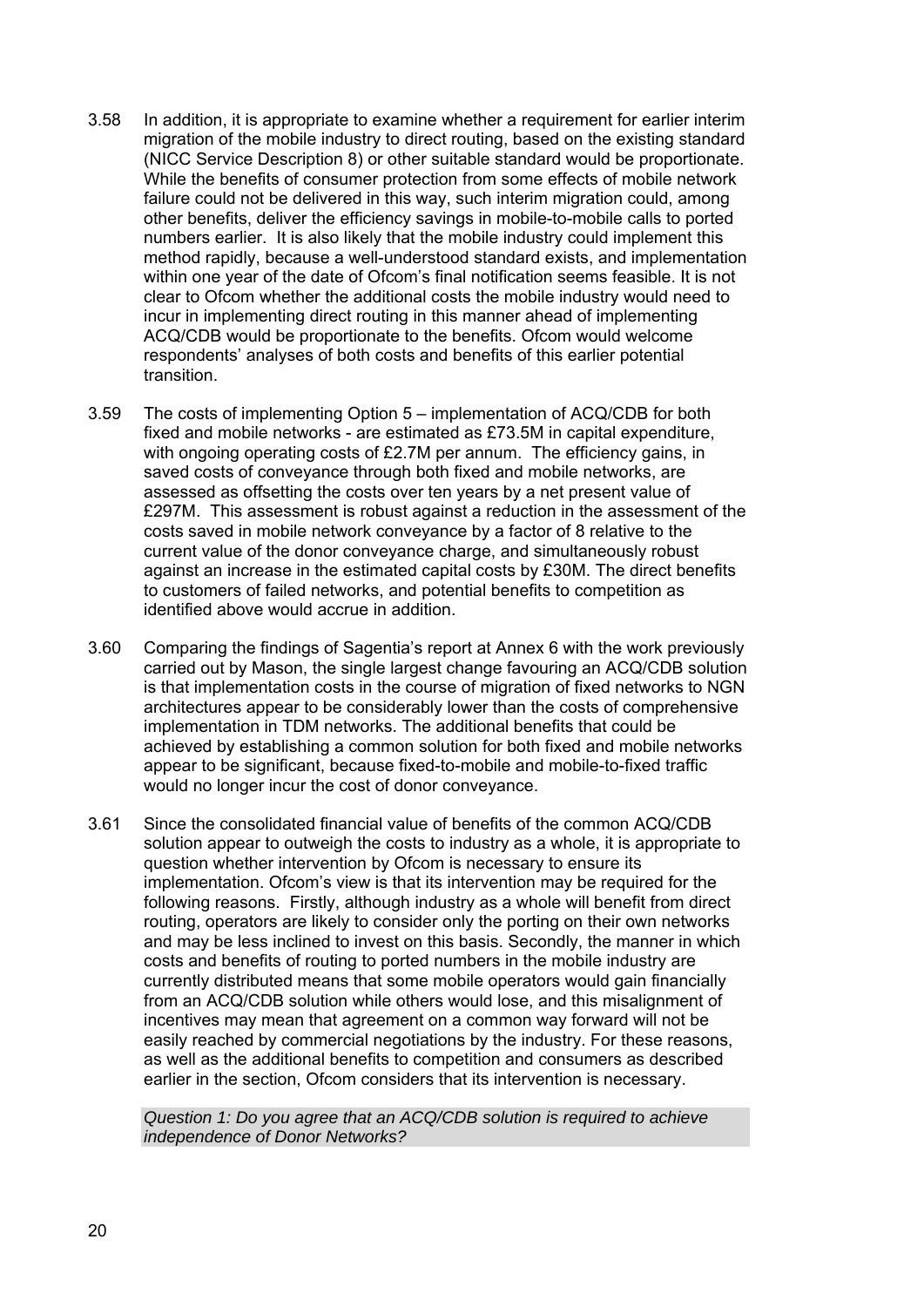3.58 In addition, it is appropriate to examine whether a requirement for earlier interim migration of the mobile industry to direct routing, based on the existing standard (NICC Service Description 8) or other suitable standard would be proportionate. While the benefits of consumer protection from some effects of mobile network failure could not be delivered in this way, such interim migration could, among other benefits, deliver the efficiency savings in mobile-to-mobile calls to ported numbers earlier. It is also likely that the mobile industry could implement this method rapidly, because a well-understood standard exists, and implementation within one year of the date of Ofcom's final notification seems feasible. It is not clear to Ofcom whether the additional costs the mobile industry would need to incur in implementing direct routing in this manner ahead of implementing ACQ/CDB would be proportionate to the benefits. Ofcom would welcome respondents' analyses of both costs and benefits of this earlier potential transition.

3.59 The costs of implementing Option 5 – implementation of ACQ/CDB for both fixed and mobile networks - are estimated as £73.5M in capital expenditure, with ongoing operating costs of £2.7M per annum. The efficiency gains, in saved costs of conveyance through both fixed and mobile networks, are assessed as offsetting the costs over ten years by a net present value of £297M. This assessment is robust against a reduction in the assessment of the costs saved in mobile network conveyance by a factor of 8 relative to the current value of the donor conveyance charge, and simultaneously robust against an increase in the estimated capital costs by £30M. The direct benefits to customers of failed networks, and potential benefits to competition as identified above would accrue in addition.

3.60 Comparing the findings of Sagentia's report at Annex 6 with the work previously carried out by Mason, the single largest change favouring an ACQ/CDB solution is that implementation costs in the course of migration of fixed networks to NGN architectures appear to be considerably lower than the costs of comprehensive implementation in TDM networks. The additional benefits that could be achieved by establishing a common solution for both fixed and mobile networks appear to be significant, because fixed-to-mobile and mobile-to-fixed traffic would no longer incur the cost of donor conveyance.

3.61 Since the consolidated financial value of benefits of the common ACQ/CDB solution appear to outweigh the costs to industry as a whole, it is appropriate to question whether intervention by Ofcom is necessary to ensure its implementation. Ofcom's view is that its intervention may be required for the following reasons. Firstly, although industry as a whole will benefit from direct routing, operators are likely to consider only the porting on their own networks and may be less inclined to invest on this basis. Secondly, the manner in which costs and benefits of routing to ported numbers in the mobile industry are currently distributed means that some mobile operators would gain financially from an ACQ/CDB solution while others would lose, and this misalignment of incentives may mean that agreement on a common way forward will not be easily reached by commercial negotiations by the industry. For these reasons, as well as the additional benefits to competition and consumers as described earlier in the section, Ofcom considers that its intervention is necessary.

*Question 1: Do you agree that an ACQ/CDB solution is required to achieve independence of Donor Networks?*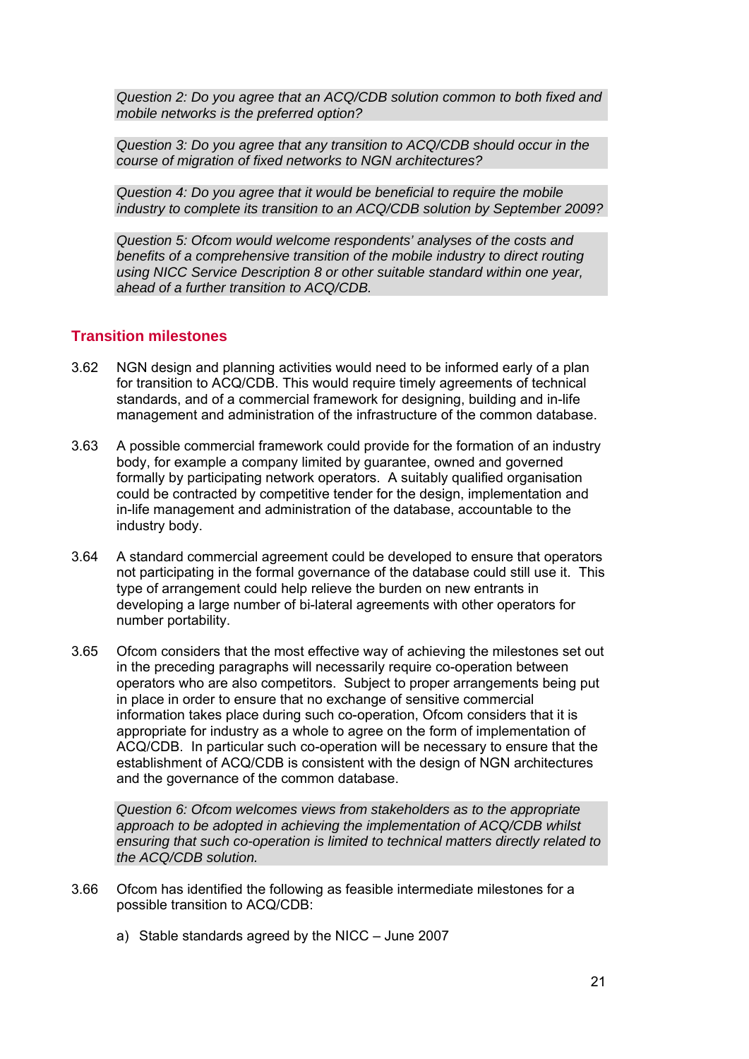*Question 2: Do you agree that an ACQ/CDB solution common to both fixed and mobile networks is the preferred option?*

*Question 3: Do you agree that any transition to ACQ/CDB should occur in the course of migration of fixed networks to NGN architectures?*

*Question 4: Do you agree that it would be beneficial to require the mobile industry to complete its transition to an ACQ/CDB solution by September 2009?*

*Question 5: Ofcom would welcome respondents' analyses of the costs and benefits of a comprehensive transition of the mobile industry to direct routing using NICC Service Description 8 or other suitable standard within one year, ahead of a further transition to ACQ/CDB.*

## Transition milestones

3.62 NGN design and planning activities would need to be informed early of a plan for transition to ACQ/CDB. This would require timely agreements of technical standards, and of a commercial framework for designing, building and in-life management and administration of the infrastructure of the common database.

3.63 A possible commercial framework could provide for the formation of an industry body, for example a company limited by guarantee, owned and governed formally by participating network operators. A suitably qualified organisation could be contracted by competitive tender for the design, implementation and in-life management and administration of the database, accountable to the industry body.

3.64 A standard commercial agreement could be developed to ensure that operators not participating in the formal governance of the database could still use it. This type of arrangement could help relieve the burden on new entrants in developing a large number of bi-lateral agreements with other operators for number portability.

3.65 Ofcom considers that the most effective way of achieving the milestones set out in the preceding paragraphs will necessarily require co-operation between operators who are also competitors. Subject to proper arrangements being put in place in order to ensure that no exchange of sensitive commercial information takes place during such co-operation, Ofcom considers that it is appropriate for industry as a whole to agree on the form of implementation of ACQ/CDB. In particular such co-operation will be necessary to ensure that the establishment of ACQ/CDB is consistent with the design of NGN architectures and the governance of the common database.

*Question 6: Ofcom welcomes views from stakeholders as to the appropriate approach to be adopted in achieving the implementation of ACQ/CDB whilst ensuring that such co-operation is limited to technical matters directly related to the ACQ/CDB solution.*

3.66 Ofcom has identified the following as feasible intermediate milestones for a possible transition to ACQ/CDB:

a) Stable standards agreed by the NICC – June 2007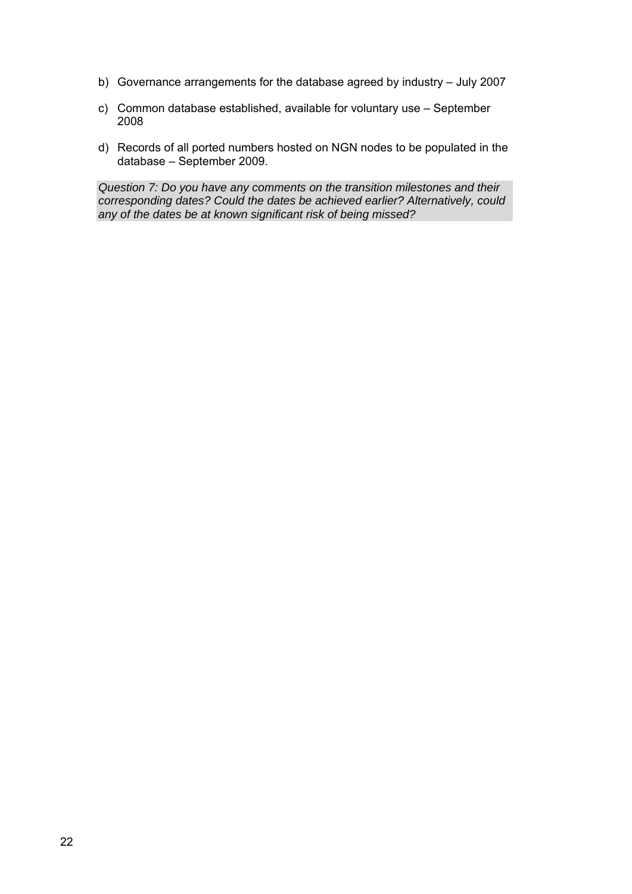b) Governance arrangements for the database agreed by industry – July 2007

c) Common database established, available for voluntary use – September 2008

d) Records of all ported numbers hosted on NGN nodes to be populated in the database – September 2009.

*Question 7: Do you have any comments on the transition milestones and their corresponding dates? Could the dates be achieved earlier? Alternatively, could any of the dates be at known significant risk of being missed?*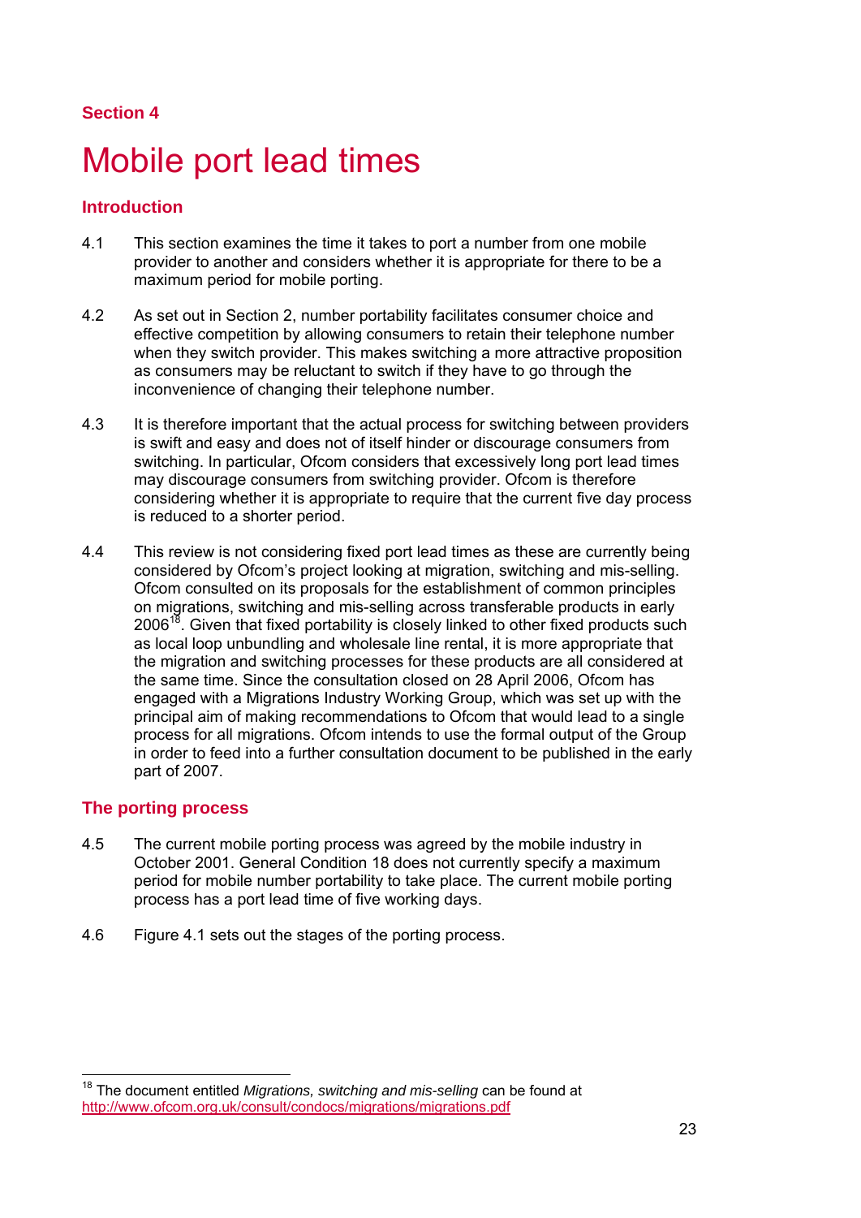## Section 4

# Mobile port lead times

### Introduction

4.1 This section examines the time it takes to port a number from one mobile provider to another and considers whether it is appropriate for there to be a maximum period for mobile porting.

4.2 As set out in Section 2, number portability facilitates consumer choice and effective competition by allowing consumers to retain their telephone number when they switch provider. This makes switching a more attractive proposition as consumers may be reluctant to switch if they have to go through the inconvenience of changing their telephone number.

4.3 It is therefore important that the actual process for switching between providers is swift and easy and does not of itself hinder or discourage consumers from switching. In particular, Ofcom considers that excessively long port lead times may discourage consumers from switching provider. Ofcom is therefore considering whether it is appropriate to require that the current five day process is reduced to a shorter period.

4.4 This review is not considering fixed port lead times as these are currently being considered by Ofcom's project looking at migration, switching and mis-selling. Ofcom consulted on its proposals for the establishment of common principles on migrations, switching and mis-selling across transferable products in early 2006[18]. Given that fixed portability is closely linked to other fixed products such as local loop unbundling and wholesale line rental, it is more appropriate that the migration and switching processes for these products are all considered at the same time. Since the consultation closed on 28 April 2006, Ofcom has engaged with a Migrations Industry Working Group, which was set up with the principal aim of making recommendations to Ofcom that would lead to a single process for all migrations. Ofcom intends to use the formal output of the Group in order to feed into a further consultation document to be published in the early part of 2007.

### The porting process

4.5 The current mobile porting process was agreed by the mobile industry in October 2001. General Condition 18 does not currently specify a maximum period for mobile number portability to take place. The current mobile porting process has a port lead time of five working days.

4.6 Figure 4.1 sets out the stages of the porting process.

---

[18] The document entitled *Migrations, switching and mis-selling* can be found at http://www.ofcom.org.uk/consult/condocs/migrations/migrations.pdf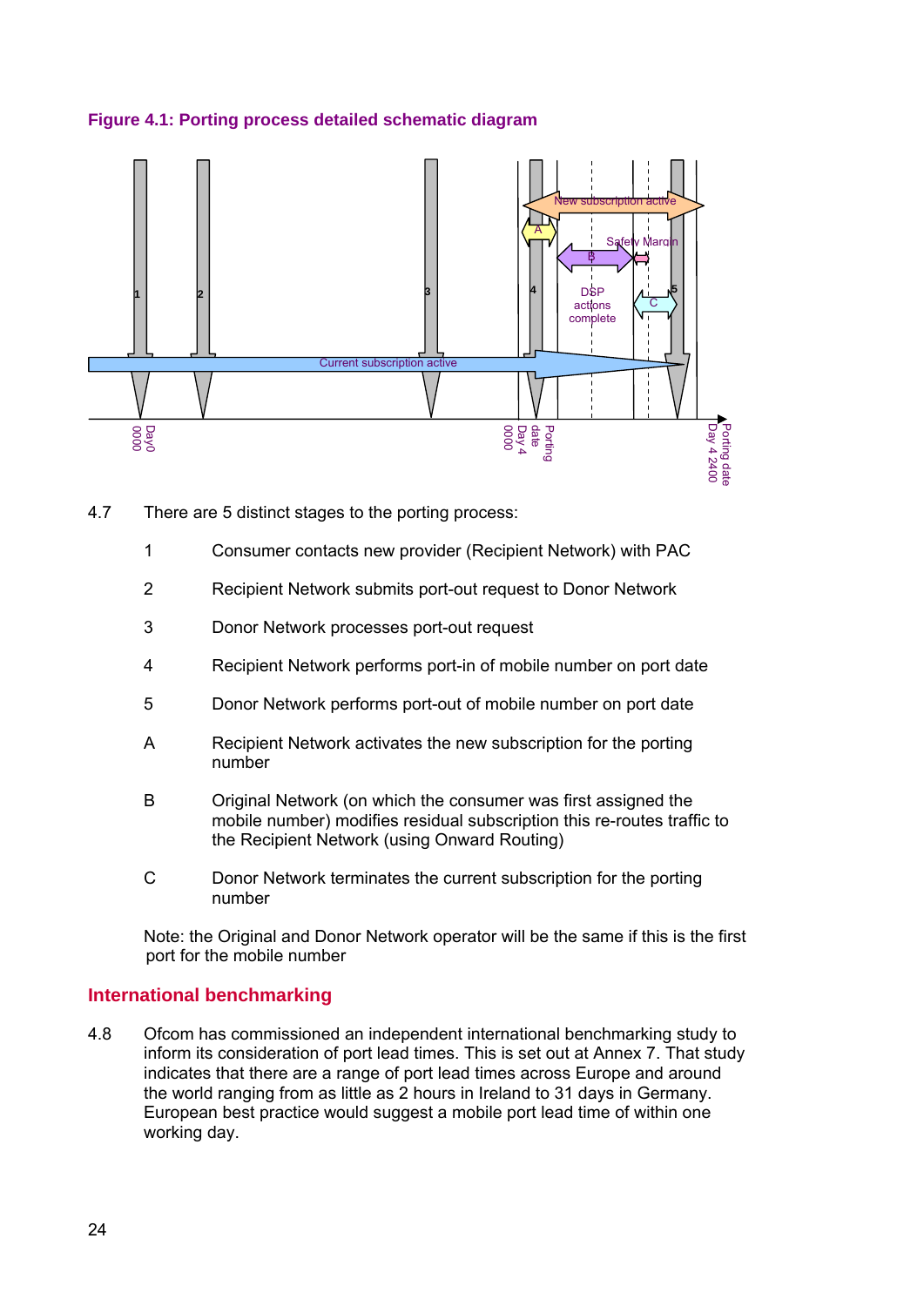**Figure 4.1: Porting process detailed schematic diagram**

4.7 There are 5 distinct stages to the porting process:

1 Consumer contacts new provider (Recipient Network) with PAC

2 Recipient Network submits port-out request to Donor Network

3 Donor Network processes port-out request

4 Recipient Network performs port-in of mobile number on port date

5 Donor Network performs port-out of mobile number on port date

A Recipient Network activates the new subscription for the porting number

B Original Network (on which the consumer was first assigned the mobile number) modifies residual subscription this re-routes traffic to the Recipient Network (using Onward Routing)

C Donor Network terminates the current subscription for the porting number

Note: the Original and Donor Network operator will be the same if this is the first port for the mobile number

## International benchmarking

4.8 Ofcom has commissioned an independent international benchmarking study to inform its consideration of port lead times. This is set out at Annex 7. That study indicates that there are a range of port lead times across Europe and around the world ranging from as little as 2 hours in Ireland to 31 days in Germany. European best practice would suggest a mobile port lead time of within one working day.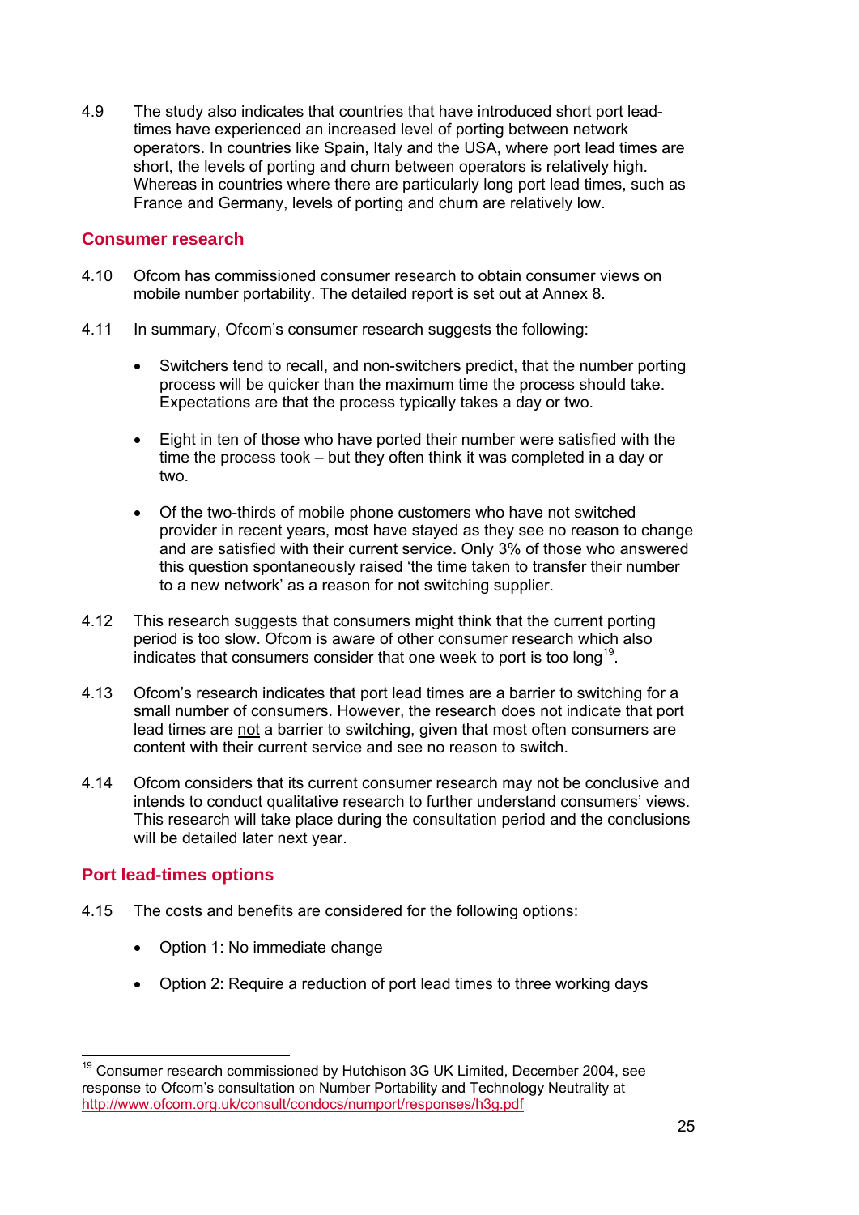4.9 The study also indicates that countries that have introduced short port lead-times have experienced an increased level of porting between network operators. In countries like Spain, Italy and the USA, where port lead times are short, the levels of porting and churn between operators is relatively high. Whereas in countries where there are particularly long port lead times, such as France and Germany, levels of porting and churn are relatively low.

## Consumer research

4.10 Ofcom has commissioned consumer research to obtain consumer views on mobile number portability. The detailed report is set out at Annex 8.

4.11 In summary, Ofcom's consumer research suggests the following:

- Switchers tend to recall, and non-switchers predict, that the number porting process will be quicker than the maximum time the process should take. Expectations are that the process typically takes a day or two.
- Eight in ten of those who have ported their number were satisfied with the time the process took – but they often think it was completed in a day or two.
- Of the two-thirds of mobile phone customers who have not switched provider in recent years, most have stayed as they see no reason to change and are satisfied with their current service. Only 3% of those who answered this question spontaneously raised 'the time taken to transfer their number to a new network' as a reason for not switching supplier.

4.12 This research suggests that consumers might think that the current porting period is too slow. Ofcom is aware of other consumer research which also indicates that consumers consider that one week to port is too long[19].

4.13 Ofcom's research indicates that port lead times are a barrier to switching for a small number of consumers. However, the research does not indicate that port lead times are <u>not</u> a barrier to switching, given that most often consumers are content with their current service and see no reason to switch.

4.14 Ofcom considers that its current consumer research may not be conclusive and intends to conduct qualitative research to further understand consumers' views. This research will take place during the consultation period and the conclusions will be detailed later next year.

## Port lead-times options

4.15 The costs and benefits are considered for the following options:

- Option 1: No immediate change
- Option 2: Require a reduction of port lead times to three working days

---

[19] Consumer research commissioned by Hutchison 3G UK Limited, December 2004, see response to Ofcom's consultation on Number Portability and Technology Neutrality at http://www.ofcom.org.uk/consult/condocs/numport/responses/h3g.pdf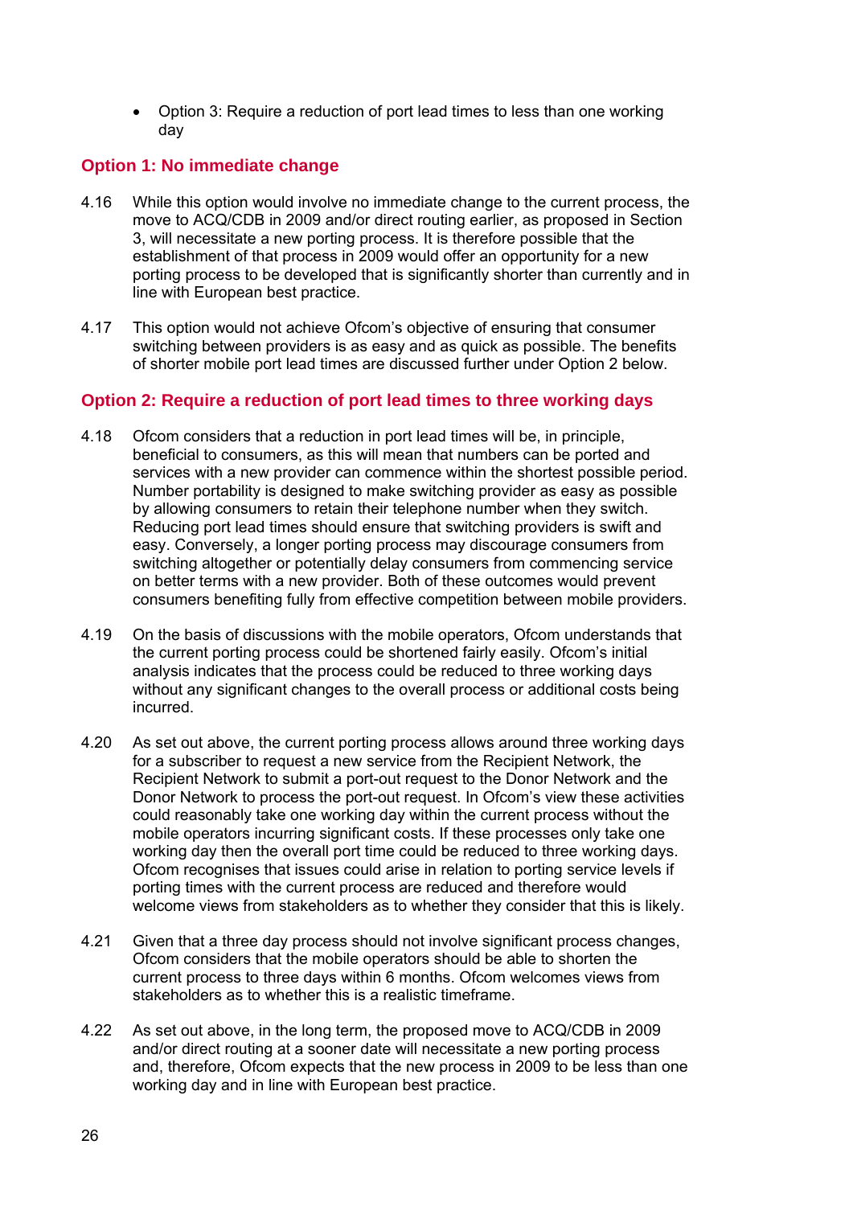- Option 3: Require a reduction of port lead times to less than one working day

### Option 1: No immediate change

4.16 While this option would involve no immediate change to the current process, the move to ACQ/CDB in 2009 and/or direct routing earlier, as proposed in Section 3, will necessitate a new porting process. It is therefore possible that the establishment of that process in 2009 would offer an opportunity for a new porting process to be developed that is significantly shorter than currently and in line with European best practice.

4.17 This option would not achieve Ofcom's objective of ensuring that consumer switching between providers is as easy and as quick as possible. The benefits of shorter mobile port lead times are discussed further under Option 2 below.

### Option 2: Require a reduction of port lead times to three working days

4.18 Ofcom considers that a reduction in port lead times will be, in principle, beneficial to consumers, as this will mean that numbers can be ported and services with a new provider can commence within the shortest possible period. Number portability is designed to make switching provider as easy as possible by allowing consumers to retain their telephone number when they switch. Reducing port lead times should ensure that switching providers is swift and easy. Conversely, a longer porting process may discourage consumers from switching altogether or potentially delay consumers from commencing service on better terms with a new provider. Both of these outcomes would prevent consumers benefiting fully from effective competition between mobile providers.

4.19 On the basis of discussions with the mobile operators, Ofcom understands that the current porting process could be shortened fairly easily. Ofcom's initial analysis indicates that the process could be reduced to three working days without any significant changes to the overall process or additional costs being incurred.

4.20 As set out above, the current porting process allows around three working days for a subscriber to request a new service from the Recipient Network, the Recipient Network to submit a port-out request to the Donor Network and the Donor Network to process the port-out request. In Ofcom's view these activities could reasonably take one working day within the current process without the mobile operators incurring significant costs. If these processes only take one working day then the overall port time could be reduced to three working days. Ofcom recognises that issues could arise in relation to porting service levels if porting times with the current process are reduced and therefore would welcome views from stakeholders as to whether they consider that this is likely.

4.21 Given that a three day process should not involve significant process changes, Ofcom considers that the mobile operators should be able to shorten the current process to three days within 6 months. Ofcom welcomes views from stakeholders as to whether this is a realistic timeframe.

4.22 As set out above, in the long term, the proposed move to ACQ/CDB in 2009 and/or direct routing at a sooner date will necessitate a new porting process and, therefore, Ofcom expects that the new process in 2009 to be less than one working day and in line with European best practice.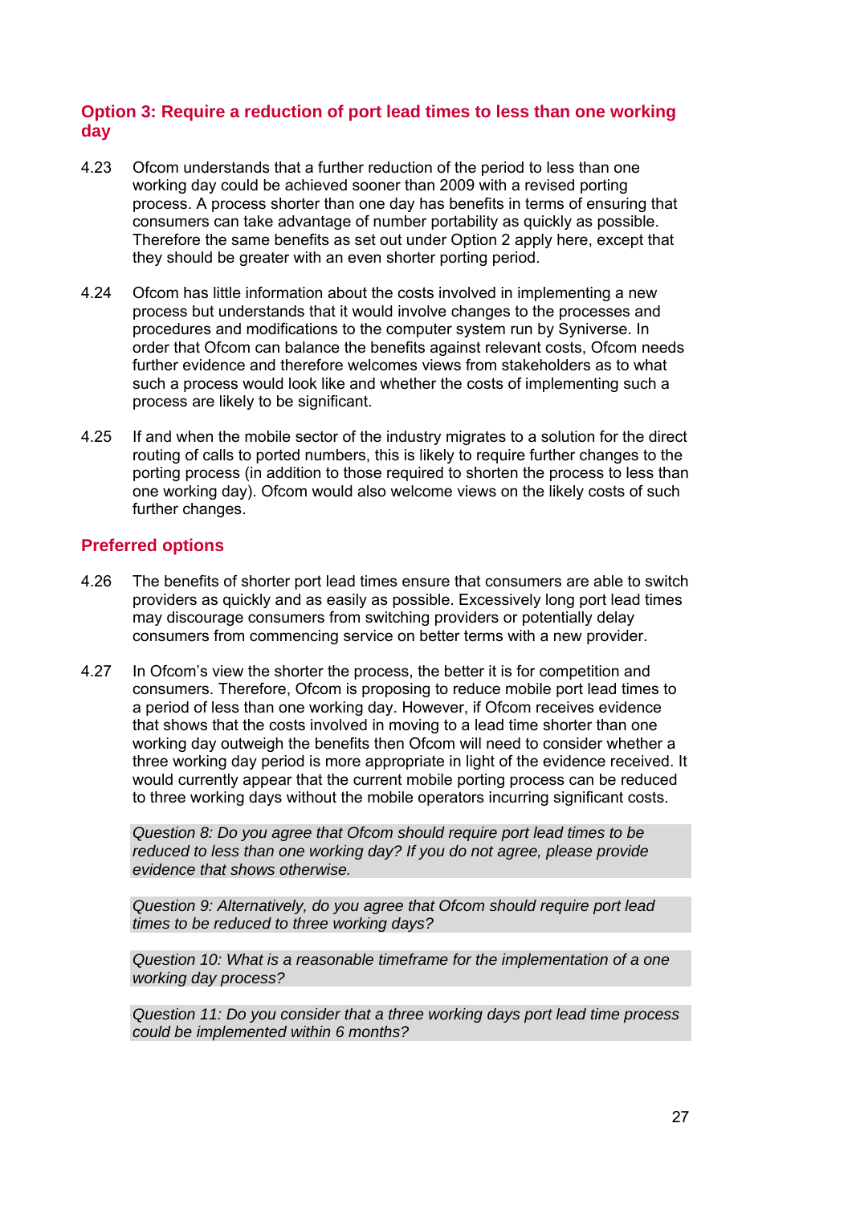### Option 3: Require a reduction of port lead times to less than one working day

4.23 Ofcom understands that a further reduction of the period to less than one working day could be achieved sooner than 2009 with a revised porting process. A process shorter than one day has benefits in terms of ensuring that consumers can take advantage of number portability as quickly as possible. Therefore the same benefits as set out under Option 2 apply here, except that they should be greater with an even shorter porting period.

4.24 Ofcom has little information about the costs involved in implementing a new process but understands that it would involve changes to the processes and procedures and modifications to the computer system run by Syniverse. In order that Ofcom can balance the benefits against relevant costs, Ofcom needs further evidence and therefore welcomes views from stakeholders as to what such a process would look like and whether the costs of implementing such a process are likely to be significant.

4.25 If and when the mobile sector of the industry migrates to a solution for the direct routing of calls to ported numbers, this is likely to require further changes to the porting process (in addition to those required to shorten the process to less than one working day). Ofcom would also welcome views on the likely costs of such further changes.

### Preferred options

4.26 The benefits of shorter port lead times ensure that consumers are able to switch providers as quickly and as easily as possible. Excessively long port lead times may discourage consumers from switching providers or potentially delay consumers from commencing service on better terms with a new provider.

4.27 In Ofcom's view the shorter the process, the better it is for competition and consumers. Therefore, Ofcom is proposing to reduce mobile port lead times to a period of less than one working day. However, if Ofcom receives evidence that shows that the costs involved in moving to a lead time shorter than one working day outweigh the benefits then Ofcom will need to consider whether a three working day period is more appropriate in light of the evidence received. It would currently appear that the current mobile porting process can be reduced to three working days without the mobile operators incurring significant costs.

*Question 8: Do you agree that Ofcom should require port lead times to be reduced to less than one working day? If you do not agree, please provide evidence that shows otherwise.*

*Question 9: Alternatively, do you agree that Ofcom should require port lead times to be reduced to three working days?*

*Question 10: What is a reasonable timeframe for the implementation of a one working day process?*

*Question 11: Do you consider that a three working days port lead time process could be implemented within 6 months?*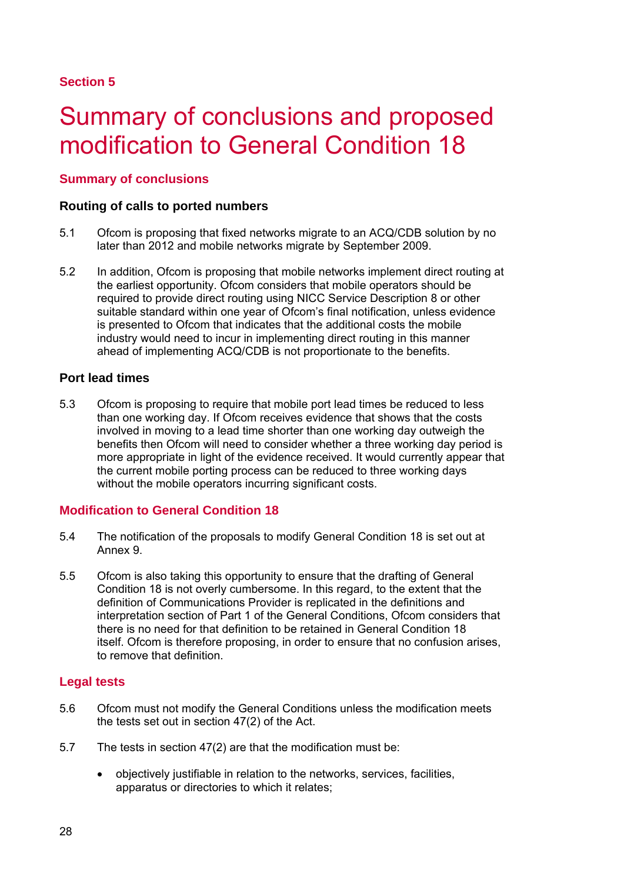Section 5

# Summary of conclusions and proposed modification to General Condition 18

## Summary of conclusions

### Routing of calls to ported numbers

5.1 Ofcom is proposing that fixed networks migrate to an ACQ/CDB solution by no later than 2012 and mobile networks migrate by September 2009.

5.2 In addition, Ofcom is proposing that mobile networks implement direct routing at the earliest opportunity. Ofcom considers that mobile operators should be required to provide direct routing using NICC Service Description 8 or other suitable standard within one year of Ofcom's final notification, unless evidence is presented to Ofcom that indicates that the additional costs the mobile industry would need to incur in implementing direct routing in this manner ahead of implementing ACQ/CDB is not proportionate to the benefits.

### Port lead times

5.3 Ofcom is proposing to require that mobile port lead times be reduced to less than one working day. If Ofcom receives evidence that shows that the costs involved in moving to a lead time shorter than one working day outweigh the benefits then Ofcom will need to consider whether a three working day period is more appropriate in light of the evidence received. It would currently appear that the current mobile porting process can be reduced to three working days without the mobile operators incurring significant costs.

## Modification to General Condition 18

5.4 The notification of the proposals to modify General Condition 18 is set out at Annex 9.

5.5 Ofcom is also taking this opportunity to ensure that the drafting of General Condition 18 is not overly cumbersome. In this regard, to the extent that the definition of Communications Provider is replicated in the definitions and interpretation section of Part 1 of the General Conditions, Ofcom considers that there is no need for that definition to be retained in General Condition 18 itself. Ofcom is therefore proposing, in order to ensure that no confusion arises, to remove that definition.

## Legal tests

5.6 Ofcom must not modify the General Conditions unless the modification meets the tests set out in section 47(2) of the Act.

5.7 The tests in section 47(2) are that the modification must be:

- objectively justifiable in relation to the networks, services, facilities, apparatus or directories to which it relates;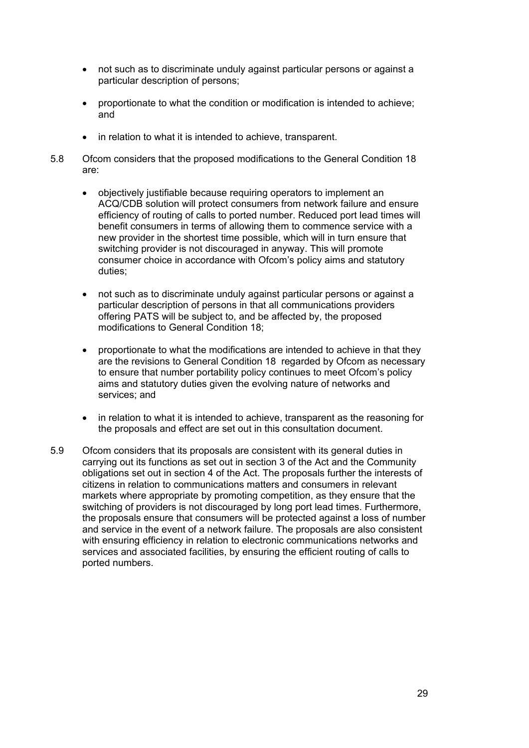- not such as to discriminate unduly against particular persons or against a particular description of persons;

- proportionate to what the condition or modification is intended to achieve; and

- in relation to what it is intended to achieve, transparent.

5.8 Ofcom considers that the proposed modifications to the General Condition 18 are:

- objectively justifiable because requiring operators to implement an ACQ/CDB solution will protect consumers from network failure and ensure efficiency of routing of calls to ported number. Reduced port lead times will benefit consumers in terms of allowing them to commence service with a new provider in the shortest time possible, which will in turn ensure that switching provider is not discouraged in anyway. This will promote consumer choice in accordance with Ofcom's policy aims and statutory duties;

- not such as to discriminate unduly against particular persons or against a particular description of persons in that all communications providers offering PATS will be subject to, and be affected by, the proposed modifications to General Condition 18;

- proportionate to what the modifications are intended to achieve in that they are the revisions to General Condition 18 regarded by Ofcom as necessary to ensure that number portability policy continues to meet Ofcom's policy aims and statutory duties given the evolving nature of networks and services; and

- in relation to what it is intended to achieve, transparent as the reasoning for the proposals and effect are set out in this consultation document.

5.9 Ofcom considers that its proposals are consistent with its general duties in carrying out its functions as set out in section 3 of the Act and the Community obligations set out in section 4 of the Act. The proposals further the interests of citizens in relation to communications matters and consumers in relevant markets where appropriate by promoting competition, as they ensure that the switching of providers is not discouraged by long port lead times. Furthermore, the proposals ensure that consumers will be protected against a loss of number and service in the event of a network failure. The proposals are also consistent with ensuring efficiency in relation to electronic communications networks and services and associated facilities, by ensuring the efficient routing of calls to ported numbers.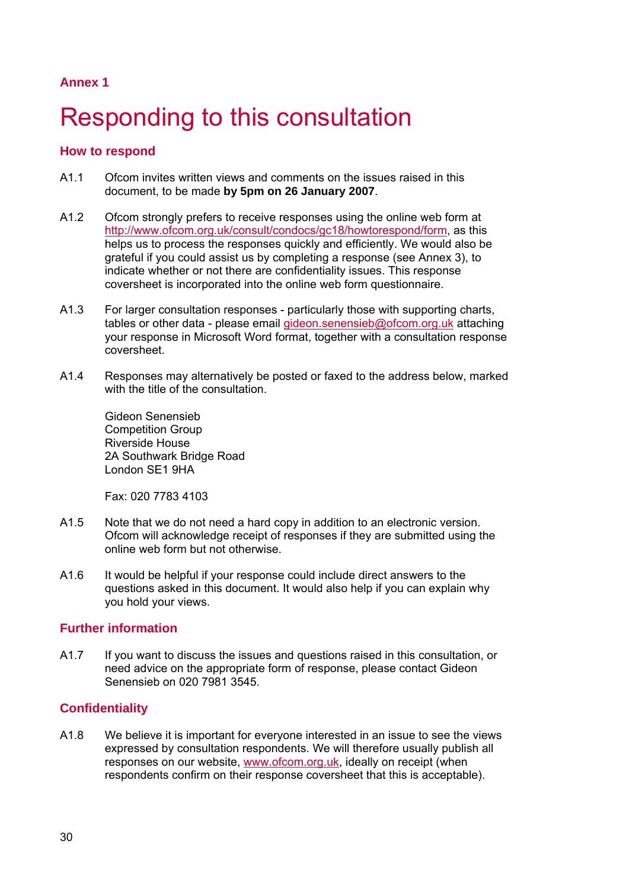**Annex 1**

# Responding to this consultation

## How to respond

A1.1 Ofcom invites written views and comments on the issues raised in this document, to be made **by 5pm on 26 January 2007**.

A1.2 Ofcom strongly prefers to receive responses using the online web form at http://www.ofcom.org.uk/consult/condocs/gc18/howtorespond/form, as this helps us to process the responses quickly and efficiently. We would also be grateful if you could assist us by completing a response (see Annex 3), to indicate whether or not there are confidentiality issues. This response coversheet is incorporated into the online web form questionnaire.

A1.3 For larger consultation responses - particularly those with supporting charts, tables or other data - please email gideon.senensieb@ofcom.org.uk attaching your response in Microsoft Word format, together with a consultation response coversheet.

A1.4 Responses may alternatively be posted or faxed to the address below, marked with the title of the consultation.

Gideon Senensieb
Competition Group
Riverside House
2A Southwark Bridge Road
London SE1 9HA

Fax: 020 7783 4103

A1.5 Note that we do not need a hard copy in addition to an electronic version. Ofcom will acknowledge receipt of responses if they are submitted using the online web form but not otherwise.

A1.6 It would be helpful if your response could include direct answers to the questions asked in this document. It would also help if you can explain why you hold your views.

## Further information

A1.7 If you want to discuss the issues and questions raised in this consultation, or need advice on the appropriate form of response, please contact Gideon Senensieb on 020 7981 3545.

## Confidentiality

A1.8 We believe it is important for everyone interested in an issue to see the views expressed by consultation respondents. We will therefore usually publish all responses on our website, www.ofcom.org.uk, ideally on receipt (when respondents confirm on their response coversheet that this is acceptable).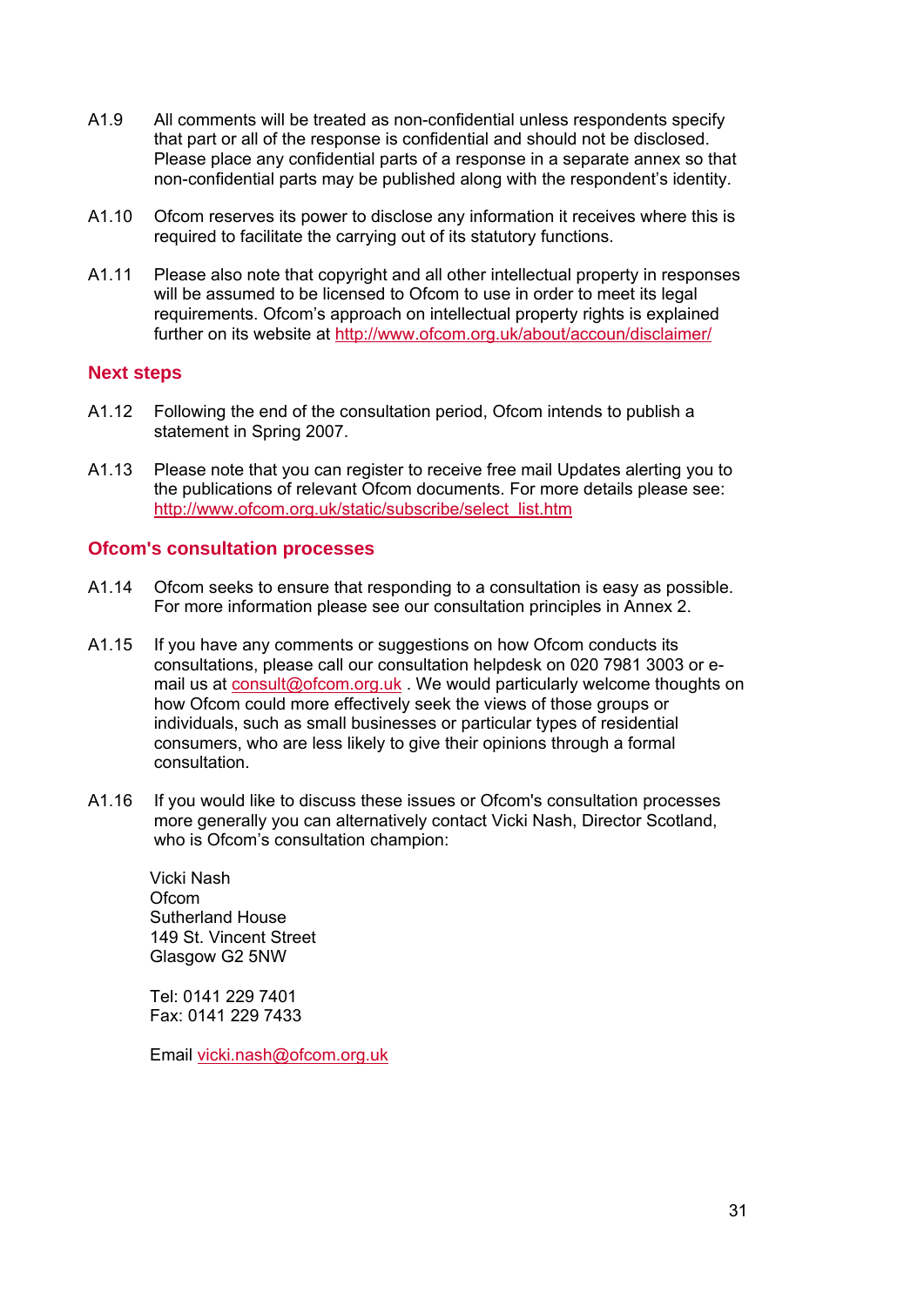A1.9 All comments will be treated as non-confidential unless respondents specify that part or all of the response is confidential and should not be disclosed. Please place any confidential parts of a response in a separate annex so that non-confidential parts may be published along with the respondent's identity.

A1.10 Ofcom reserves its power to disclose any information it receives where this is required to facilitate the carrying out of its statutory functions.

A1.11 Please also note that copyright and all other intellectual property in responses will be assumed to be licensed to Ofcom to use in order to meet its legal requirements. Ofcom's approach on intellectual property rights is explained further on its website at http://www.ofcom.org.uk/about/accoun/disclaimer/

## Next steps

A1.12 Following the end of the consultation period, Ofcom intends to publish a statement in Spring 2007.

A1.13 Please note that you can register to receive free mail Updates alerting you to the publications of relevant Ofcom documents. For more details please see: http://www.ofcom.org.uk/static/subscribe/select_list.htm

## Ofcom's consultation processes

A1.14 Ofcom seeks to ensure that responding to a consultation is easy as possible. For more information please see our consultation principles in Annex 2.

A1.15 If you have any comments or suggestions on how Ofcom conducts its consultations, please call our consultation helpdesk on 020 7981 3003 or e-mail us at consult@ofcom.org.uk . We would particularly welcome thoughts on how Ofcom could more effectively seek the views of those groups or individuals, such as small businesses or particular types of residential consumers, who are less likely to give their opinions through a formal consultation.

A1.16 If you would like to discuss these issues or Ofcom's consultation processes more generally you can alternatively contact Vicki Nash, Director Scotland, who is Ofcom's consultation champion:

Vicki Nash
Ofcom
Sutherland House
149 St. Vincent Street
Glasgow G2 5NW

Tel: 0141 229 7401
Fax: 0141 229 7433

Email vicki.nash@ofcom.org.uk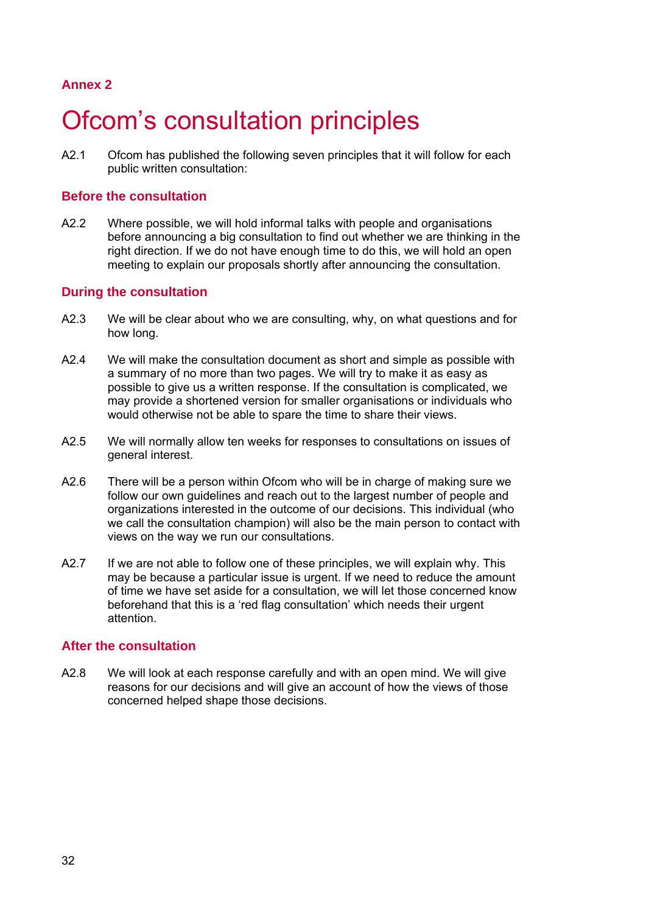## Annex 2

# Ofcom's consultation principles

A2.1 Ofcom has published the following seven principles that it will follow for each public written consultation:

### Before the consultation

A2.2 Where possible, we will hold informal talks with people and organisations before announcing a big consultation to find out whether we are thinking in the right direction. If we do not have enough time to do this, we will hold an open meeting to explain our proposals shortly after announcing the consultation.

### During the consultation

A2.3 We will be clear about who we are consulting, why, on what questions and for how long.

A2.4 We will make the consultation document as short and simple as possible with a summary of no more than two pages. We will try to make it as easy as possible to give us a written response. If the consultation is complicated, we may provide a shortened version for smaller organisations or individuals who would otherwise not be able to spare the time to share their views.

A2.5 We will normally allow ten weeks for responses to consultations on issues of general interest.

A2.6 There will be a person within Ofcom who will be in charge of making sure we follow our own guidelines and reach out to the largest number of people and organizations interested in the outcome of our decisions. This individual (who we call the consultation champion) will also be the main person to contact with views on the way we run our consultations.

A2.7 If we are not able to follow one of these principles, we will explain why. This may be because a particular issue is urgent. If we need to reduce the amount of time we have set aside for a consultation, we will let those concerned know beforehand that this is a 'red flag consultation' which needs their urgent attention.

### After the consultation

A2.8 We will look at each response carefully and with an open mind. We will give reasons for our decisions and will give an account of how the views of those concerned helped shape those decisions.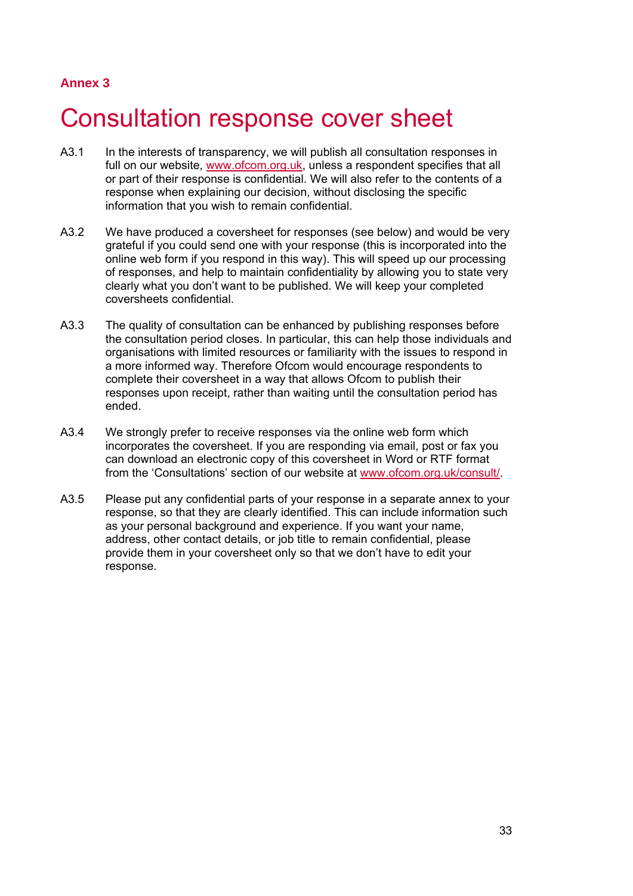**Annex 3**

# Consultation response cover sheet

A3.1 In the interests of transparency, we will publish all consultation responses in full on our website, [www.ofcom.org.uk](http://www.ofcom.org.uk), unless a respondent specifies that all or part of their response is confidential. We will also refer to the contents of a response when explaining our decision, without disclosing the specific information that you wish to remain confidential.

A3.2 We have produced a coversheet for responses (see below) and would be very grateful if you could send one with your response (this is incorporated into the online web form if you respond in this way). This will speed up our processing of responses, and help to maintain confidentiality by allowing you to state very clearly what you don't want to be published. We will keep your completed coversheets confidential.

A3.3 The quality of consultation can be enhanced by publishing responses before the consultation period closes. In particular, this can help those individuals and organisations with limited resources or familiarity with the issues to respond in a more informed way. Therefore Ofcom would encourage respondents to complete their coversheet in a way that allows Ofcom to publish their responses upon receipt, rather than waiting until the consultation period has ended.

A3.4 We strongly prefer to receive responses via the online web form which incorporates the coversheet. If you are responding via email, post or fax you can download an electronic copy of this coversheet in Word or RTF format from the 'Consultations' section of our website at [www.ofcom.org.uk/consult/](http://www.ofcom.org.uk/consult/).

A3.5 Please put any confidential parts of your response in a separate annex to your response, so that they are clearly identified. This can include information such as your personal background and experience. If you want your name, address, other contact details, or job title to remain confidential, please provide them in your coversheet only so that we don't have to edit your response.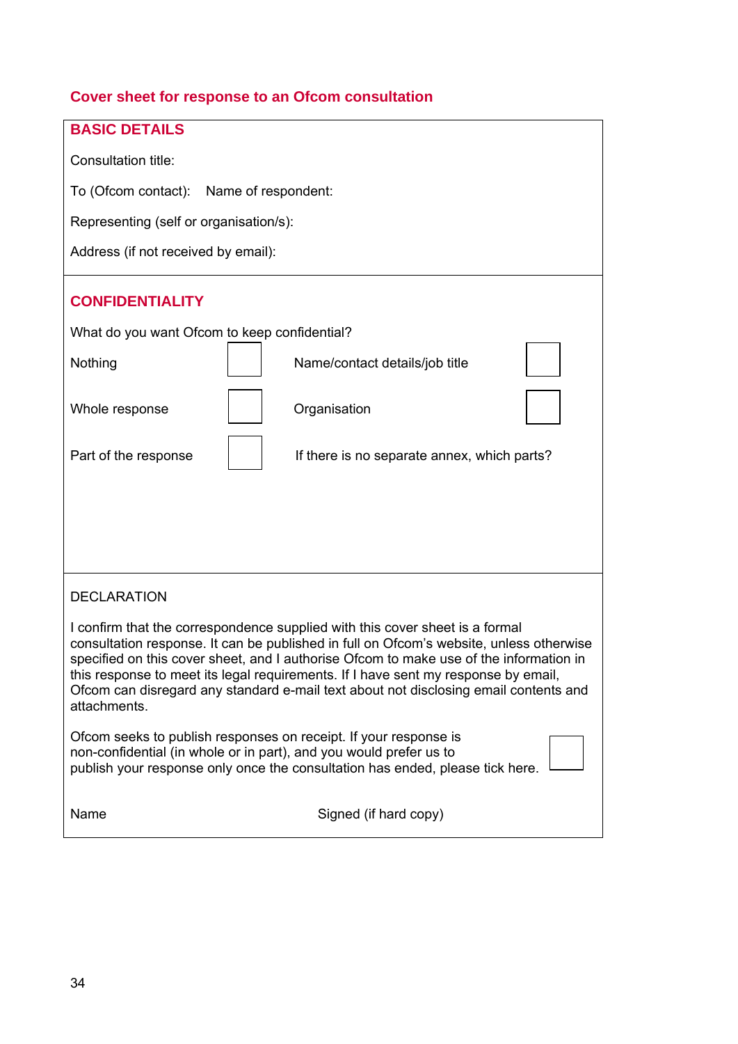## Cover sheet for response to an Ofcom consultation

### BASIC DETAILS

Consultation title:

To (Ofcom contact): Name of respondent:

Representing (self or organisation/s):

Address (if not received by email):

### CONFIDENTIALITY

What do you want Ofcom to keep confidential?

| | | | |
|---|---|---|---|
| Nothing | ☐ | Name/contact details/job title | ☐ |
| Whole response | ☐ | Organisation | ☐ |
| Part of the response | ☐ | If there is no separate annex, which parts? | |

### DECLARATION

I confirm that the correspondence supplied with this cover sheet is a formal consultation response. It can be published in full on Ofcom's website, unless otherwise specified on this cover sheet, and I authorise Ofcom to make use of the information in this response to meet its legal requirements. If I have sent my response by email, Ofcom can disregard any standard e-mail text about not disclosing email contents and attachments.

Ofcom seeks to publish responses on receipt. If your response is non-confidential (in whole or in part), and you would prefer us to publish your response only once the consultation has ended, please tick here. ☐

Name Signed (if hard copy)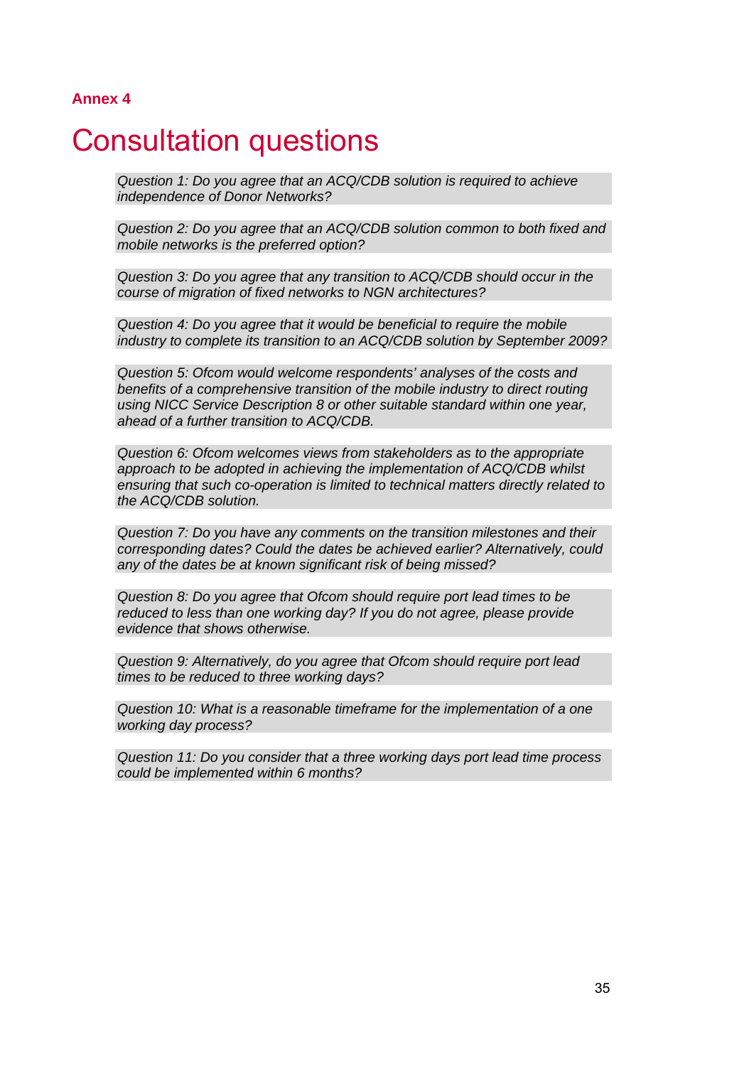**Annex 4**

# Consultation questions

*Question 1: Do you agree that an ACQ/CDB solution is required to achieve independence of Donor Networks?*

*Question 2: Do you agree that an ACQ/CDB solution common to both fixed and mobile networks is the preferred option?*

*Question 3: Do you agree that any transition to ACQ/CDB should occur in the course of migration of fixed networks to NGN architectures?*

*Question 4: Do you agree that it would be beneficial to require the mobile industry to complete its transition to an ACQ/CDB solution by September 2009?*

*Question 5: Ofcom would welcome respondents' analyses of the costs and benefits of a comprehensive transition of the mobile industry to direct routing using NICC Service Description 8 or other suitable standard within one year, ahead of a further transition to ACQ/CDB.*

*Question 6: Ofcom welcomes views from stakeholders as to the appropriate approach to be adopted in achieving the implementation of ACQ/CDB whilst ensuring that such co-operation is limited to technical matters directly related to the ACQ/CDB solution.*

*Question 7: Do you have any comments on the transition milestones and their corresponding dates? Could the dates be achieved earlier? Alternatively, could any of the dates be at known significant risk of being missed?*

*Question 8: Do you agree that Ofcom should require port lead times to be reduced to less than one working day? If you do not agree, please provide evidence that shows otherwise.*

*Question 9: Alternatively, do you agree that Ofcom should require port lead times to be reduced to three working days?*

*Question 10: What is a reasonable timeframe for the implementation of a one working day process?*

*Question 11: Do you consider that a three working days port lead time process could be implemented within 6 months?*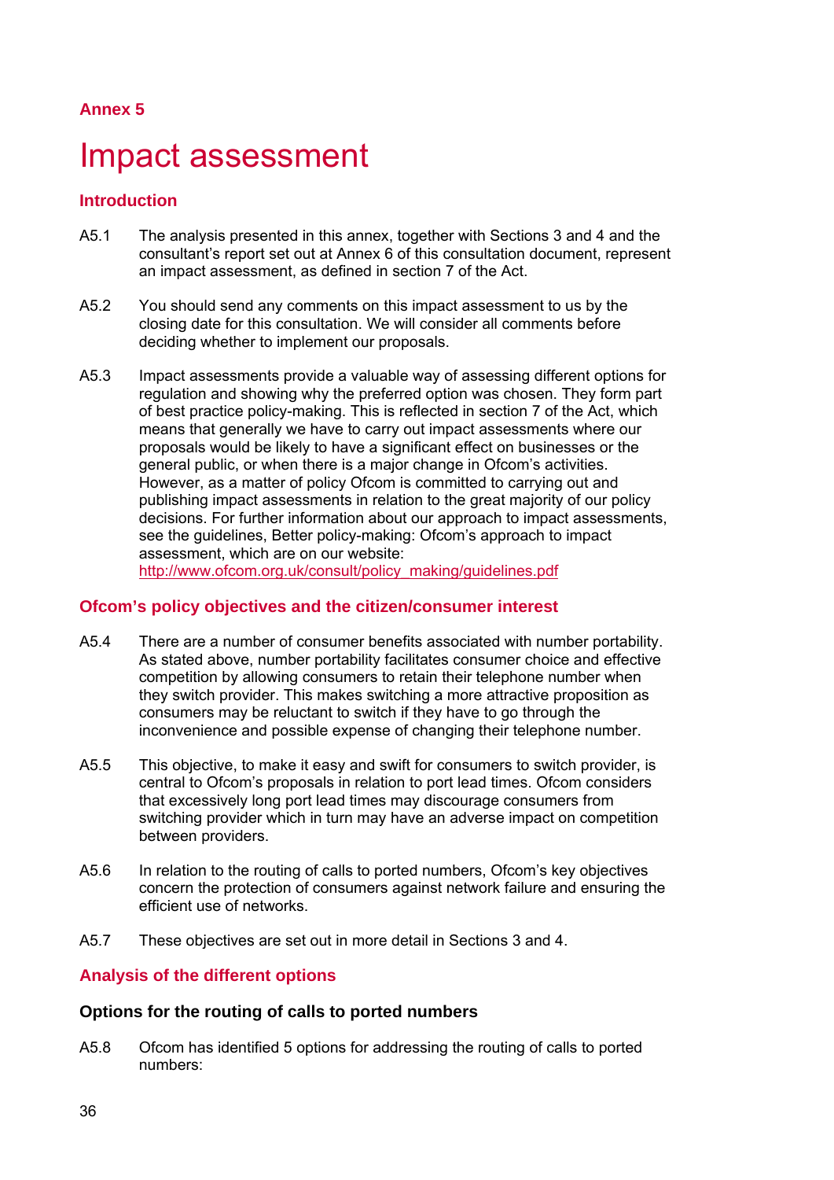## Annex 5

# Impact assessment

### Introduction

A5.1 The analysis presented in this annex, together with Sections 3 and 4 and the consultant's report set out at Annex 6 of this consultation document, represent an impact assessment, as defined in section 7 of the Act.

A5.2 You should send any comments on this impact assessment to us by the closing date for this consultation. We will consider all comments before deciding whether to implement our proposals.

A5.3 Impact assessments provide a valuable way of assessing different options for regulation and showing why the preferred option was chosen. They form part of best practice policy-making. This is reflected in section 7 of the Act, which means that generally we have to carry out impact assessments where our proposals would be likely to have a significant effect on businesses or the general public, or when there is a major change in Ofcom's activities. However, as a matter of policy Ofcom is committed to carrying out and publishing impact assessments in relation to the great majority of our policy decisions. For further information about our approach to impact assessments, see the guidelines, Better policy-making: Ofcom's approach to impact assessment, which are on our website: http://www.ofcom.org.uk/consult/policy_making/guidelines.pdf

### Ofcom's policy objectives and the citizen/consumer interest

A5.4 There are a number of consumer benefits associated with number portability. As stated above, number portability facilitates consumer choice and effective competition by allowing consumers to retain their telephone number when they switch provider. This makes switching a more attractive proposition as consumers may be reluctant to switch if they have to go through the inconvenience and possible expense of changing their telephone number.

A5.5 This objective, to make it easy and swift for consumers to switch provider, is central to Ofcom's proposals in relation to port lead times. Ofcom considers that excessively long port lead times may discourage consumers from switching provider which in turn may have an adverse impact on competition between providers.

A5.6 In relation to the routing of calls to ported numbers, Ofcom's key objectives concern the protection of consumers against network failure and ensuring the efficient use of networks.

A5.7 These objectives are set out in more detail in Sections 3 and 4.

### Analysis of the different options

#### Options for the routing of calls to ported numbers

A5.8 Ofcom has identified 5 options for addressing the routing of calls to ported numbers: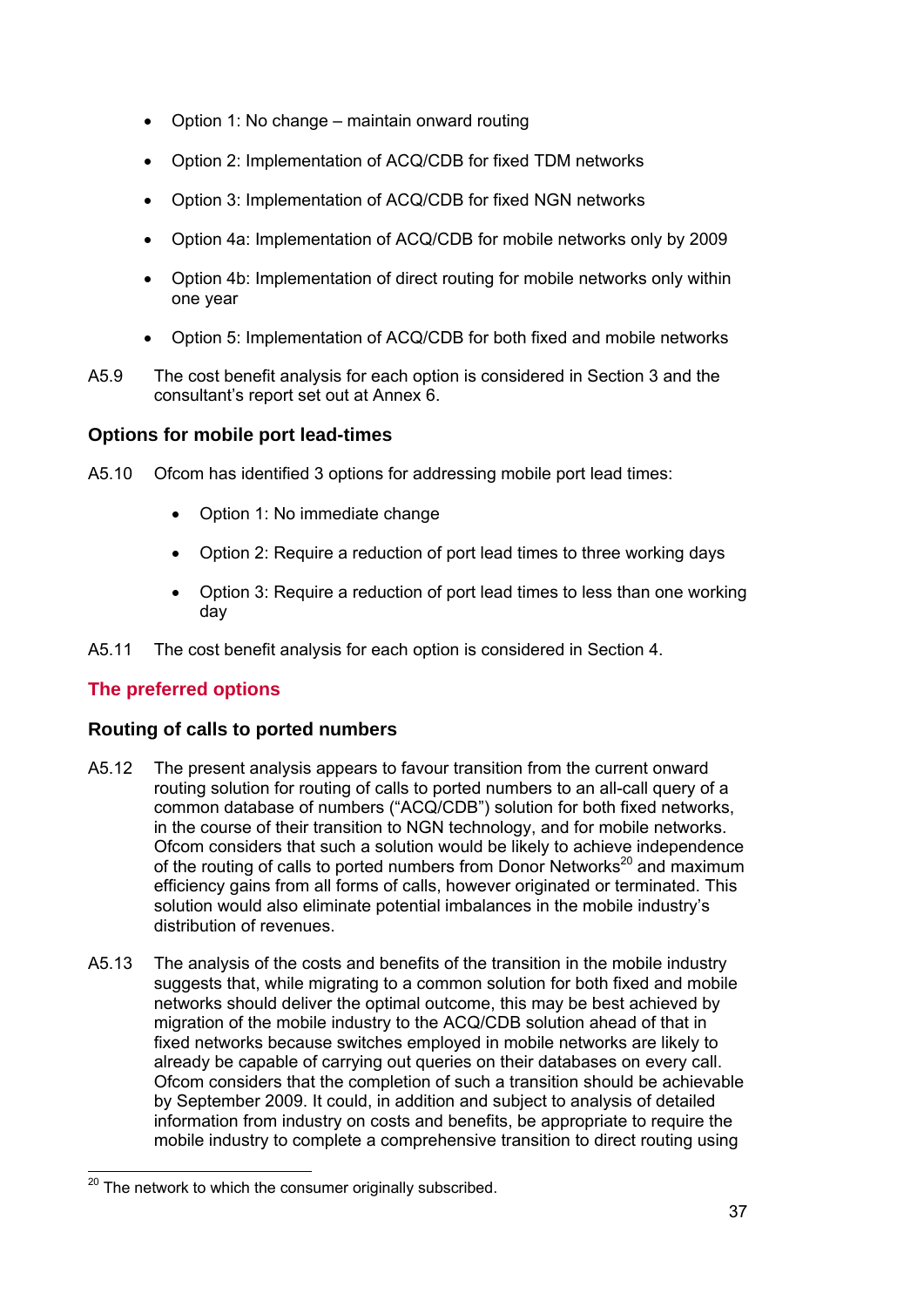- Option 1: No change – maintain onward routing
- Option 2: Implementation of ACQ/CDB for fixed TDM networks
- Option 3: Implementation of ACQ/CDB for fixed NGN networks
- Option 4a: Implementation of ACQ/CDB for mobile networks only by 2009
- Option 4b: Implementation of direct routing for mobile networks only within one year
- Option 5: Implementation of ACQ/CDB for both fixed and mobile networks

A5.9 The cost benefit analysis for each option is considered in Section 3 and the consultant's report set out at Annex 6.

### Options for mobile port lead-times

A5.10 Ofcom has identified 3 options for addressing mobile port lead times:

- Option 1: No immediate change
- Option 2: Require a reduction of port lead times to three working days
- Option 3: Require a reduction of port lead times to less than one working day

A5.11 The cost benefit analysis for each option is considered in Section 4.

## The preferred options

### Routing of calls to ported numbers

A5.12 The present analysis appears to favour transition from the current onward routing solution for routing of calls to ported numbers to an all-call query of a common database of numbers ("ACQ/CDB") solution for both fixed networks, in the course of their transition to NGN technology, and for mobile networks. Ofcom considers that such a solution would be likely to achieve independence of the routing of calls to ported numbers from Donor Networks[20] and maximum efficiency gains from all forms of calls, however originated or terminated. This solution would also eliminate potential imbalances in the mobile industry's distribution of revenues.

A5.13 The analysis of the costs and benefits of the transition in the mobile industry suggests that, while migrating to a common solution for both fixed and mobile networks should deliver the optimal outcome, this may be best achieved by migration of the mobile industry to the ACQ/CDB solution ahead of that in fixed networks because switches employed in mobile networks are likely to already be capable of carrying out queries on their databases on every call. Ofcom considers that the completion of such a transition should be achievable by September 2009. It could, in addition and subject to analysis of detailed information from industry on costs and benefits, be appropriate to require the mobile industry to complete a comprehensive transition to direct routing using

[20] The network to which the consumer originally subscribed.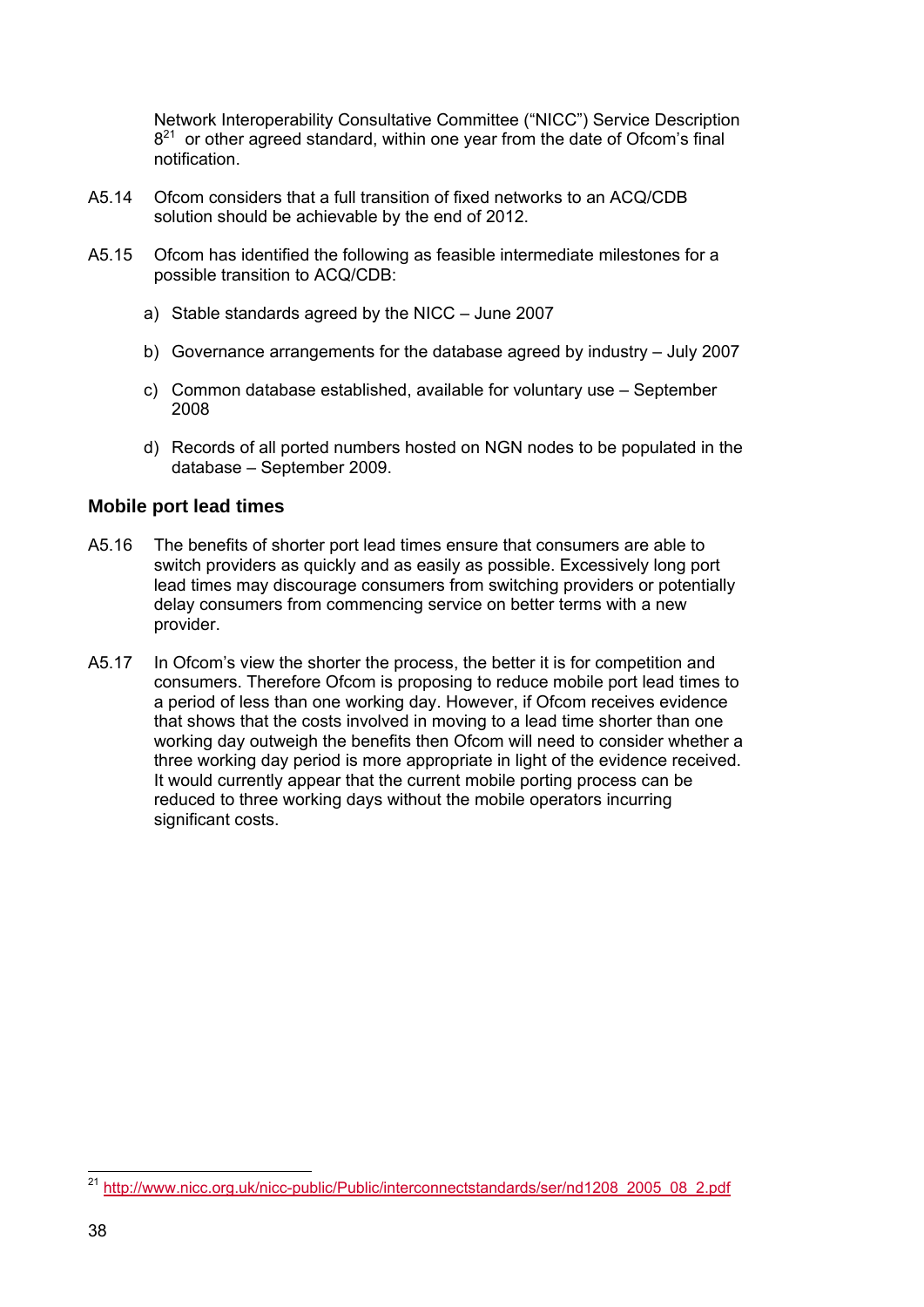Network Interoperability Consultative Committee ("NICC") Service Description 8[21] or other agreed standard, within one year from the date of Ofcom's final notification.

A5.14 Ofcom considers that a full transition of fixed networks to an ACQ/CDB solution should be achievable by the end of 2012.

A5.15 Ofcom has identified the following as feasible intermediate milestones for a possible transition to ACQ/CDB:

a) Stable standards agreed by the NICC – June 2007

b) Governance arrangements for the database agreed by industry – July 2007

c) Common database established, available for voluntary use – September 2008

d) Records of all ported numbers hosted on NGN nodes to be populated in the database – September 2009.

### Mobile port lead times

A5.16 The benefits of shorter port lead times ensure that consumers are able to switch providers as quickly and as easily as possible. Excessively long port lead times may discourage consumers from switching providers or potentially delay consumers from commencing service on better terms with a new provider.

A5.17 In Ofcom's view the shorter the process, the better it is for competition and consumers. Therefore Ofcom is proposing to reduce mobile port lead times to a period of less than one working day. However, if Ofcom receives evidence that shows that the costs involved in moving to a lead time shorter than one working day outweigh the benefits then Ofcom will need to consider whether a three working day period is more appropriate in light of the evidence received. It would currently appear that the current mobile porting process can be reduced to three working days without the mobile operators incurring significant costs.

---

[21] http://www.nicc.org.uk/nicc-public/Public/interconnectstandards/ser/nd1208_2005_08_2.pdf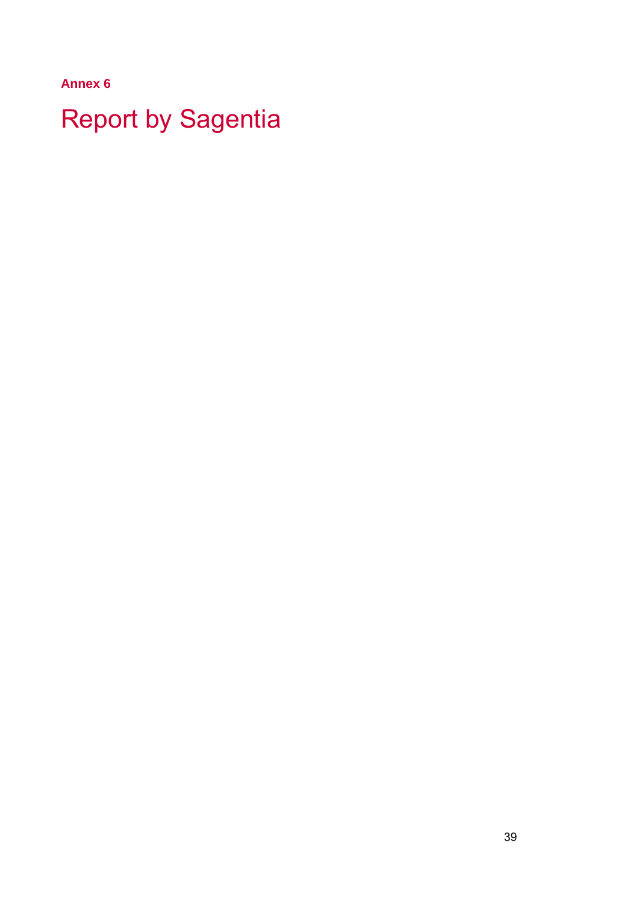**Annex 6**

# Report by Sagentia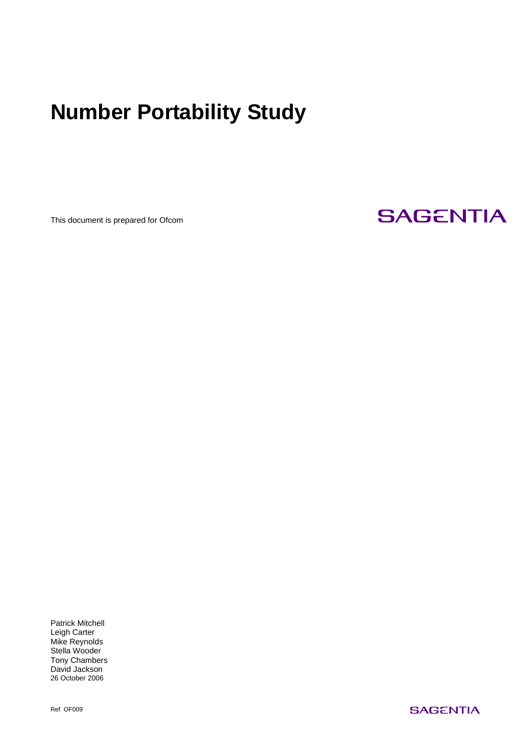# Number Portability Study

This document is prepared for Ofcom

SAGENTIA

Patrick Mitchell
Leigh Carter
Mike Reynolds
Stella Wooder
Tony Chambers
David Jackson
26 October 2006

Ref OF009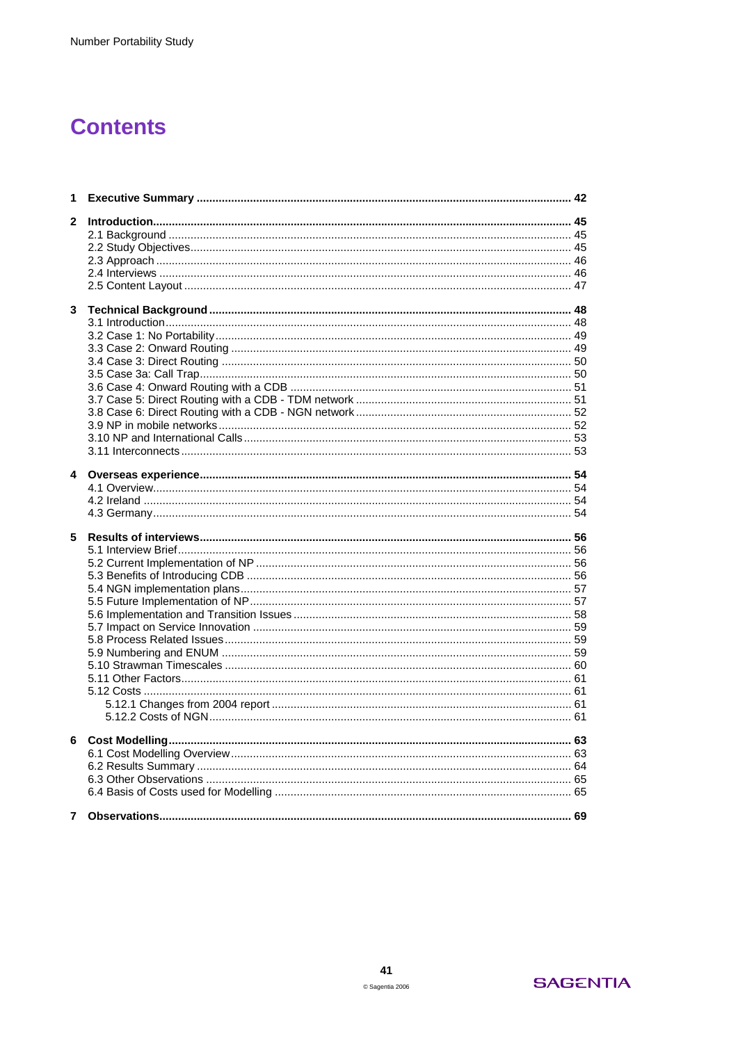# Contents

**1 Executive Summary ...... 42**

**2 Introduction ...... 45**
- 2.1 Background ...... 45
- 2.2 Study Objectives ...... 45
- 2.3 Approach ...... 46
- 2.4 Interviews ...... 46
- 2.5 Content Layout ...... 47

**3 Technical Background ...... 48**
- 3.1 Introduction ...... 48
- 3.2 Case 1: No Portability ...... 49
- 3.3 Case 2: Onward Routing ...... 49
- 3.4 Case 3: Direct Routing ...... 50
- 3.5 Case 3a: Call Trap ...... 50
- 3.6 Case 4: Onward Routing with a CDB ...... 51
- 3.7 Case 5: Direct Routing with a CDB - TDM network ...... 51
- 3.8 Case 6: Direct Routing with a CDB - NGN network ...... 52
- 3.9 NP in mobile networks ...... 52
- 3.10 NP and International Calls ...... 53
- 3.11 Interconnects ...... 53

**4 Overseas experience ...... 54**
- 4.1 Overview ...... 54
- 4.2 Ireland ...... 54
- 4.3 Germany ...... 54

**5 Results of interviews ...... 56**
- 5.1 Interview Brief ...... 56
- 5.2 Current Implementation of NP ...... 56
- 5.3 Benefits of Introducing CDB ...... 56
- 5.4 NGN implementation plans ...... 57
- 5.5 Future Implementation of NP ...... 57
- 5.6 Implementation and Transition Issues ...... 58
- 5.7 Impact on Service Innovation ...... 59
- 5.8 Process Related Issues ...... 59
- 5.9 Numbering and ENUM ...... 59
- 5.10 Strawman Timescales ...... 60
- 5.11 Other Factors ...... 61
- 5.12 Costs ...... 61
  - 5.12.1 Changes from 2004 report ...... 61
  - 5.12.2 Costs of NGN ...... 61

**6 Cost Modelling ...... 63**
- 6.1 Cost Modelling Overview ...... 63
- 6.2 Results Summary ...... 64
- 6.3 Other Observations ...... 65
- 6.4 Basis of Costs used for Modelling ...... 65

**7 Observations ...... 69**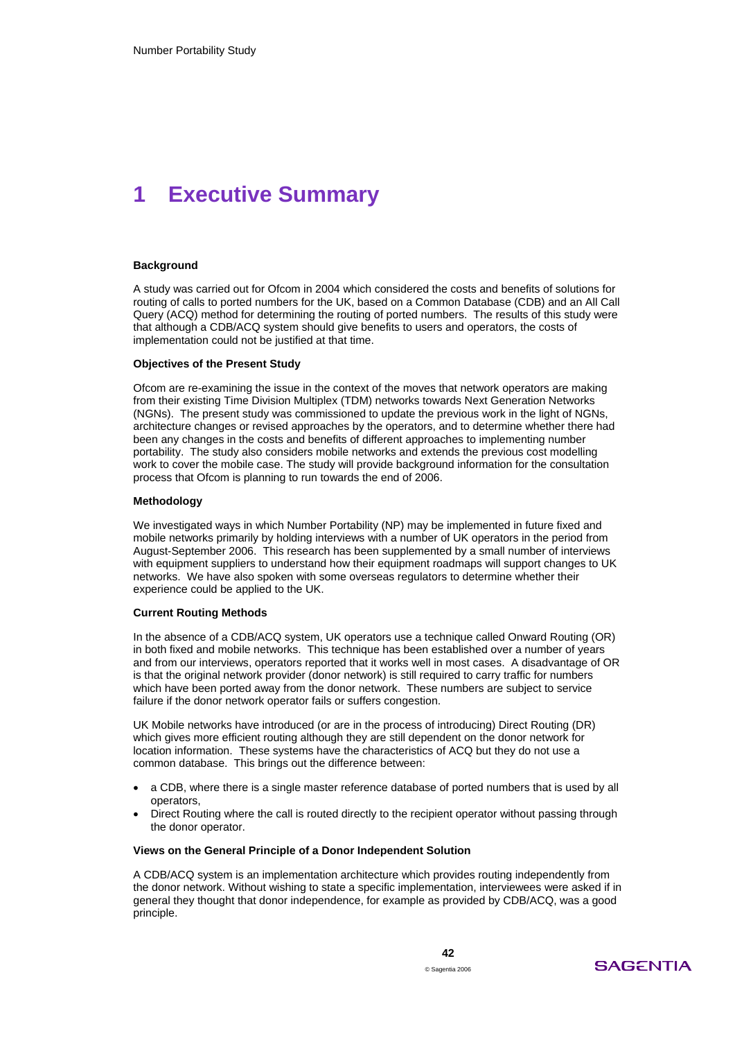# 1 Executive Summary

**Background**

A study was carried out for Ofcom in 2004 which considered the costs and benefits of solutions for routing of calls to ported numbers for the UK, based on a Common Database (CDB) and an All Call Query (ACQ) method for determining the routing of ported numbers. The results of this study were that although a CDB/ACQ system should give benefits to users and operators, the costs of implementation could not be justified at that time.

**Objectives of the Present Study**

Ofcom are re-examining the issue in the context of the moves that network operators are making from their existing Time Division Multiplex (TDM) networks towards Next Generation Networks (NGNs). The present study was commissioned to update the previous work in the light of NGNs, architecture changes or revised approaches by the operators, and to determine whether there had been any changes in the costs and benefits of different approaches to implementing number portability. The study also considers mobile networks and extends the previous cost modelling work to cover the mobile case. The study will provide background information for the consultation process that Ofcom is planning to run towards the end of 2006.

**Methodology**

We investigated ways in which Number Portability (NP) may be implemented in future fixed and mobile networks primarily by holding interviews with a number of UK operators in the period from August-September 2006. This research has been supplemented by a small number of interviews with equipment suppliers to understand how their equipment roadmaps will support changes to UK networks. We have also spoken with some overseas regulators to determine whether their experience could be applied to the UK.

**Current Routing Methods**

In the absence of a CDB/ACQ system, UK operators use a technique called Onward Routing (OR) in both fixed and mobile networks. This technique has been established over a number of years and from our interviews, operators reported that it works well in most cases. A disadvantage of OR is that the original network provider (donor network) is still required to carry traffic for numbers which have been ported away from the donor network. These numbers are subject to service failure if the donor network operator fails or suffers congestion.

UK Mobile networks have introduced (or are in the process of introducing) Direct Routing (DR) which gives more efficient routing although they are still dependent on the donor network for location information. These systems have the characteristics of ACQ but they do not use a common database. This brings out the difference between:

- a CDB, where there is a single master reference database of ported numbers that is used by all operators,
- Direct Routing where the call is routed directly to the recipient operator without passing through the donor operator.

**Views on the General Principle of a Donor Independent Solution**

A CDB/ACQ system is an implementation architecture which provides routing independently from the donor network. Without wishing to state a specific implementation, interviewees were asked if in general they thought that donor independence, for example as provided by CDB/ACQ, was a good principle.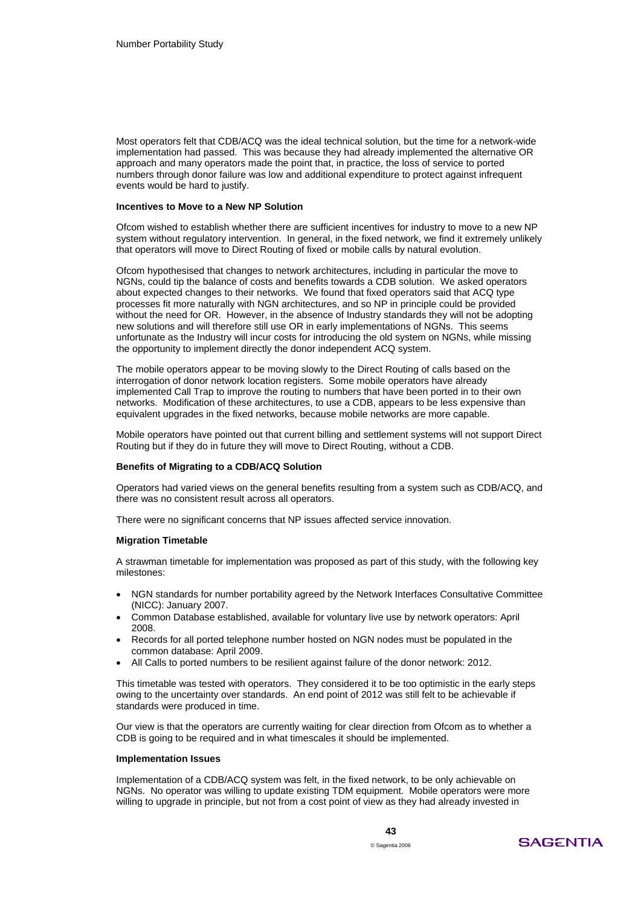Most operators felt that CDB/ACQ was the ideal technical solution, but the time for a network-wide implementation had passed. This was because they had already implemented the alternative OR approach and many operators made the point that, in practice, the loss of service to ported numbers through donor failure was low and additional expenditure to protect against infrequent events would be hard to justify.

**Incentives to Move to a New NP Solution**

Ofcom wished to establish whether there are sufficient incentives for industry to move to a new NP system without regulatory intervention. In general, in the fixed network, we find it extremely unlikely that operators will move to Direct Routing of fixed or mobile calls by natural evolution.

Ofcom hypothesised that changes to network architectures, including in particular the move to NGNs, could tip the balance of costs and benefits towards a CDB solution. We asked operators about expected changes to their networks. We found that fixed operators said that ACQ type processes fit more naturally with NGN architectures, and so NP in principle could be provided without the need for OR. However, in the absence of Industry standards they will not be adopting new solutions and will therefore still use OR in early implementations of NGNs. This seems unfortunate as the Industry will incur costs for introducing the old system on NGNs, while missing the opportunity to implement directly the donor independent ACQ system.

The mobile operators appear to be moving slowly to the Direct Routing of calls based on the interrogation of donor network location registers. Some mobile operators have already implemented Call Trap to improve the routing to numbers that have been ported in to their own networks. Modification of these architectures, to use a CDB, appears to be less expensive than equivalent upgrades in the fixed networks, because mobile networks are more capable.

Mobile operators have pointed out that current billing and settlement systems will not support Direct Routing but if they do in future they will move to Direct Routing, without a CDB.

**Benefits of Migrating to a CDB/ACQ Solution**

Operators had varied views on the general benefits resulting from a system such as CDB/ACQ, and there was no consistent result across all operators.

There were no significant concerns that NP issues affected service innovation.

**Migration Timetable**

A strawman timetable for implementation was proposed as part of this study, with the following key milestones:

- NGN standards for number portability agreed by the Network Interfaces Consultative Committee (NICC): January 2007.
- Common Database established, available for voluntary live use by network operators: April 2008.
- Records for all ported telephone number hosted on NGN nodes must be populated in the common database: April 2009.
- All Calls to ported numbers to be resilient against failure of the donor network: 2012.

This timetable was tested with operators. They considered it to be too optimistic in the early steps owing to the uncertainty over standards. An end point of 2012 was still felt to be achievable if standards were produced in time.

Our view is that the operators are currently waiting for clear direction from Ofcom as to whether a CDB is going to be required and in what timescales it should be implemented.

**Implementation Issues**

Implementation of a CDB/ACQ system was felt, in the fixed network, to be only achievable on NGNs. No operator was willing to update existing TDM equipment. Mobile operators were more willing to upgrade in principle, but not from a cost point of view as they had already invested in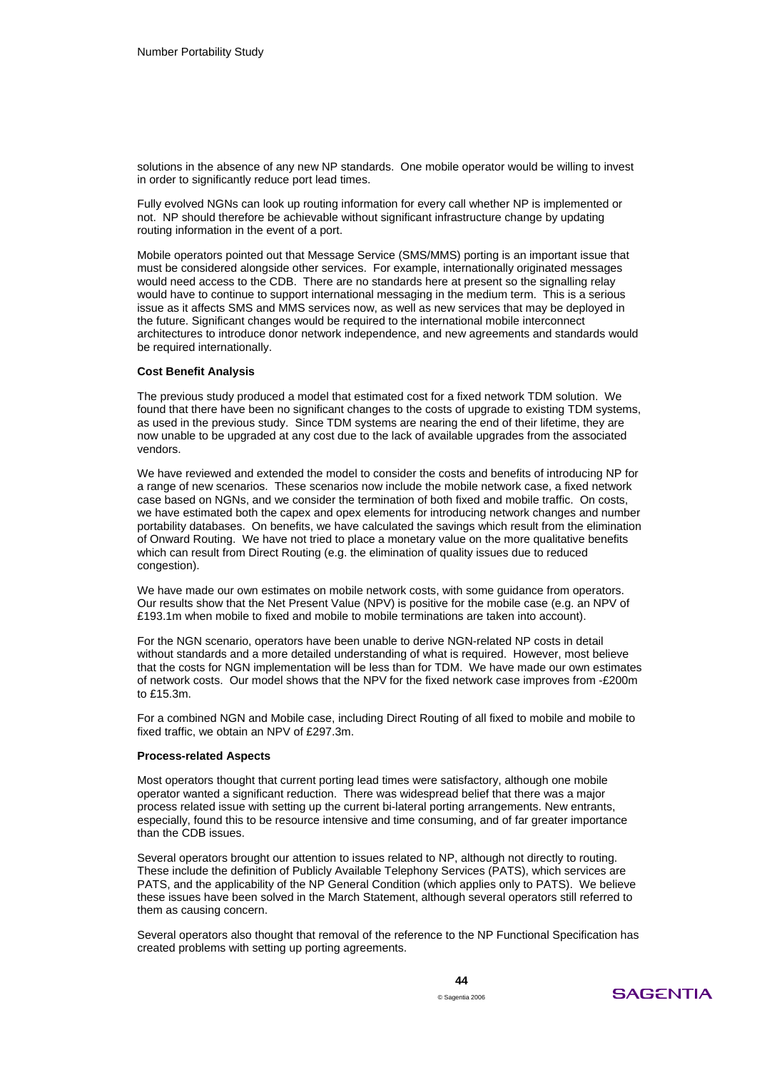solutions in the absence of any new NP standards. One mobile operator would be willing to invest in order to significantly reduce port lead times.

Fully evolved NGNs can look up routing information for every call whether NP is implemented or not. NP should therefore be achievable without significant infrastructure change by updating routing information in the event of a port.

Mobile operators pointed out that Message Service (SMS/MMS) porting is an important issue that must be considered alongside other services. For example, internationally originated messages would need access to the CDB. There are no standards here at present so the signalling relay would have to continue to support international messaging in the medium term. This is a serious issue as it affects SMS and MMS services now, as well as new services that may be deployed in the future. Significant changes would be required to the international mobile interconnect architectures to introduce donor network independence, and new agreements and standards would be required internationally.

**Cost Benefit Analysis**

The previous study produced a model that estimated cost for a fixed network TDM solution. We found that there have been no significant changes to the costs of upgrade to existing TDM systems, as used in the previous study. Since TDM systems are nearing the end of their lifetime, they are now unable to be upgraded at any cost due to the lack of available upgrades from the associated vendors.

We have reviewed and extended the model to consider the costs and benefits of introducing NP for a range of new scenarios. These scenarios now include the mobile network case, a fixed network case based on NGNs, and we consider the termination of both fixed and mobile traffic. On costs, we have estimated both the capex and opex elements for introducing network changes and number portability databases. On benefits, we have calculated the savings which result from the elimination of Onward Routing. We have not tried to place a monetary value on the more qualitative benefits which can result from Direct Routing (e.g. the elimination of quality issues due to reduced congestion).

We have made our own estimates on mobile network costs, with some guidance from operators. Our results show that the Net Present Value (NPV) is positive for the mobile case (e.g. an NPV of £193.1m when mobile to fixed and mobile to mobile terminations are taken into account).

For the NGN scenario, operators have been unable to derive NGN-related NP costs in detail without standards and a more detailed understanding of what is required. However, most believe that the costs for NGN implementation will be less than for TDM. We have made our own estimates of network costs. Our model shows that the NPV for the fixed network case improves from -£200m to £15.3m.

For a combined NGN and Mobile case, including Direct Routing of all fixed to mobile and mobile to fixed traffic, we obtain an NPV of £297.3m.

**Process-related Aspects**

Most operators thought that current porting lead times were satisfactory, although one mobile operator wanted a significant reduction. There was widespread belief that there was a major process related issue with setting up the current bi-lateral porting arrangements. New entrants, especially, found this to be resource intensive and time consuming, and of far greater importance than the CDB issues.

Several operators brought our attention to issues related to NP, although not directly to routing. These include the definition of Publicly Available Telephony Services (PATS), which services are PATS, and the applicability of the NP General Condition (which applies only to PATS). We believe these issues have been solved in the March Statement, although several operators still referred to them as causing concern.

Several operators also thought that removal of the reference to the NP Functional Specification has created problems with setting up porting agreements.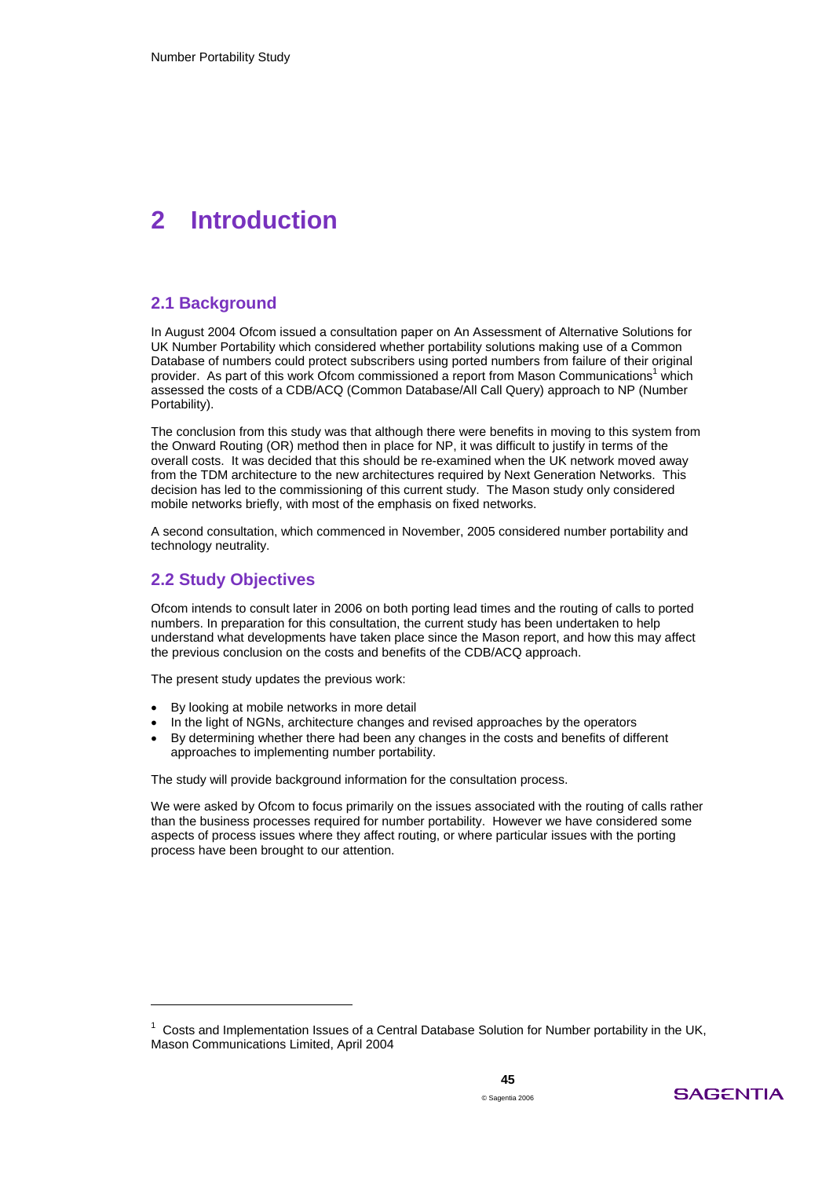# 2 Introduction

## 2.1 Background

In August 2004 Ofcom issued a consultation paper on An Assessment of Alternative Solutions for UK Number Portability which considered whether portability solutions making use of a Common Database of numbers could protect subscribers using ported numbers from failure of their original provider. As part of this work Ofcom commissioned a report from Mason Communications[1] which assessed the costs of a CDB/ACQ (Common Database/All Call Query) approach to NP (Number Portability).

The conclusion from this study was that although there were benefits in moving to this system from the Onward Routing (OR) method then in place for NP, it was difficult to justify in terms of the overall costs. It was decided that this should be re-examined when the UK network moved away from the TDM architecture to the new architectures required by Next Generation Networks. This decision has led to the commissioning of this current study. The Mason study only considered mobile networks briefly, with most of the emphasis on fixed networks.

A second consultation, which commenced in November, 2005 considered number portability and technology neutrality.

## 2.2 Study Objectives

Ofcom intends to consult later in 2006 on both porting lead times and the routing of calls to ported numbers. In preparation for this consultation, the current study has been undertaken to help understand what developments have taken place since the Mason report, and how this may affect the previous conclusion on the costs and benefits of the CDB/ACQ approach.

The present study updates the previous work:

- By looking at mobile networks in more detail
- In the light of NGNs, architecture changes and revised approaches by the operators
- By determining whether there had been any changes in the costs and benefits of different approaches to implementing number portability.

The study will provide background information for the consultation process.

We were asked by Ofcom to focus primarily on the issues associated with the routing of calls rather than the business processes required for number portability. However we have considered some aspects of process issues where they affect routing, or where particular issues with the porting process have been brought to our attention.

---

[1] Costs and Implementation Issues of a Central Database Solution for Number portability in the UK, Mason Communications Limited, April 2004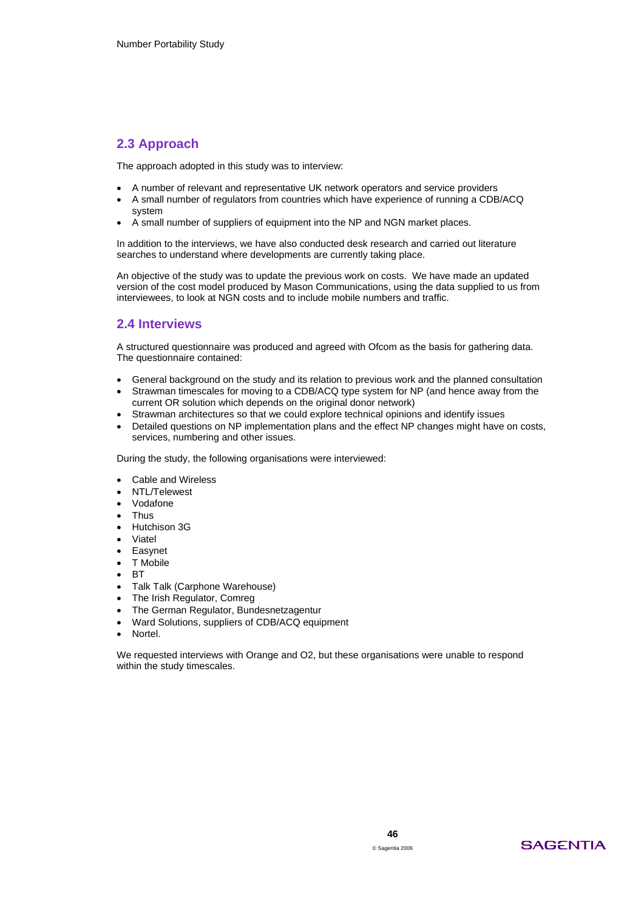## 2.3 Approach

The approach adopted in this study was to interview:

- A number of relevant and representative UK network operators and service providers
- A small number of regulators from countries which have experience of running a CDB/ACQ system
- A small number of suppliers of equipment into the NP and NGN market places.

In addition to the interviews, we have also conducted desk research and carried out literature searches to understand where developments are currently taking place.

An objective of the study was to update the previous work on costs. We have made an updated version of the cost model produced by Mason Communications, using the data supplied to us from interviewees, to look at NGN costs and to include mobile numbers and traffic.

## 2.4 Interviews

A structured questionnaire was produced and agreed with Ofcom as the basis for gathering data. The questionnaire contained:

- General background on the study and its relation to previous work and the planned consultation
- Strawman timescales for moving to a CDB/ACQ type system for NP (and hence away from the current OR solution which depends on the original donor network)
- Strawman architectures so that we could explore technical opinions and identify issues
- Detailed questions on NP implementation plans and the effect NP changes might have on costs, services, numbering and other issues.

During the study, the following organisations were interviewed:

- Cable and Wireless
- NTL/Telewest
- Vodafone
- Thus
- Hutchison 3G
- Viatel
- Easynet
- T Mobile
- BT
- Talk Talk (Carphone Warehouse)
- The Irish Regulator, Comreg
- The German Regulator, Bundesnetzagentur
- Ward Solutions, suppliers of CDB/ACQ equipment
- Nortel.

We requested interviews with Orange and O2, but these organisations were unable to respond within the study timescales.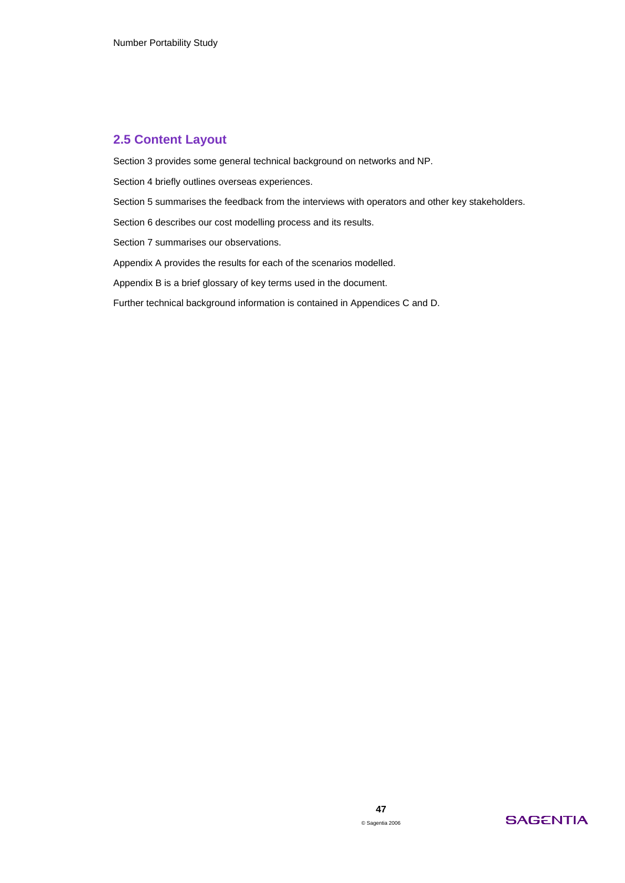## 2.5 Content Layout

Section 3 provides some general technical background on networks and NP.

Section 4 briefly outlines overseas experiences.

Section 5 summarises the feedback from the interviews with operators and other key stakeholders.

Section 6 describes our cost modelling process and its results.

Section 7 summarises our observations.

Appendix A provides the results for each of the scenarios modelled.

Appendix B is a brief glossary of key terms used in the document.

Further technical background information is contained in Appendices C and D.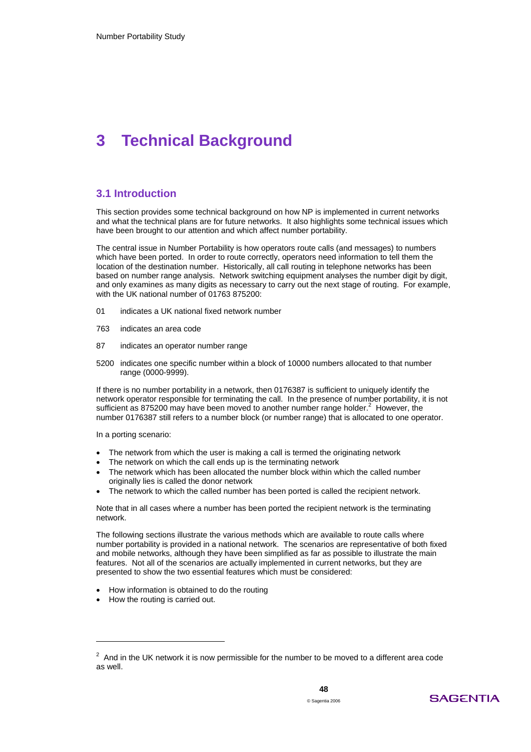# 3 Technical Background

## 3.1 Introduction

This section provides some technical background on how NP is implemented in current networks and what the technical plans are for future networks. It also highlights some technical issues which have been brought to our attention and which affect number portability.

The central issue in Number Portability is how operators route calls (and messages) to numbers which have been ported. In order to route correctly, operators need information to tell them the location of the destination number. Historically, all call routing in telephone networks has been based on number range analysis. Network switching equipment analyses the number digit by digit, and only examines as many digits as necessary to carry out the next stage of routing. For example, with the UK national number of 01763 875200:

01 indicates a UK national fixed network number

763 indicates an area code

87 indicates an operator number range

5200 indicates one specific number within a block of 10000 numbers allocated to that number range (0000-9999).

If there is no number portability in a network, then 0176387 is sufficient to uniquely identify the network operator responsible for terminating the call. In the presence of number portability, it is not sufficient as 875200 may have been moved to another number range holder.[2] However, the number 0176387 still refers to a number block (or number range) that is allocated to one operator.

In a porting scenario:

- The network from which the user is making a call is termed the originating network
- The network on which the call ends up is the terminating network
- The network which has been allocated the number block within which the called number originally lies is called the donor network
- The network to which the called number has been ported is called the recipient network.

Note that in all cases where a number has been ported the recipient network is the terminating network.

The following sections illustrate the various methods which are available to route calls where number portability is provided in a national network. The scenarios are representative of both fixed and mobile networks, although they have been simplified as far as possible to illustrate the main features. Not all of the scenarios are actually implemented in current networks, but they are presented to show the two essential features which must be considered:

- How information is obtained to do the routing
- How the routing is carried out.

---

[2] And in the UK network it is now permissible for the number to be moved to a different area code as well.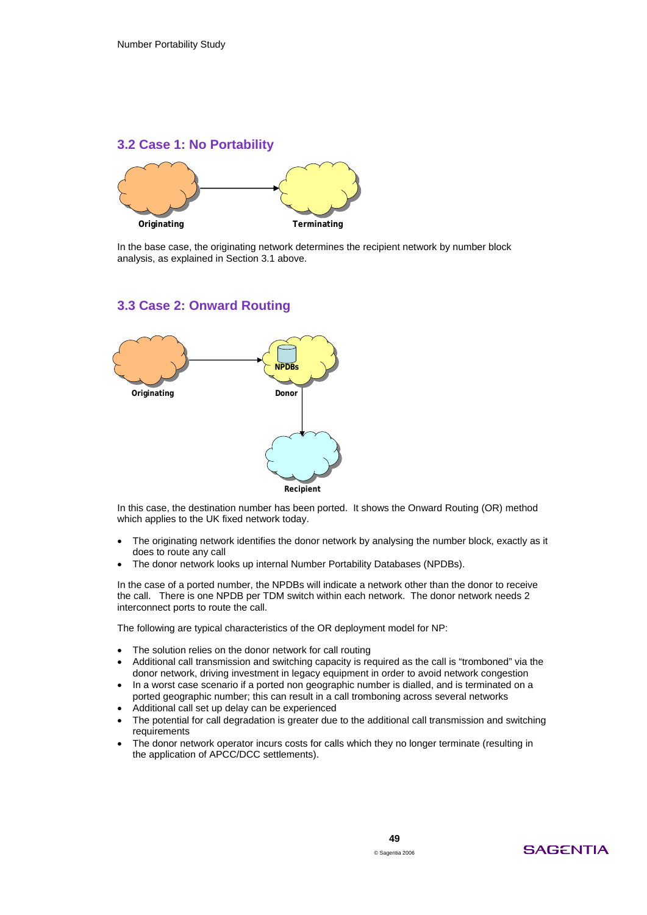## 3.2 Case 1: No Portability

Originating

Terminating

In the base case, the originating network determines the recipient network by number block analysis, as explained in Section 3.1 above.

## 3.3 Case 2: Onward Routing

Originating

NPDBs

Donor

Recipient

In this case, the destination number has been ported. It shows the Onward Routing (OR) method which applies to the UK fixed network today.

- The originating network identifies the donor network by analysing the number block, exactly as it does to route any call
- The donor network looks up internal Number Portability Databases (NPDBs).

In the case of a ported number, the NPDBs will indicate a network other than the donor to receive the call. There is one NPDB per TDM switch within each network. The donor network needs 2 interconnect ports to route the call.

The following are typical characteristics of the OR deployment model for NP:

- The solution relies on the donor network for call routing
- Additional call transmission and switching capacity is required as the call is "tromboned" via the donor network, driving investment in legacy equipment in order to avoid network congestion
- In a worst case scenario if a ported non geographic number is dialled, and is terminated on a ported geographic number; this can result in a call tromboning across several networks
- Additional call set up delay can be experienced
- The potential for call degradation is greater due to the additional call transmission and switching requirements
- The donor network operator incurs costs for calls which they no longer terminate (resulting in the application of APCC/DCC settlements).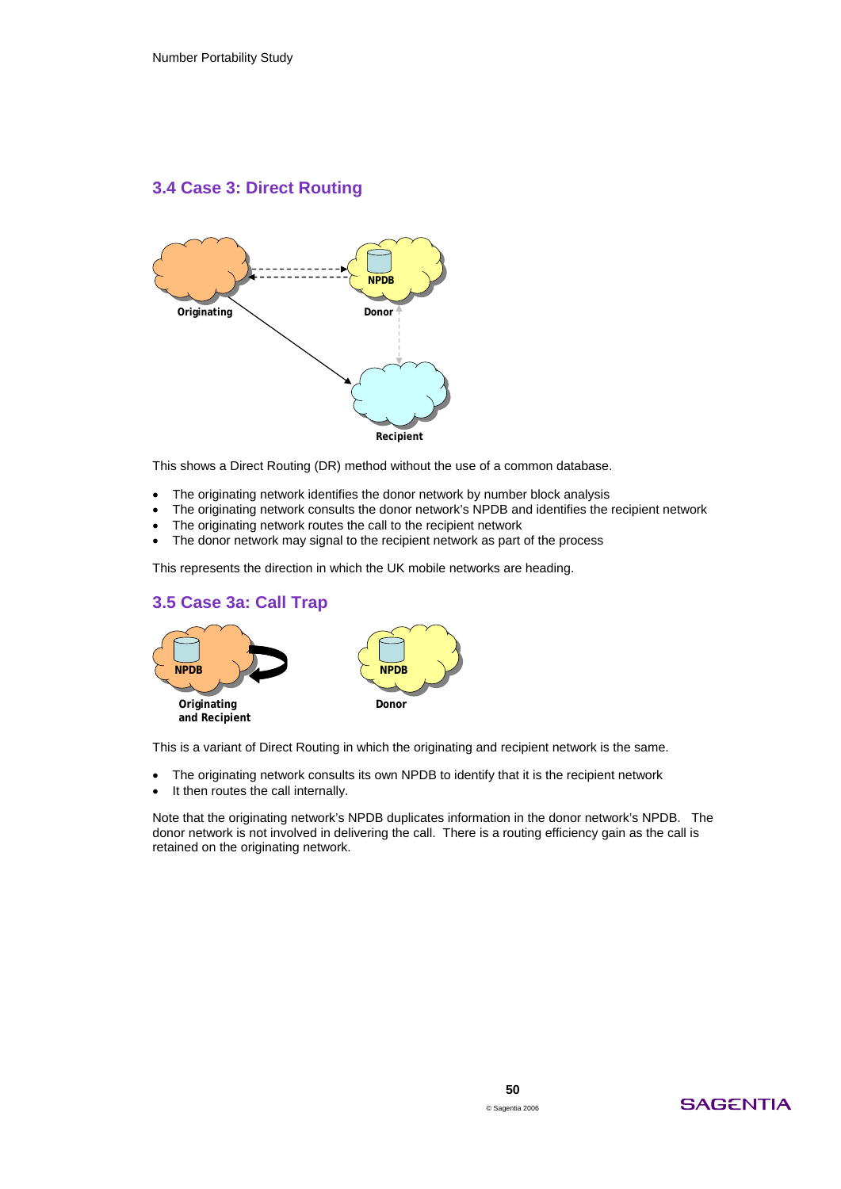## 3.4 Case 3: Direct Routing

This shows a Direct Routing (DR) method without the use of a common database.

- The originating network identifies the donor network by number block analysis
- The originating network consults the donor network's NPDB and identifies the recipient network
- The originating network routes the call to the recipient network
- The donor network may signal to the recipient network as part of the process

This represents the direction in which the UK mobile networks are heading.

## 3.5 Case 3a: Call Trap

This is a variant of Direct Routing in which the originating and recipient network is the same.

- The originating network consults its own NPDB to identify that it is the recipient network
- It then routes the call internally.

Note that the originating network's NPDB duplicates information in the donor network's NPDB. The donor network is not involved in delivering the call. There is a routing efficiency gain as the call is retained on the originating network.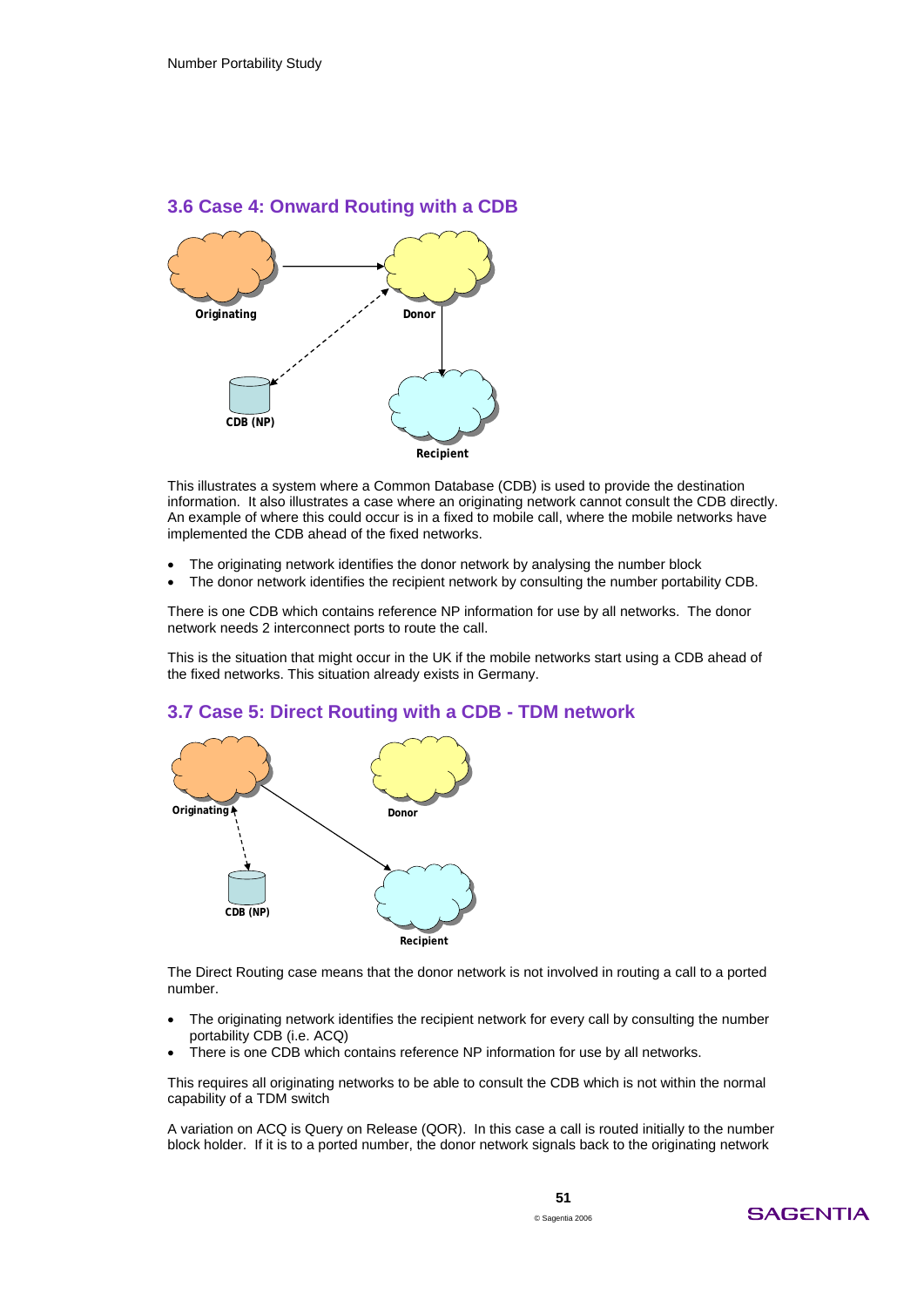## 3.6 Case 4: Onward Routing with a CDB

This illustrates a system where a Common Database (CDB) is used to provide the destination information. It also illustrates a case where an originating network cannot consult the CDB directly. An example of where this could occur is in a fixed to mobile call, where the mobile networks have implemented the CDB ahead of the fixed networks.

- The originating network identifies the donor network by analysing the number block
- The donor network identifies the recipient network by consulting the number portability CDB.

There is one CDB which contains reference NP information for use by all networks. The donor network needs 2 interconnect ports to route the call.

This is the situation that might occur in the UK if the mobile networks start using a CDB ahead of the fixed networks. This situation already exists in Germany.

## 3.7 Case 5: Direct Routing with a CDB - TDM network

The Direct Routing case means that the donor network is not involved in routing a call to a ported number.

- The originating network identifies the recipient network for every call by consulting the number portability CDB (i.e. ACQ)
- There is one CDB which contains reference NP information for use by all networks.

This requires all originating networks to be able to consult the CDB which is not within the normal capability of a TDM switch

A variation on ACQ is Query on Release (QOR). In this case a call is routed initially to the number block holder. If it is to a ported number, the donor network signals back to the originating network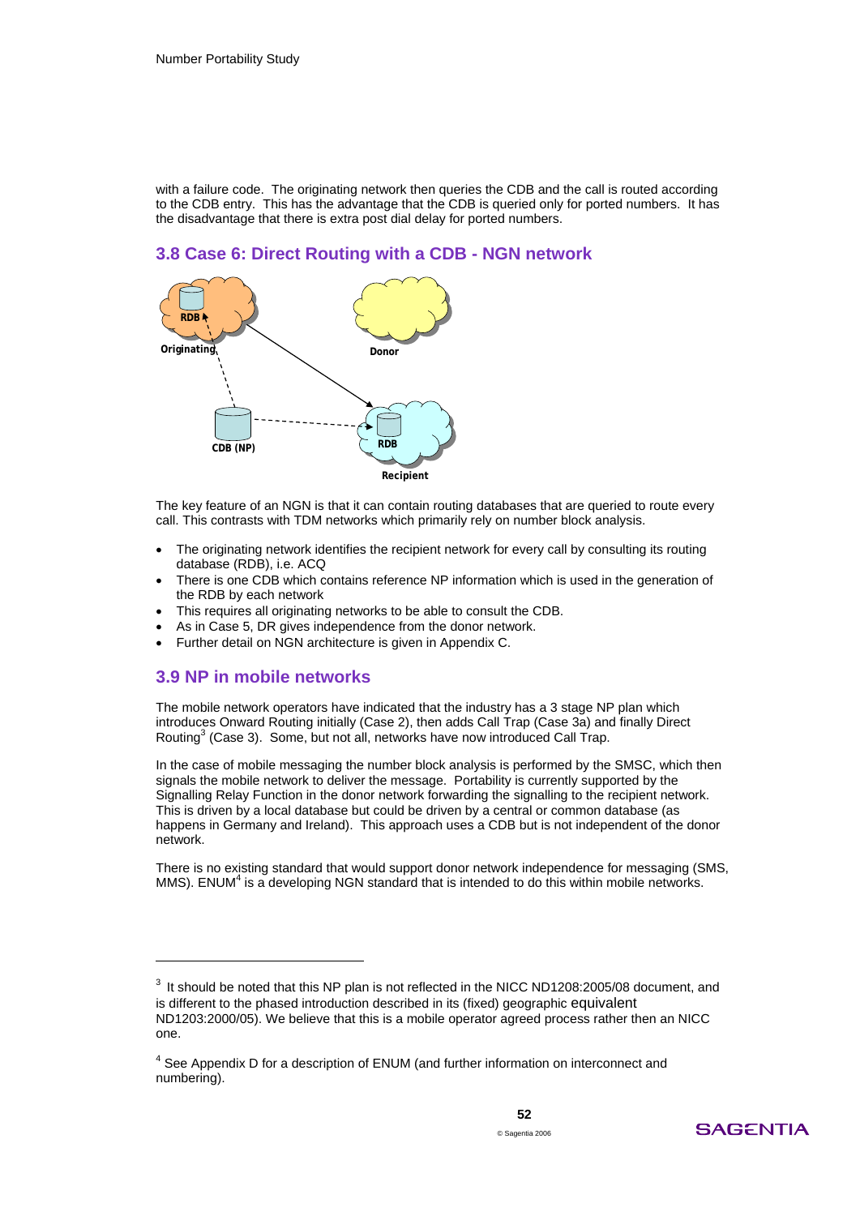with a failure code. The originating network then queries the CDB and the call is routed according to the CDB entry. This has the advantage that the CDB is queried only for ported numbers. It has the disadvantage that there is extra post dial delay for ported numbers.

## 3.8 Case 6: Direct Routing with a CDB - NGN network

The key feature of an NGN is that it can contain routing databases that are queried to route every call. This contrasts with TDM networks which primarily rely on number block analysis.

- The originating network identifies the recipient network for every call by consulting its routing database (RDB), i.e. ACQ
- There is one CDB which contains reference NP information which is used in the generation of the RDB by each network
- This requires all originating networks to be able to consult the CDB.
- As in Case 5, DR gives independence from the donor network.
- Further detail on NGN architecture is given in Appendix C.

## 3.9 NP in mobile networks

The mobile network operators have indicated that the industry has a 3 stage NP plan which introduces Onward Routing initially (Case 2), then adds Call Trap (Case 3a) and finally Direct Routing[3] (Case 3). Some, but not all, networks have now introduced Call Trap.

In the case of mobile messaging the number block analysis is performed by the SMSC, which then signals the mobile network to deliver the message. Portability is currently supported by the Signalling Relay Function in the donor network forwarding the signalling to the recipient network. This is driven by a local database but could be driven by a central or common database (as happens in Germany and Ireland). This approach uses a CDB but is not independent of the donor network.

There is no existing standard that would support donor network independence for messaging (SMS, MMS). ENUM[4] is a developing NGN standard that is intended to do this within mobile networks.

---

[3] It should be noted that this NP plan is not reflected in the NICC ND1208:2005/08 document, and is different to the phased introduction described in its (fixed) geographic equivalent ND1203:2000/05). We believe that this is a mobile operator agreed process rather then an NICC one.

[4] See Appendix D for a description of ENUM (and further information on interconnect and numbering).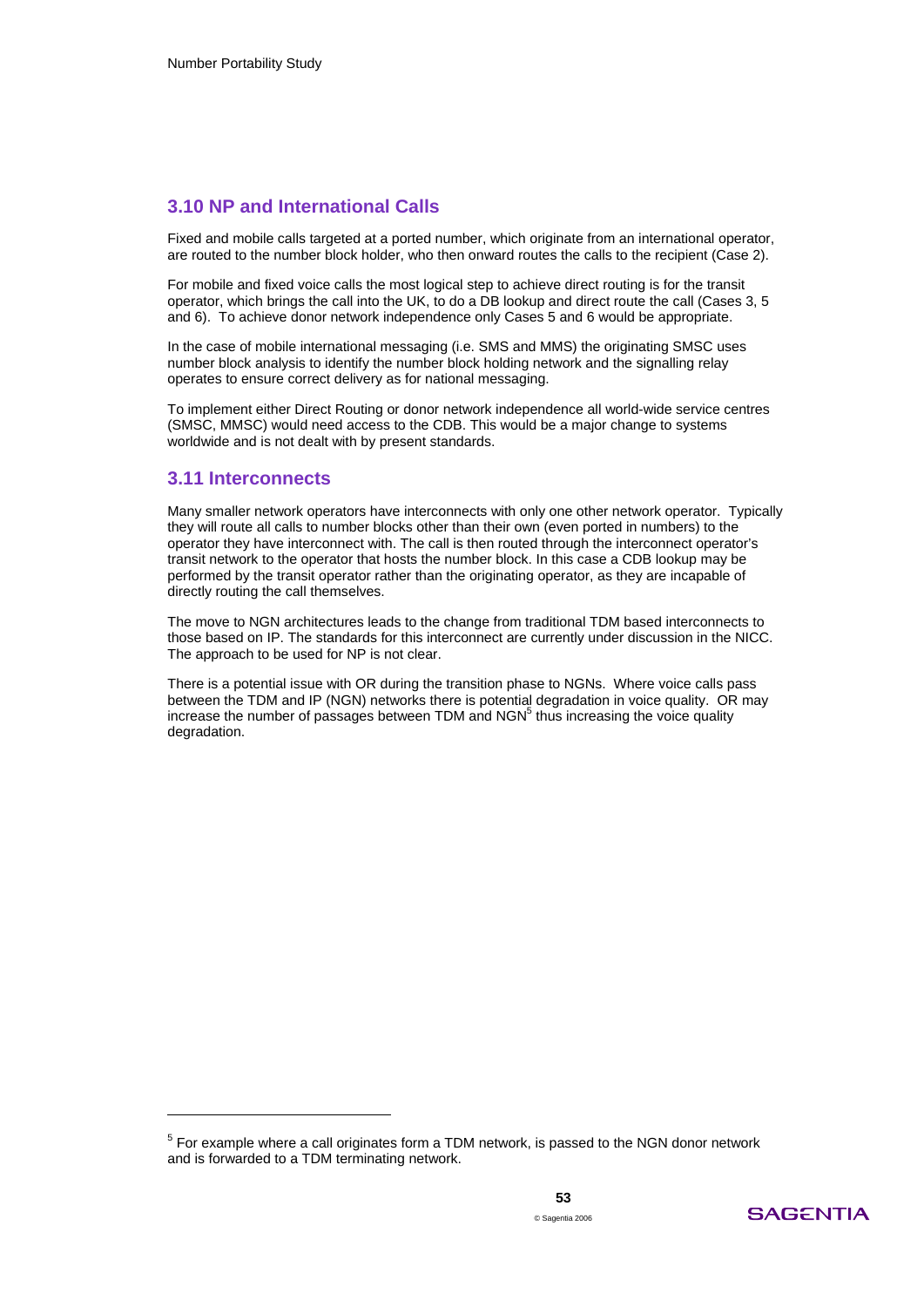## 3.10 NP and International Calls

Fixed and mobile calls targeted at a ported number, which originate from an international operator, are routed to the number block holder, who then onward routes the calls to the recipient (Case 2).

For mobile and fixed voice calls the most logical step to achieve direct routing is for the transit operator, which brings the call into the UK, to do a DB lookup and direct route the call (Cases 3, 5 and 6). To achieve donor network independence only Cases 5 and 6 would be appropriate.

In the case of mobile international messaging (i.e. SMS and MMS) the originating SMSC uses number block analysis to identify the number block holding network and the signalling relay operates to ensure correct delivery as for national messaging.

To implement either Direct Routing or donor network independence all world-wide service centres (SMSC, MMSC) would need access to the CDB. This would be a major change to systems worldwide and is not dealt with by present standards.

## 3.11 Interconnects

Many smaller network operators have interconnects with only one other network operator. Typically they will route all calls to number blocks other than their own (even ported in numbers) to the operator they have interconnect with. The call is then routed through the interconnect operator's transit network to the operator that hosts the number block. In this case a CDB lookup may be performed by the transit operator rather than the originating operator, as they are incapable of directly routing the call themselves.

The move to NGN architectures leads to the change from traditional TDM based interconnects to those based on IP. The standards for this interconnect are currently under discussion in the NICC. The approach to be used for NP is not clear.

There is a potential issue with OR during the transition phase to NGNs. Where voice calls pass between the TDM and IP (NGN) networks there is potential degradation in voice quality. OR may increase the number of passages between TDM and NGN[5] thus increasing the voice quality degradation.

---

[5] For example where a call originates form a TDM network, is passed to the NGN donor network and is forwarded to a TDM terminating network.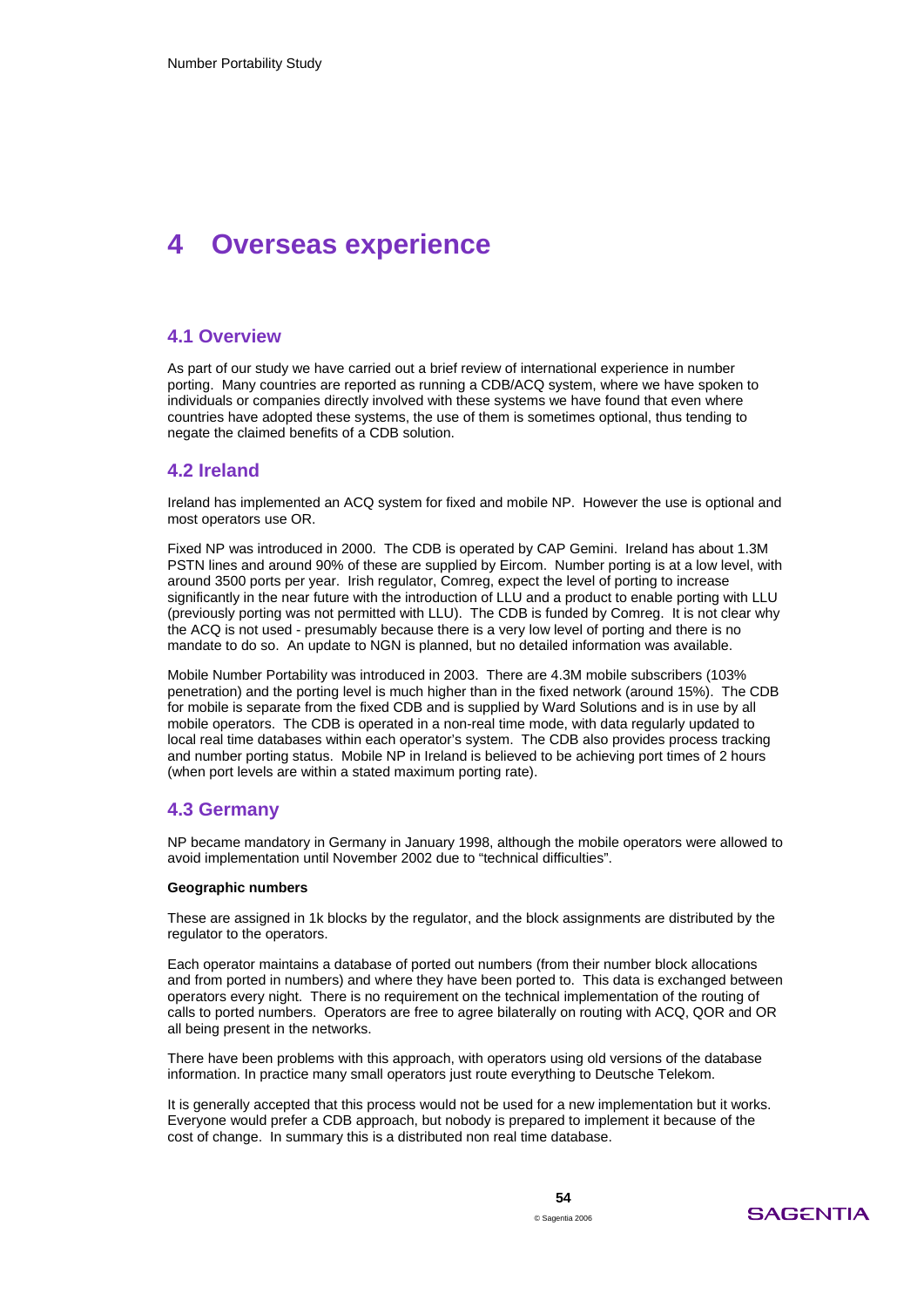# 4 Overseas experience

## 4.1 Overview

As part of our study we have carried out a brief review of international experience in number porting. Many countries are reported as running a CDB/ACQ system, where we have spoken to individuals or companies directly involved with these systems we have found that even where countries have adopted these systems, the use of them is sometimes optional, thus tending to negate the claimed benefits of a CDB solution.

## 4.2 Ireland

Ireland has implemented an ACQ system for fixed and mobile NP. However the use is optional and most operators use OR.

Fixed NP was introduced in 2000. The CDB is operated by CAP Gemini. Ireland has about 1.3M PSTN lines and around 90% of these are supplied by Eircom. Number porting is at a low level, with around 3500 ports per year. Irish regulator, Comreg, expect the level of porting to increase significantly in the near future with the introduction of LLU and a product to enable porting with LLU (previously porting was not permitted with LLU). The CDB is funded by Comreg. It is not clear why the ACQ is not used - presumably because there is a very low level of porting and there is no mandate to do so. An update to NGN is planned, but no detailed information was available.

Mobile Number Portability was introduced in 2003. There are 4.3M mobile subscribers (103% penetration) and the porting level is much higher than in the fixed network (around 15%). The CDB for mobile is separate from the fixed CDB and is supplied by Ward Solutions and is in use by all mobile operators. The CDB is operated in a non-real time mode, with data regularly updated to local real time databases within each operator's system. The CDB also provides process tracking and number porting status. Mobile NP in Ireland is believed to be achieving port times of 2 hours (when port levels are within a stated maximum porting rate).

## 4.3 Germany

NP became mandatory in Germany in January 1998, although the mobile operators were allowed to avoid implementation until November 2002 due to "technical difficulties".

**Geographic numbers**

These are assigned in 1k blocks by the regulator, and the block assignments are distributed by the regulator to the operators.

Each operator maintains a database of ported out numbers (from their number block allocations and from ported in numbers) and where they have been ported to. This data is exchanged between operators every night. There is no requirement on the technical implementation of the routing of calls to ported numbers. Operators are free to agree bilaterally on routing with ACQ, QOR and OR all being present in the networks.

There have been problems with this approach, with operators using old versions of the database information. In practice many small operators just route everything to Deutsche Telekom.

It is generally accepted that this process would not be used for a new implementation but it works. Everyone would prefer a CDB approach, but nobody is prepared to implement it because of the cost of change. In summary this is a distributed non real time database.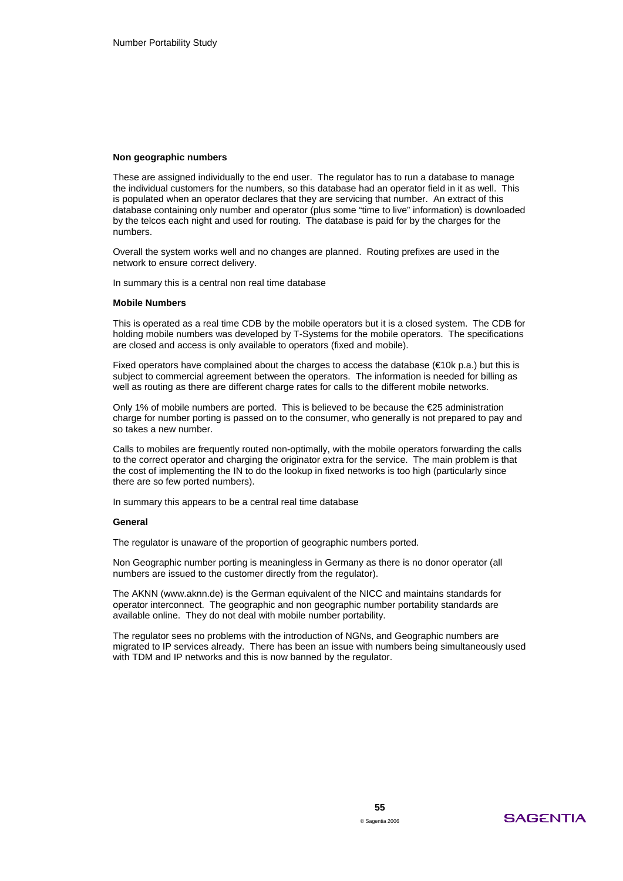**Non geographic numbers**

These are assigned individually to the end user. The regulator has to run a database to manage the individual customers for the numbers, so this database had an operator field in it as well. This is populated when an operator declares that they are servicing that number. An extract of this database containing only number and operator (plus some "time to live" information) is downloaded by the telcos each night and used for routing. The database is paid for by the charges for the numbers.

Overall the system works well and no changes are planned. Routing prefixes are used in the network to ensure correct delivery.

In summary this is a central non real time database

**Mobile Numbers**

This is operated as a real time CDB by the mobile operators but it is a closed system. The CDB for holding mobile numbers was developed by T-Systems for the mobile operators. The specifications are closed and access is only available to operators (fixed and mobile).

Fixed operators have complained about the charges to access the database (€10k p.a.) but this is subject to commercial agreement between the operators. The information is needed for billing as well as routing as there are different charge rates for calls to the different mobile networks.

Only 1% of mobile numbers are ported. This is believed to be because the €25 administration charge for number porting is passed on to the consumer, who generally is not prepared to pay and so takes a new number.

Calls to mobiles are frequently routed non-optimally, with the mobile operators forwarding the calls to the correct operator and charging the originator extra for the service. The main problem is that the cost of implementing the IN to do the lookup in fixed networks is too high (particularly since there are so few ported numbers).

In summary this appears to be a central real time database

**General**

The regulator is unaware of the proportion of geographic numbers ported.

Non Geographic number porting is meaningless in Germany as there is no donor operator (all numbers are issued to the customer directly from the regulator).

The AKNN (www.aknn.de) is the German equivalent of the NICC and maintains standards for operator interconnect. The geographic and non geographic number portability standards are available online. They do not deal with mobile number portability.

The regulator sees no problems with the introduction of NGNs, and Geographic numbers are migrated to IP services already. There has been an issue with numbers being simultaneously used with TDM and IP networks and this is now banned by the regulator.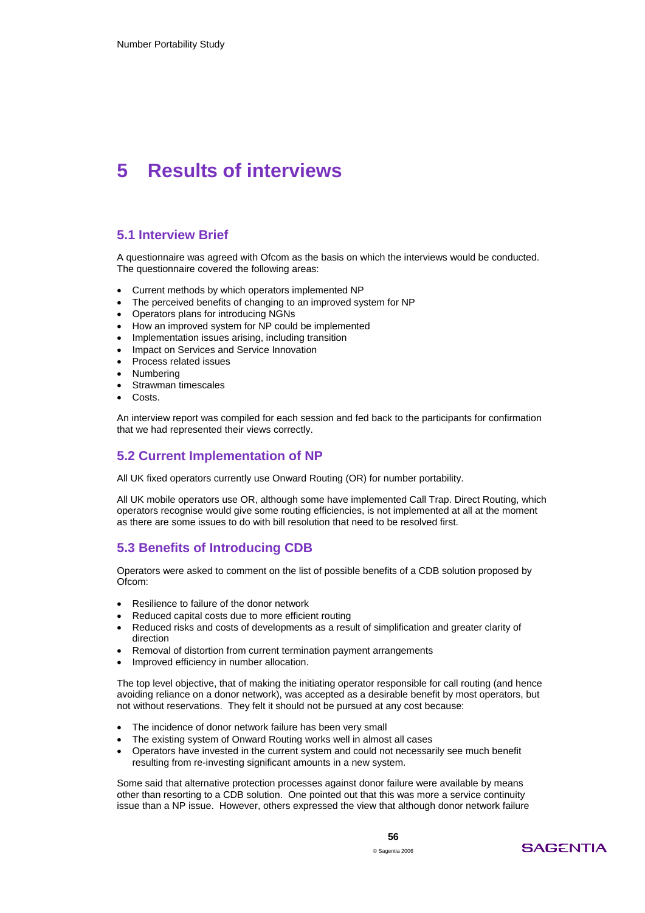# 5 Results of interviews

## 5.1 Interview Brief

A questionnaire was agreed with Ofcom as the basis on which the interviews would be conducted. The questionnaire covered the following areas:

- Current methods by which operators implemented NP
- The perceived benefits of changing to an improved system for NP
- Operators plans for introducing NGNs
- How an improved system for NP could be implemented
- Implementation issues arising, including transition
- Impact on Services and Service Innovation
- Process related issues
- Numbering
- Strawman timescales
- Costs.

An interview report was compiled for each session and fed back to the participants for confirmation that we had represented their views correctly.

## 5.2 Current Implementation of NP

All UK fixed operators currently use Onward Routing (OR) for number portability.

All UK mobile operators use OR, although some have implemented Call Trap. Direct Routing, which operators recognise would give some routing efficiencies, is not implemented at all at the moment as there are some issues to do with bill resolution that need to be resolved first.

## 5.3 Benefits of Introducing CDB

Operators were asked to comment on the list of possible benefits of a CDB solution proposed by Ofcom:

- Resilience to failure of the donor network
- Reduced capital costs due to more efficient routing
- Reduced risks and costs of developments as a result of simplification and greater clarity of direction
- Removal of distortion from current termination payment arrangements
- Improved efficiency in number allocation.

The top level objective, that of making the initiating operator responsible for call routing (and hence avoiding reliance on a donor network), was accepted as a desirable benefit by most operators, but not without reservations. They felt it should not be pursued at any cost because:

- The incidence of donor network failure has been very small
- The existing system of Onward Routing works well in almost all cases
- Operators have invested in the current system and could not necessarily see much benefit resulting from re-investing significant amounts in a new system.

Some said that alternative protection processes against donor failure were available by means other than resorting to a CDB solution. One pointed out that this was more a service continuity issue than a NP issue. However, others expressed the view that although donor network failure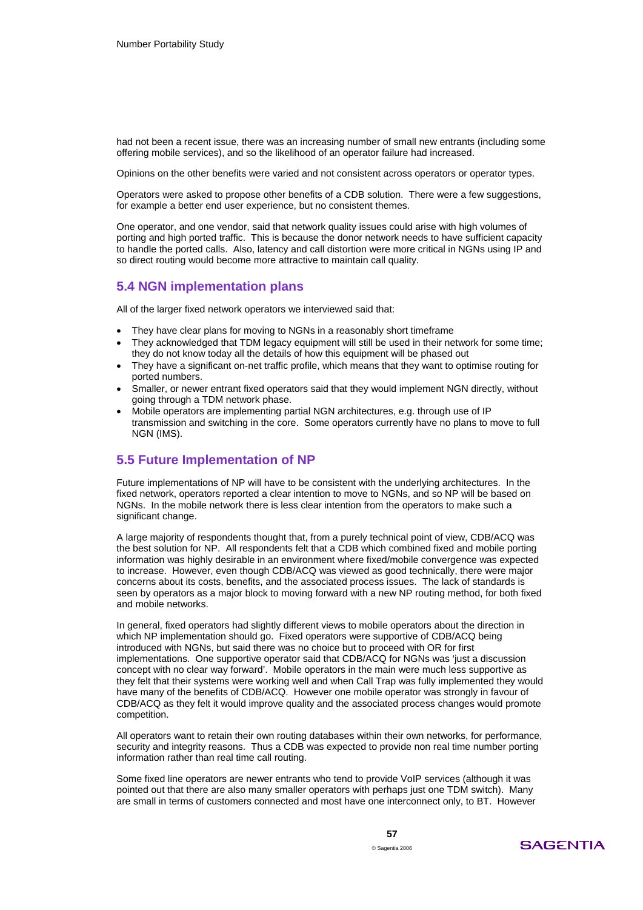had not been a recent issue, there was an increasing number of small new entrants (including some offering mobile services), and so the likelihood of an operator failure had increased.

Opinions on the other benefits were varied and not consistent across operators or operator types.

Operators were asked to propose other benefits of a CDB solution. There were a few suggestions, for example a better end user experience, but no consistent themes.

One operator, and one vendor, said that network quality issues could arise with high volumes of porting and high ported traffic. This is because the donor network needs to have sufficient capacity to handle the ported calls. Also, latency and call distortion were more critical in NGNs using IP and so direct routing would become more attractive to maintain call quality.

## 5.4 NGN implementation plans

All of the larger fixed network operators we interviewed said that:

- They have clear plans for moving to NGNs in a reasonably short timeframe
- They acknowledged that TDM legacy equipment will still be used in their network for some time; they do not know today all the details of how this equipment will be phased out
- They have a significant on-net traffic profile, which means that they want to optimise routing for ported numbers.
- Smaller, or newer entrant fixed operators said that they would implement NGN directly, without going through a TDM network phase.
- Mobile operators are implementing partial NGN architectures, e.g. through use of IP transmission and switching in the core. Some operators currently have no plans to move to full NGN (IMS).

## 5.5 Future Implementation of NP

Future implementations of NP will have to be consistent with the underlying architectures. In the fixed network, operators reported a clear intention to move to NGNs, and so NP will be based on NGNs. In the mobile network there is less clear intention from the operators to make such a significant change.

A large majority of respondents thought that, from a purely technical point of view, CDB/ACQ was the best solution for NP. All respondents felt that a CDB which combined fixed and mobile porting information was highly desirable in an environment where fixed/mobile convergence was expected to increase. However, even though CDB/ACQ was viewed as good technically, there were major concerns about its costs, benefits, and the associated process issues. The lack of standards is seen by operators as a major block to moving forward with a new NP routing method, for both fixed and mobile networks.

In general, fixed operators had slightly different views to mobile operators about the direction in which NP implementation should go. Fixed operators were supportive of CDB/ACQ being introduced with NGNs, but said there was no choice but to proceed with OR for first implementations. One supportive operator said that CDB/ACQ for NGNs was 'just a discussion concept with no clear way forward'. Mobile operators in the main were much less supportive as they felt that their systems were working well and when Call Trap was fully implemented they would have many of the benefits of CDB/ACQ. However one mobile operator was strongly in favour of CDB/ACQ as they felt it would improve quality and the associated process changes would promote competition.

All operators want to retain their own routing databases within their own networks, for performance, security and integrity reasons. Thus a CDB was expected to provide non real time number porting information rather than real time call routing.

Some fixed line operators are newer entrants who tend to provide VoIP services (although it was pointed out that there are also many smaller operators with perhaps just one TDM switch). Many are small in terms of customers connected and most have one interconnect only, to BT. However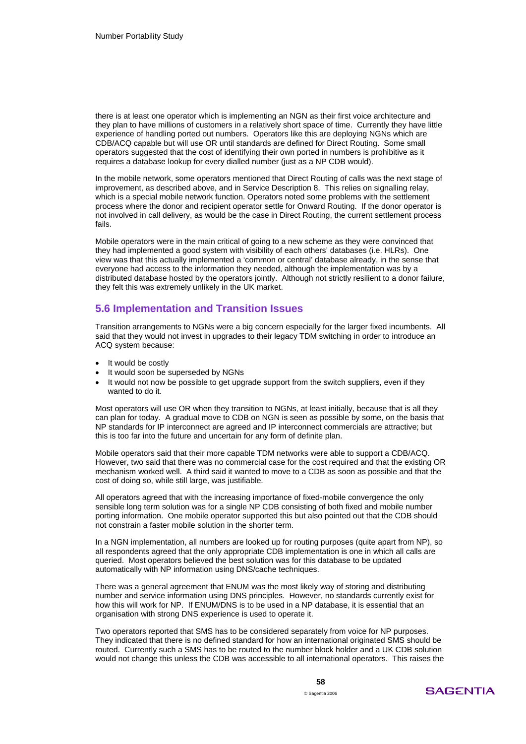there is at least one operator which is implementing an NGN as their first voice architecture and they plan to have millions of customers in a relatively short space of time. Currently they have little experience of handling ported out numbers. Operators like this are deploying NGNs which are CDB/ACQ capable but will use OR until standards are defined for Direct Routing. Some small operators suggested that the cost of identifying their own ported in numbers is prohibitive as it requires a database lookup for every dialled number (just as a NP CDB would).

In the mobile network, some operators mentioned that Direct Routing of calls was the next stage of improvement, as described above, and in Service Description 8. This relies on signalling relay, which is a special mobile network function. Operators noted some problems with the settlement process where the donor and recipient operator settle for Onward Routing. If the donor operator is not involved in call delivery, as would be the case in Direct Routing, the current settlement process fails.

Mobile operators were in the main critical of going to a new scheme as they were convinced that they had implemented a good system with visibility of each others' databases (i.e. HLRs). One view was that this actually implemented a 'common or central' database already, in the sense that everyone had access to the information they needed, although the implementation was by a distributed database hosted by the operators jointly. Although not strictly resilient to a donor failure, they felt this was extremely unlikely in the UK market.

## 5.6 Implementation and Transition Issues

Transition arrangements to NGNs were a big concern especially for the larger fixed incumbents. All said that they would not invest in upgrades to their legacy TDM switching in order to introduce an ACQ system because:

- It would be costly
- It would soon be superseded by NGNs
- It would not now be possible to get upgrade support from the switch suppliers, even if they wanted to do it.

Most operators will use OR when they transition to NGNs, at least initially, because that is all they can plan for today. A gradual move to CDB on NGN is seen as possible by some, on the basis that NP standards for IP interconnect are agreed and IP interconnect commercials are attractive; but this is too far into the future and uncertain for any form of definite plan.

Mobile operators said that their more capable TDM networks were able to support a CDB/ACQ. However, two said that there was no commercial case for the cost required and that the existing OR mechanism worked well. A third said it wanted to move to a CDB as soon as possible and that the cost of doing so, while still large, was justifiable.

All operators agreed that with the increasing importance of fixed-mobile convergence the only sensible long term solution was for a single NP CDB consisting of both fixed and mobile number porting information. One mobile operator supported this but also pointed out that the CDB should not constrain a faster mobile solution in the shorter term.

In a NGN implementation, all numbers are looked up for routing purposes (quite apart from NP), so all respondents agreed that the only appropriate CDB implementation is one in which all calls are queried. Most operators believed the best solution was for this database to be updated automatically with NP information using DNS/cache techniques.

There was a general agreement that ENUM was the most likely way of storing and distributing number and service information using DNS principles. However, no standards currently exist for how this will work for NP. If ENUM/DNS is to be used in a NP database, it is essential that an organisation with strong DNS experience is used to operate it.

Two operators reported that SMS has to be considered separately from voice for NP purposes. They indicated that there is no defined standard for how an international originated SMS should be routed. Currently such a SMS has to be routed to the number block holder and a UK CDB solution would not change this unless the CDB was accessible to all international operators. This raises the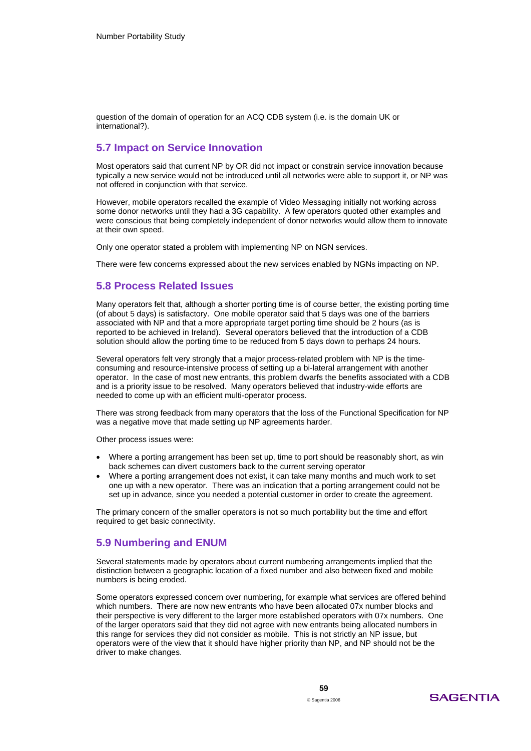question of the domain of operation for an ACQ CDB system (i.e. is the domain UK or international?).

## 5.7 Impact on Service Innovation

Most operators said that current NP by OR did not impact or constrain service innovation because typically a new service would not be introduced until all networks were able to support it, or NP was not offered in conjunction with that service.

However, mobile operators recalled the example of Video Messaging initially not working across some donor networks until they had a 3G capability. A few operators quoted other examples and were conscious that being completely independent of donor networks would allow them to innovate at their own speed.

Only one operator stated a problem with implementing NP on NGN services.

There were few concerns expressed about the new services enabled by NGNs impacting on NP.

## 5.8 Process Related Issues

Many operators felt that, although a shorter porting time is of course better, the existing porting time (of about 5 days) is satisfactory. One mobile operator said that 5 days was one of the barriers associated with NP and that a more appropriate target porting time should be 2 hours (as is reported to be achieved in Ireland). Several operators believed that the introduction of a CDB solution should allow the porting time to be reduced from 5 days down to perhaps 24 hours.

Several operators felt very strongly that a major process-related problem with NP is the time-consuming and resource-intensive process of setting up a bi-lateral arrangement with another operator. In the case of most new entrants, this problem dwarfs the benefits associated with a CDB and is a priority issue to be resolved. Many operators believed that industry-wide efforts are needed to come up with an efficient multi-operator process.

There was strong feedback from many operators that the loss of the Functional Specification for NP was a negative move that made setting up NP agreements harder.

Other process issues were:

- Where a porting arrangement has been set up, time to port should be reasonably short, as win back schemes can divert customers back to the current serving operator
- Where a porting arrangement does not exist, it can take many months and much work to set one up with a new operator. There was an indication that a porting arrangement could not be set up in advance, since you needed a potential customer in order to create the agreement.

The primary concern of the smaller operators is not so much portability but the time and effort required to get basic connectivity.

## 5.9 Numbering and ENUM

Several statements made by operators about current numbering arrangements implied that the distinction between a geographic location of a fixed number and also between fixed and mobile numbers is being eroded.

Some operators expressed concern over numbering, for example what services are offered behind which numbers. There are now new entrants who have been allocated 07x number blocks and their perspective is very different to the larger more established operators with 07x numbers. One of the larger operators said that they did not agree with new entrants being allocated numbers in this range for services they did not consider as mobile. This is not strictly an NP issue, but operators were of the view that it should have higher priority than NP, and NP should not be the driver to make changes.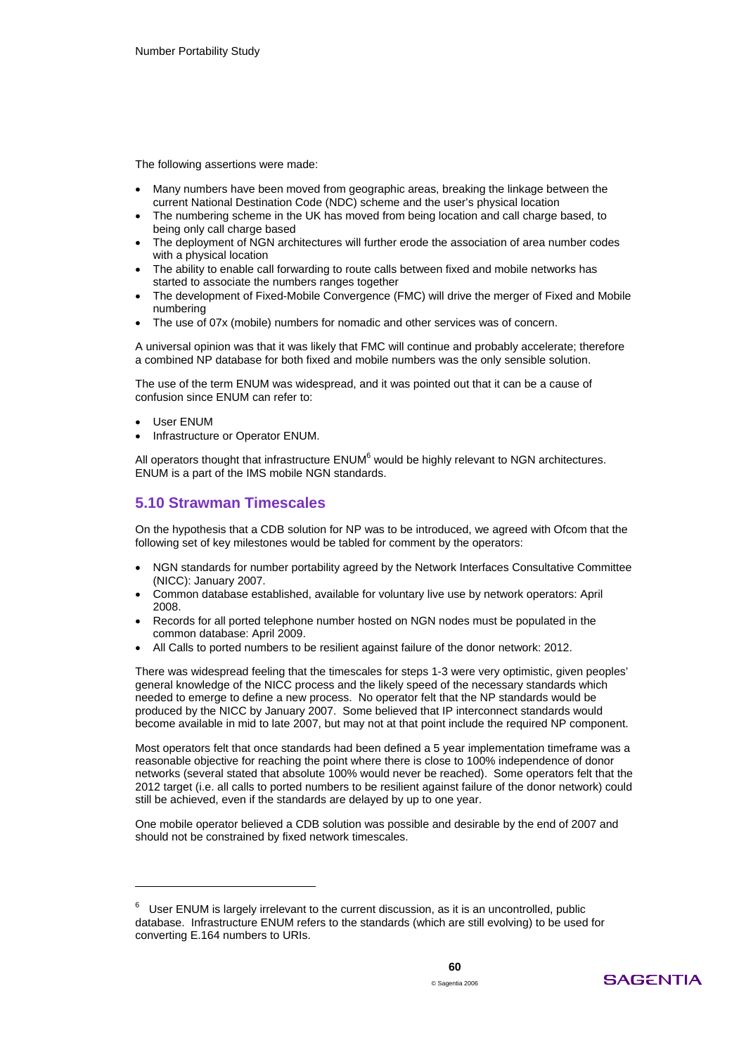The following assertions were made:

- Many numbers have been moved from geographic areas, breaking the linkage between the current National Destination Code (NDC) scheme and the user's physical location
- The numbering scheme in the UK has moved from being location and call charge based, to being only call charge based
- The deployment of NGN architectures will further erode the association of area number codes with a physical location
- The ability to enable call forwarding to route calls between fixed and mobile networks has started to associate the numbers ranges together
- The development of Fixed-Mobile Convergence (FMC) will drive the merger of Fixed and Mobile numbering
- The use of 07x (mobile) numbers for nomadic and other services was of concern.

A universal opinion was that it was likely that FMC will continue and probably accelerate; therefore a combined NP database for both fixed and mobile numbers was the only sensible solution.

The use of the term ENUM was widespread, and it was pointed out that it can be a cause of confusion since ENUM can refer to:

- User ENUM
- Infrastructure or Operator ENUM.

All operators thought that infrastructure ENUM[6] would be highly relevant to NGN architectures. ENUM is a part of the IMS mobile NGN standards.

## 5.10 Strawman Timescales

On the hypothesis that a CDB solution for NP was to be introduced, we agreed with Ofcom that the following set of key milestones would be tabled for comment by the operators:

- NGN standards for number portability agreed by the Network Interfaces Consultative Committee (NICC): January 2007.
- Common database established, available for voluntary live use by network operators: April 2008.
- Records for all ported telephone number hosted on NGN nodes must be populated in the common database: April 2009.
- All Calls to ported numbers to be resilient against failure of the donor network: 2012.

There was widespread feeling that the timescales for steps 1-3 were very optimistic, given peoples' general knowledge of the NICC process and the likely speed of the necessary standards which needed to emerge to define a new process. No operator felt that the NP standards would be produced by the NICC by January 2007. Some believed that IP interconnect standards would become available in mid to late 2007, but may not at that point include the required NP component.

Most operators felt that once standards had been defined a 5 year implementation timeframe was a reasonable objective for reaching the point where there is close to 100% independence of donor networks (several stated that absolute 100% would never be reached). Some operators felt that the 2012 target (i.e. all calls to ported numbers to be resilient against failure of the donor network) could still be achieved, even if the standards are delayed by up to one year.

One mobile operator believed a CDB solution was possible and desirable by the end of 2007 and should not be constrained by fixed network timescales.

---

[6] User ENUM is largely irrelevant to the current discussion, as it is an uncontrolled, public database. Infrastructure ENUM refers to the standards (which are still evolving) to be used for converting E.164 numbers to URIs.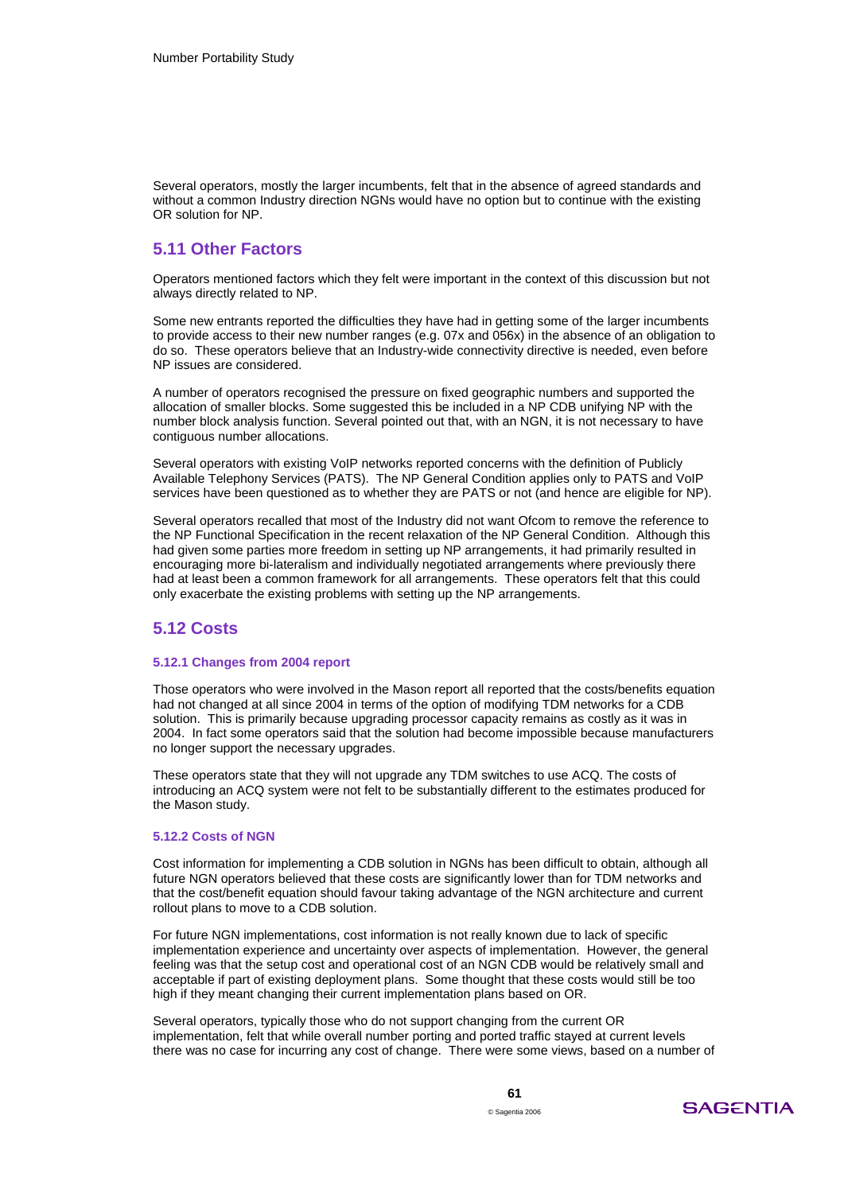Several operators, mostly the larger incumbents, felt that in the absence of agreed standards and without a common Industry direction NGNs would have no option but to continue with the existing OR solution for NP.

## 5.11 Other Factors

Operators mentioned factors which they felt were important in the context of this discussion but not always directly related to NP.

Some new entrants reported the difficulties they have had in getting some of the larger incumbents to provide access to their new number ranges (e.g. 07x and 056x) in the absence of an obligation to do so. These operators believe that an Industry-wide connectivity directive is needed, even before NP issues are considered.

A number of operators recognised the pressure on fixed geographic numbers and supported the allocation of smaller blocks. Some suggested this be included in a NP CDB unifying NP with the number block analysis function. Several pointed out that, with an NGN, it is not necessary to have contiguous number allocations.

Several operators with existing VoIP networks reported concerns with the definition of Publicly Available Telephony Services (PATS). The NP General Condition applies only to PATS and VoIP services have been questioned as to whether they are PATS or not (and hence are eligible for NP).

Several operators recalled that most of the Industry did not want Ofcom to remove the reference to the NP Functional Specification in the recent relaxation of the NP General Condition. Although this had given some parties more freedom in setting up NP arrangements, it had primarily resulted in encouraging more bi-lateralism and individually negotiated arrangements where previously there had at least been a common framework for all arrangements. These operators felt that this could only exacerbate the existing problems with setting up the NP arrangements.

## 5.12 Costs

### 5.12.1 Changes from 2004 report

Those operators who were involved in the Mason report all reported that the costs/benefits equation had not changed at all since 2004 in terms of the option of modifying TDM networks for a CDB solution. This is primarily because upgrading processor capacity remains as costly as it was in 2004. In fact some operators said that the solution had become impossible because manufacturers no longer support the necessary upgrades.

These operators state that they will not upgrade any TDM switches to use ACQ. The costs of introducing an ACQ system were not felt to be substantially different to the estimates produced for the Mason study.

### 5.12.2 Costs of NGN

Cost information for implementing a CDB solution in NGNs has been difficult to obtain, although all future NGN operators believed that these costs are significantly lower than for TDM networks and that the cost/benefit equation should favour taking advantage of the NGN architecture and current rollout plans to move to a CDB solution.

For future NGN implementations, cost information is not really known due to lack of specific implementation experience and uncertainty over aspects of implementation. However, the general feeling was that the setup cost and operational cost of an NGN CDB would be relatively small and acceptable if part of existing deployment plans. Some thought that these costs would still be too high if they meant changing their current implementation plans based on OR.

Several operators, typically those who do not support changing from the current OR implementation, felt that while overall number porting and ported traffic stayed at current levels there was no case for incurring any cost of change. There were some views, based on a number of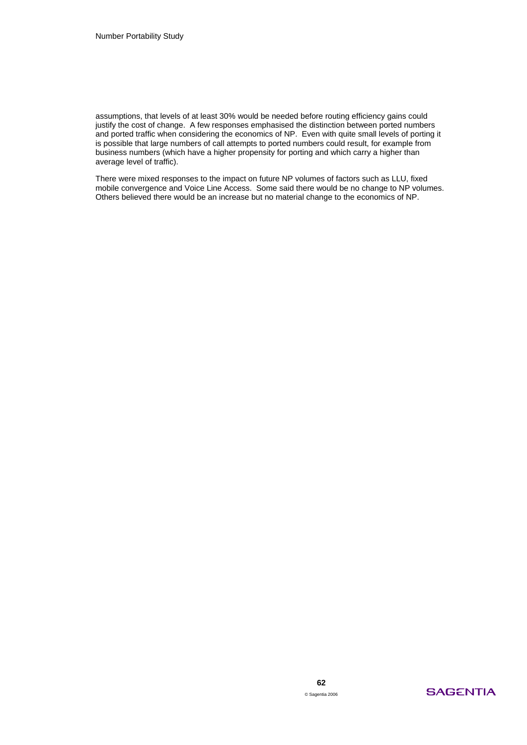assumptions, that levels of at least 30% would be needed before routing efficiency gains could justify the cost of change. A few responses emphasised the distinction between ported numbers and ported traffic when considering the economics of NP. Even with quite small levels of porting it is possible that large numbers of call attempts to ported numbers could result, for example from business numbers (which have a higher propensity for porting and which carry a higher than average level of traffic).

There were mixed responses to the impact on future NP volumes of factors such as LLU, fixed mobile convergence and Voice Line Access. Some said there would be no change to NP volumes. Others believed there would be an increase but no material change to the economics of NP.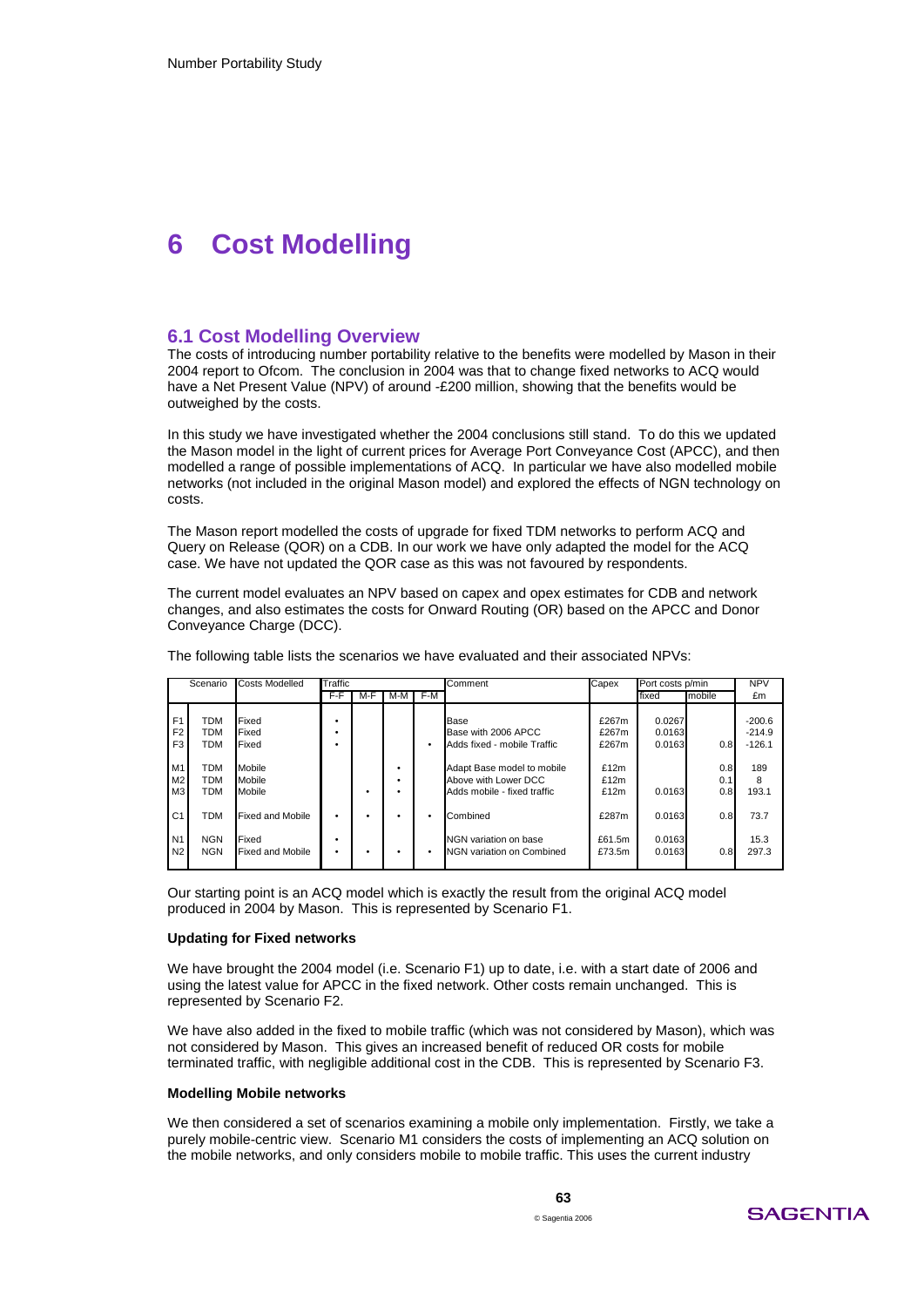# 6 Cost Modelling

## 6.1 Cost Modelling Overview

The costs of introducing number portability relative to the benefits were modelled by Mason in their 2004 report to Ofcom. The conclusion in 2004 was that to change fixed networks to ACQ would have a Net Present Value (NPV) of around -£200 million, showing that the benefits would be outweighed by the costs.

In this study we have investigated whether the 2004 conclusions still stand. To do this we updated the Mason model in the light of current prices for Average Port Conveyance Cost (APCC), and then modelled a range of possible implementations of ACQ. In particular we have also modelled mobile networks (not included in the original Mason model) and explored the effects of NGN technology on costs.

The Mason report modelled the costs of upgrade for fixed TDM networks to perform ACQ and Query on Release (QOR) on a CDB. In our work we have only adapted the model for the ACQ case. We have not updated the QOR case as this was not favoured by respondents.

The current model evaluates an NPV based on capex and opex estimates for CDB and network changes, and also estimates the costs for Onward Routing (OR) based on the APCC and Donor Conveyance Charge (DCC).

The following table lists the scenarios we have evaluated and their associated NPVs:

| Scenario | | Costs Modelled | Traffic | | | | Comment | Capex | Port costs p/min | | NPV |
|---|---|---|---|---|---|---|---|---|---|---|---|
| | | | F-F | M-F | M-M | F-M | | | fixed | mobile | £m |
| F1 | TDM | Fixed | • | | | | Base | £267m | 0.0267 | | -200.6 |
| F2 | TDM | Fixed | • | | | | Base with 2006 APCC | £267m | 0.0163 | | -214.9 |
| F3 | TDM | Fixed | • | | | • | Adds fixed - mobile Traffic | £267m | 0.0163 | 0.8 | -126.1 |
| M1 | TDM | Mobile | | | • | | Adapt Base model to mobile | £12m | | 0.8 | 189 |
| M2 | TDM | Mobile | | | • | | Above with Lower DCC | £12m | | 0.1 | 8 |
| M3 | TDM | Mobile | | • | • | | Adds mobile - fixed traffic | £12m | 0.0163 | 0.8 | 193.1 |
| C1 | TDM | Fixed and Mobile | • | • | • | • | Combined | £287m | 0.0163 | 0.8 | 73.7 |
| N1 | NGN | Fixed | • | | | | NGN variation on base | £61.5m | 0.0163 | | 15.3 |
| N2 | NGN | Fixed and Mobile | • | • | • | • | NGN variation on Combined | £73.5m | 0.0163 | 0.8 | 297.3 |

Our starting point is an ACQ model which is exactly the result from the original ACQ model produced in 2004 by Mason. This is represented by Scenario F1.

**Updating for Fixed networks**

We have brought the 2004 model (i.e. Scenario F1) up to date, i.e. with a start date of 2006 and using the latest value for APCC in the fixed network. Other costs remain unchanged. This is represented by Scenario F2.

We have also added in the fixed to mobile traffic (which was not considered by Mason), which was not considered by Mason. This gives an increased benefit of reduced OR costs for mobile terminated traffic, with negligible additional cost in the CDB. This is represented by Scenario F3.

**Modelling Mobile networks**

We then considered a set of scenarios examining a mobile only implementation. Firstly, we take a purely mobile-centric view. Scenario M1 considers the costs of implementing an ACQ solution on the mobile networks, and only considers mobile to mobile traffic. This uses the current industry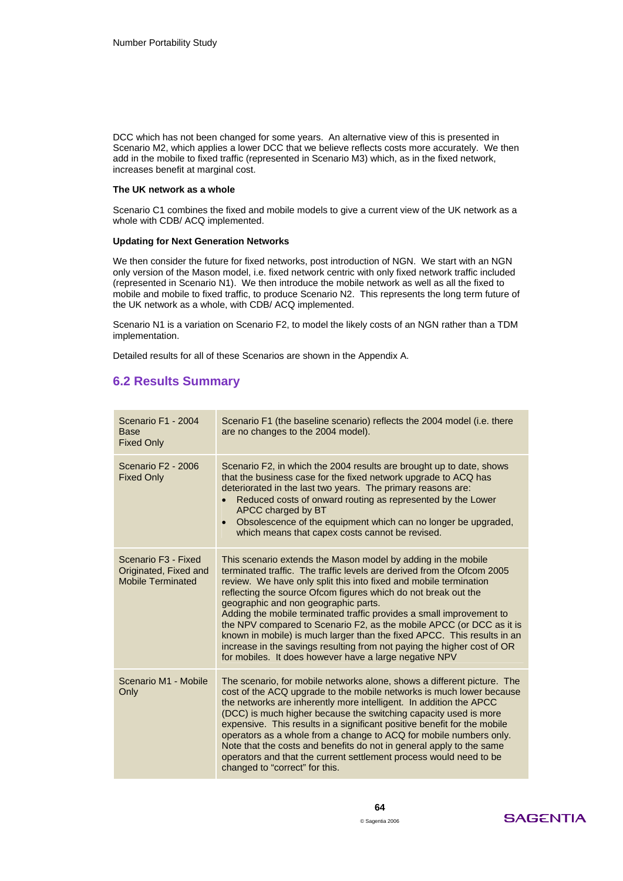DCC which has not been changed for some years. An alternative view of this is presented in Scenario M2, which applies a lower DCC that we believe reflects costs more accurately. We then add in the mobile to fixed traffic (represented in Scenario M3) which, as in the fixed network, increases benefit at marginal cost.

**The UK network as a whole**

Scenario C1 combines the fixed and mobile models to give a current view of the UK network as a whole with CDB/ ACQ implemented.

**Updating for Next Generation Networks**

We then consider the future for fixed networks, post introduction of NGN. We start with an NGN only version of the Mason model, i.e. fixed network centric with only fixed network traffic included (represented in Scenario N1). We then introduce the mobile network as well as all the fixed to mobile and mobile to fixed traffic, to produce Scenario N2. This represents the long term future of the UK network as a whole, with CDB/ ACQ implemented.

Scenario N1 is a variation on Scenario F2, to model the likely costs of an NGN rather than a TDM implementation.

Detailed results for all of these Scenarios are shown in the Appendix A.

## 6.2 Results Summary

| | |
|---|---|
| Scenario F1 - 2004 Base Fixed Only | Scenario F1 (the baseline scenario) reflects the 2004 model (i.e. there are no changes to the 2004 model). |
| Scenario F2 - 2006 Fixed Only | Scenario F2, in which the 2004 results are brought up to date, shows that the business case for the fixed network upgrade to ACQ has deteriorated in the last two years. The primary reasons are:<br>• Reduced costs of onward routing as represented by the Lower APCC charged by BT<br>• Obsolescence of the equipment which can no longer be upgraded, which means that capex costs cannot be revised. |
| Scenario F3 - Fixed Originated, Fixed and Mobile Terminated | This scenario extends the Mason model by adding in the mobile terminated traffic. The traffic levels are derived from the Ofcom 2005 review. We have only split this into fixed and mobile termination reflecting the source Ofcom figures which do not break out the geographic and non geographic parts.<br>Adding the mobile terminated traffic provides a small improvement to the NPV compared to Scenario F2, as the mobile APCC (or DCC as it is known in mobile) is much larger than the fixed APCC. This results in an increase in the savings resulting from not paying the higher cost of OR for mobiles. It does however have a large negative NPV |
| Scenario M1 - Mobile Only | The scenario, for mobile networks alone, shows a different picture. The cost of the ACQ upgrade to the mobile networks is much lower because the networks are inherently more intelligent. In addition the APCC (DCC) is much higher because the switching capacity used is more expensive. This results in a significant positive benefit for the mobile operators as a whole from a change to ACQ for mobile numbers only. Note that the costs and benefits do not in general apply to the same operators and that the current settlement process would need to be changed to "correct" for this. |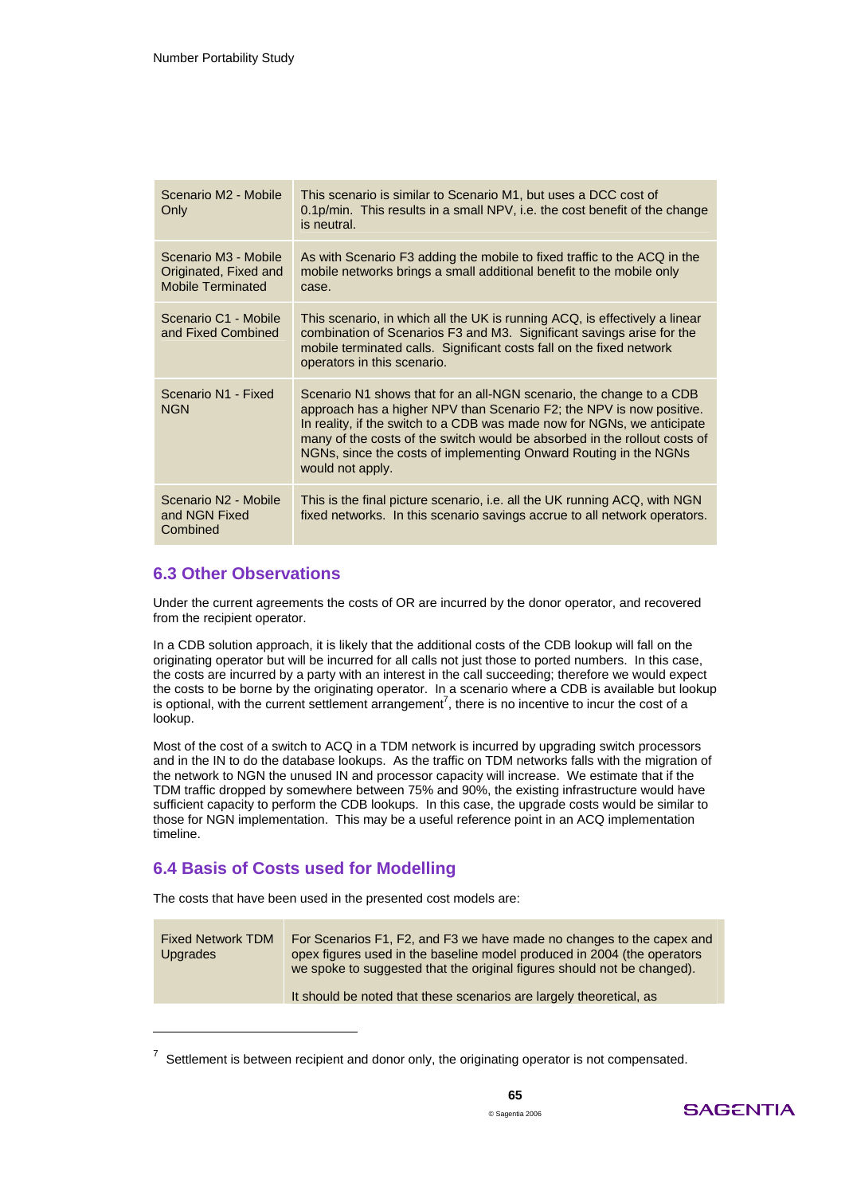| | |
|---|---|
| Scenario M2 - Mobile Only | This scenario is similar to Scenario M1, but uses a DCC cost of 0.1p/min. This results in a small NPV, i.e. the cost benefit of the change is neutral. |
| Scenario M3 - Mobile Originated, Fixed and Mobile Terminated | As with Scenario F3 adding the mobile to fixed traffic to the ACQ in the mobile networks brings a small additional benefit to the mobile only case. |
| Scenario C1 - Mobile and Fixed Combined | This scenario, in which all the UK is running ACQ, is effectively a linear combination of Scenarios F3 and M3. Significant savings arise for the mobile terminated calls. Significant costs fall on the fixed network operators in this scenario. |
| Scenario N1 - Fixed NGN | Scenario N1 shows that for an all-NGN scenario, the change to a CDB approach has a higher NPV than Scenario F2; the NPV is now positive. In reality, if the switch to a CDB was made now for NGNs, we anticipate many of the costs of the switch would be absorbed in the rollout costs of NGNs, since the costs of implementing Onward Routing in the NGNs would not apply. |
| Scenario N2 - Mobile and NGN Fixed Combined | This is the final picture scenario, i.e. all the UK running ACQ, with NGN fixed networks. In this scenario savings accrue to all network operators. |

## 6.3 Other Observations

Under the current agreements the costs of OR are incurred by the donor operator, and recovered from the recipient operator.

In a CDB solution approach, it is likely that the additional costs of the CDB lookup will fall on the originating operator but will be incurred for all calls not just those to ported numbers. In this case, the costs are incurred by a party with an interest in the call succeeding; therefore we would expect the costs to be borne by the originating operator. In a scenario where a CDB is available but lookup is optional, with the current settlement arrangement[7], there is no incentive to incur the cost of a lookup.

Most of the cost of a switch to ACQ in a TDM network is incurred by upgrading switch processors and in the IN to do the database lookups. As the traffic on TDM networks falls with the migration of the network to NGN the unused IN and processor capacity will increase. We estimate that if the TDM traffic dropped by somewhere between 75% and 90%, the existing infrastructure would have sufficient capacity to perform the CDB lookups. In this case, the upgrade costs would be similar to those for NGN implementation. This may be a useful reference point in an ACQ implementation timeline.

## 6.4 Basis of Costs used for Modelling

The costs that have been used in the presented cost models are:

| | |
|---|---|
| Fixed Network TDM Upgrades | For Scenarios F1, F2, and F3 we have made no changes to the capex and opex figures used in the baseline model produced in 2004 (the operators we spoke to suggested that the original figures should not be changed).<br><br>It should be noted that these scenarios are largely theoretical, as |

[7] Settlement is between recipient and donor only, the originating operator is not compensated.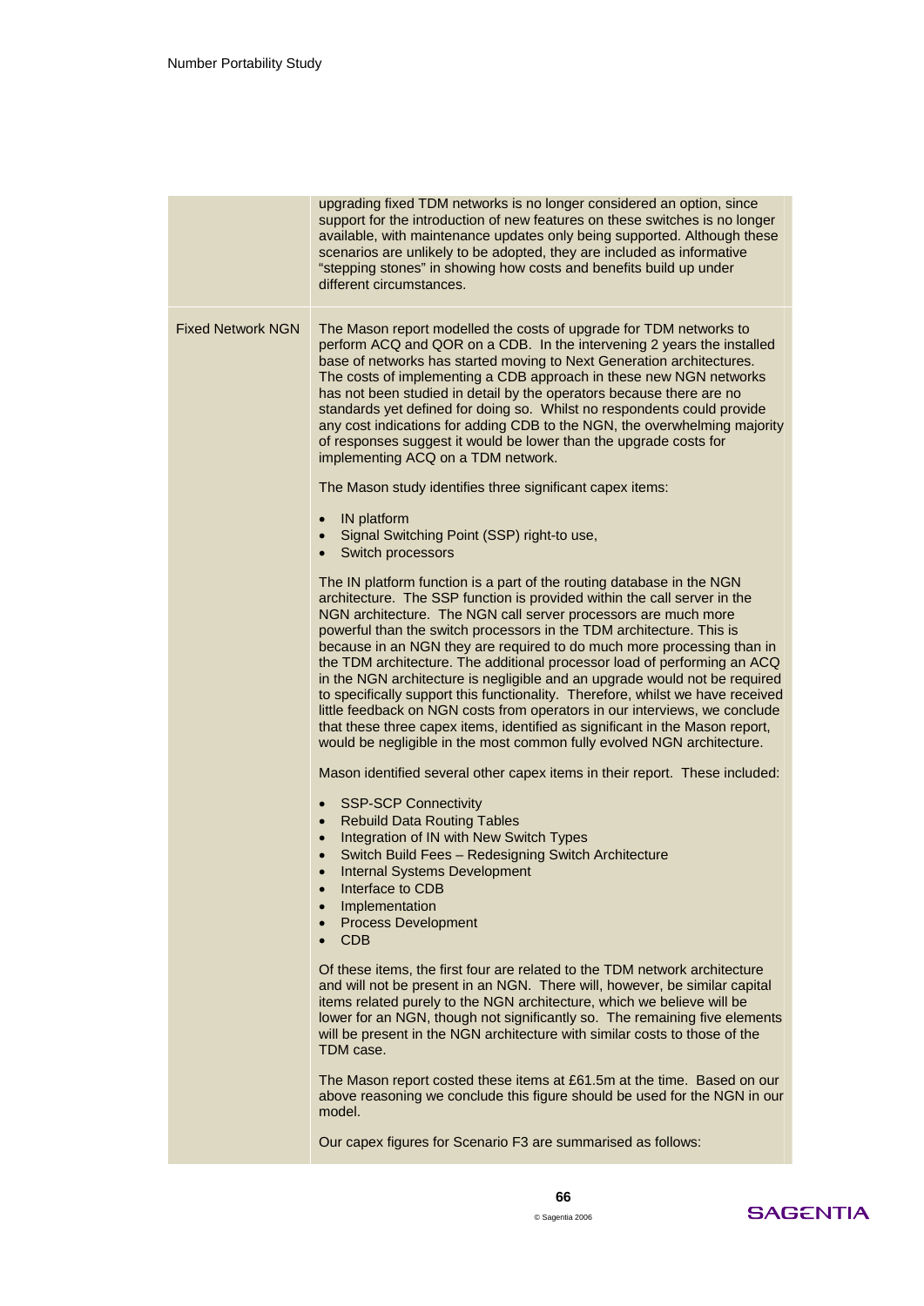| | |
|---|---|
| | upgrading fixed TDM networks is no longer considered an option, since support for the introduction of new features on these switches is no longer available, with maintenance updates only being supported. Although these scenarios are unlikely to be adopted, they are included as informative "stepping stones" in showing how costs and benefits build up under different circumstances. |
| Fixed Network NGN | The Mason report modelled the costs of upgrade for TDM networks to perform ACQ and QOR on a CDB. In the intervening 2 years the installed base of networks has started moving to Next Generation architectures. The costs of implementing a CDB approach in these new NGN networks has not been studied in detail by the operators because there are no standards yet defined for doing so. Whilst no respondents could provide any cost indications for adding CDB to the NGN, the overwhelming majority of responses suggest it would be lower than the upgrade costs for implementing ACQ on a TDM network.<br><br>The Mason study identifies three significant capex items:<br><br>• IN platform<br>• Signal Switching Point (SSP) right-to use,<br>• Switch processors<br><br>The IN platform function is a part of the routing database in the NGN architecture. The SSP function is provided within the call server in the NGN architecture. The NGN call server processors are much more powerful than the switch processors in the TDM architecture. This is because in an NGN they are required to do much more processing than in the TDM architecture. The additional processor load of performing an ACQ in the NGN architecture is negligible and an upgrade would not be required to specifically support this functionality. Therefore, whilst we have received little feedback on NGN costs from operators in our interviews, we conclude that these three capex items, identified as significant in the Mason report, would be negligible in the most common fully evolved NGN architecture.<br><br>Mason identified several other capex items in their report. These included:<br><br>• SSP-SCP Connectivity<br>• Rebuild Data Routing Tables<br>• Integration of IN with New Switch Types<br>• Switch Build Fees – Redesigning Switch Architecture<br>• Internal Systems Development<br>• Interface to CDB<br>• Implementation<br>• Process Development<br>• CDB<br><br>Of these items, the first four are related to the TDM network architecture and will not be present in an NGN. There will, however, be similar capital items related purely to the NGN architecture, which we believe will be lower for an NGN, though not significantly so. The remaining five elements will be present in the NGN architecture with similar costs to those of the TDM case.<br><br>The Mason report costed these items at £61.5m at the time. Based on our above reasoning we conclude this figure should be used for the NGN in our model.<br><br>Our capex figures for Scenario F3 are summarised as follows: |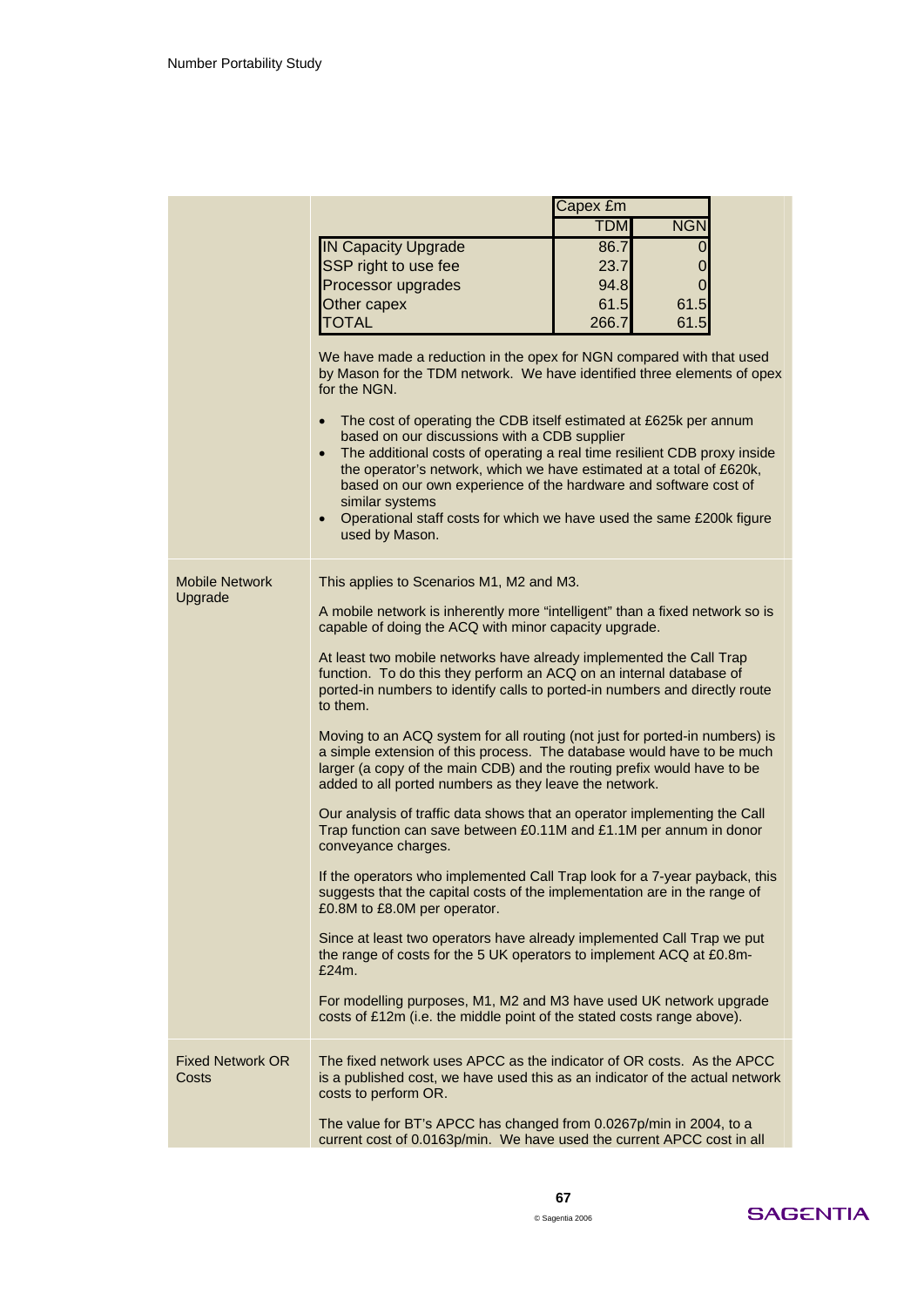| | Capex £m | |
|---|---|---|
| | TDM | NGN |
| IN Capacity Upgrade | 86.7 | 0 |
| SSP right to use fee | 23.7 | 0 |
| Processor upgrades | 94.8 | 0 |
| Other capex | 61.5 | 61.5 |
| TOTAL | 266.7 | 61.5 |

We have made a reduction in the opex for NGN compared with that used by Mason for the TDM network. We have identified three elements of opex for the NGN.

- The cost of operating the CDB itself estimated at £625k per annum based on our discussions with a CDB supplier
- The additional costs of operating a real time resilient CDB proxy inside the operator's network, which we have estimated at a total of £620k, based on our own experience of the hardware and software cost of similar systems
- Operational staff costs for which we have used the same £200k figure used by Mason.

**Mobile Network Upgrade**

This applies to Scenarios M1, M2 and M3.

A mobile network is inherently more "intelligent" than a fixed network so is capable of doing the ACQ with minor capacity upgrade.

At least two mobile networks have already implemented the Call Trap function. To do this they perform an ACQ on an internal database of ported-in numbers to identify calls to ported-in numbers and directly route to them.

Moving to an ACQ system for all routing (not just for ported-in numbers) is a simple extension of this process. The database would have to be much larger (a copy of the main CDB) and the routing prefix would have to be added to all ported numbers as they leave the network.

Our analysis of traffic data shows that an operator implementing the Call Trap function can save between £0.11M and £1.1M per annum in donor conveyance charges.

If the operators who implemented Call Trap look for a 7-year payback, this suggests that the capital costs of the implementation are in the range of £0.8M to £8.0M per operator.

Since at least two operators have already implemented Call Trap we put the range of costs for the 5 UK operators to implement ACQ at £0.8m-£24m.

For modelling purposes, M1, M2 and M3 have used UK network upgrade costs of £12m (i.e. the middle point of the stated costs range above).

**Fixed Network OR Costs**

The fixed network uses APCC as the indicator of OR costs. As the APCC is a published cost, we have used this as an indicator of the actual network costs to perform OR.

The value for BT's APCC has changed from 0.0267p/min in 2004, to a current cost of 0.0163p/min. We have used the current APCC cost in all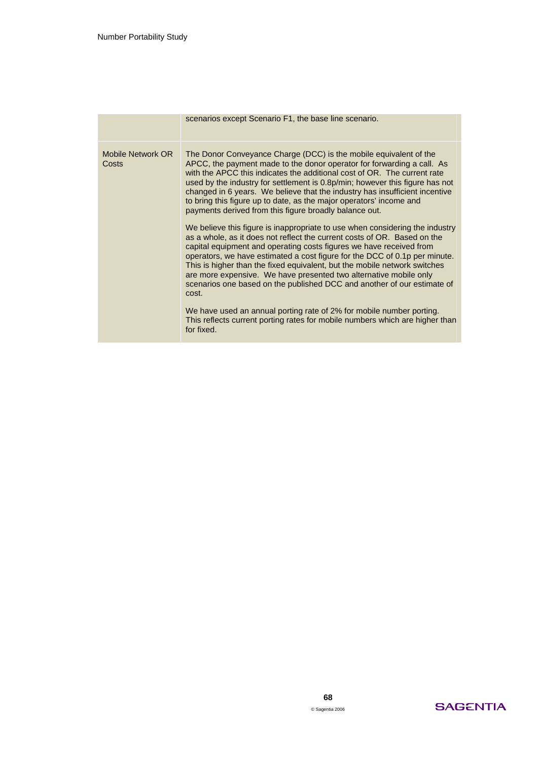|  |  |
|---|---|
|  | scenarios except Scenario F1, the base line scenario. |
| Mobile Network OR Costs | The Donor Conveyance Charge (DCC) is the mobile equivalent of the APCC, the payment made to the donor operator for forwarding a call. As with the APCC this indicates the additional cost of OR. The current rate used by the industry for settlement is 0.8p/min; however this figure has not changed in 6 years. We believe that the industry has insufficient incentive to bring this figure up to date, as the major operators' income and payments derived from this figure broadly balance out.<br><br>We believe this figure is inappropriate to use when considering the industry as a whole, as it does not reflect the current costs of OR. Based on the capital equipment and operating costs figures we have received from operators, we have estimated a cost figure for the DCC of 0.1p per minute. This is higher than the fixed equivalent, but the mobile network switches are more expensive. We have presented two alternative mobile only scenarios one based on the published DCC and another of our estimate of cost.<br><br>We have used an annual porting rate of 2% for mobile number porting. This reflects current porting rates for mobile numbers which are higher than for fixed. |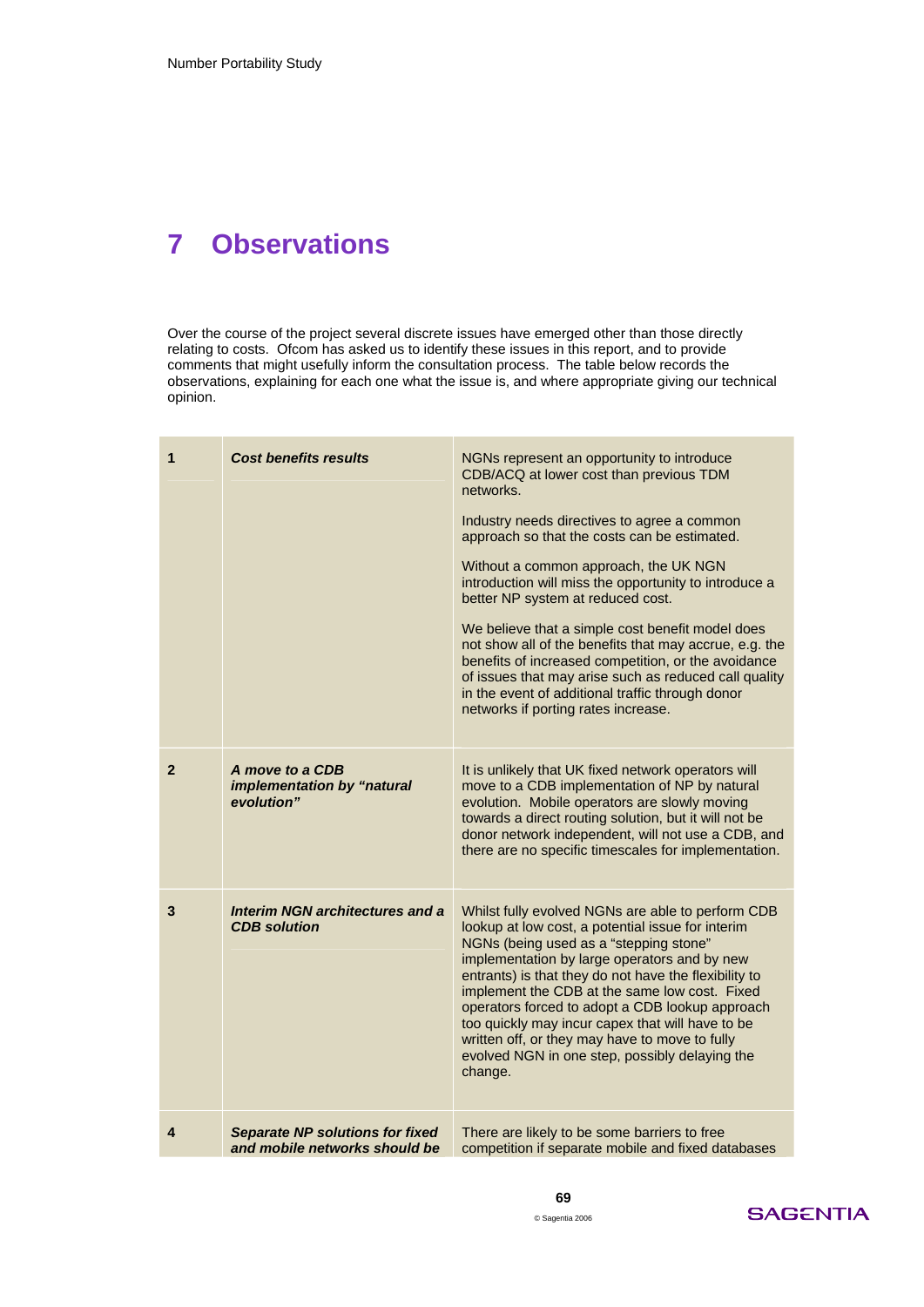# 7 Observations

Over the course of the project several discrete issues have emerged other than those directly relating to costs. Ofcom has asked us to identify these issues in this report, and to provide comments that might usefully inform the consultation process. The table below records the observations, explaining for each one what the issue is, and where appropriate giving our technical opinion.

| | | |
|---|---|---|
| 1 | ***Cost benefits results*** | NGNs represent an opportunity to introduce CDB/ACQ at lower cost than previous TDM networks.<br><br>Industry needs directives to agree a common approach so that the costs can be estimated.<br><br>Without a common approach, the UK NGN introduction will miss the opportunity to introduce a better NP system at reduced cost.<br><br>We believe that a simple cost benefit model does not show all of the benefits that may accrue, e.g. the benefits of increased competition, or the avoidance of issues that may arise such as reduced call quality in the event of additional traffic through donor networks if porting rates increase. |
| 2 | ***A move to a CDB implementation by "natural evolution"*** | It is unlikely that UK fixed network operators will move to a CDB implementation of NP by natural evolution. Mobile operators are slowly moving towards a direct routing solution, but it will not be donor network independent, will not use a CDB, and there are no specific timescales for implementation. |
| 3 | ***Interim NGN architectures and a CDB solution*** | Whilst fully evolved NGNs are able to perform CDB lookup at low cost, a potential issue for interim NGNs (being used as a "stepping stone" implementation by large operators and by new entrants) is that they do not have the flexibility to implement the CDB at the same low cost. Fixed operators forced to adopt a CDB lookup approach too quickly may incur capex that will have to be written off, or they may have to move to fully evolved NGN in one step, possibly delaying the change. |
| 4 | ***Separate NP solutions for fixed and mobile networks should be*** | There are likely to be some barriers to free competition if separate mobile and fixed databases |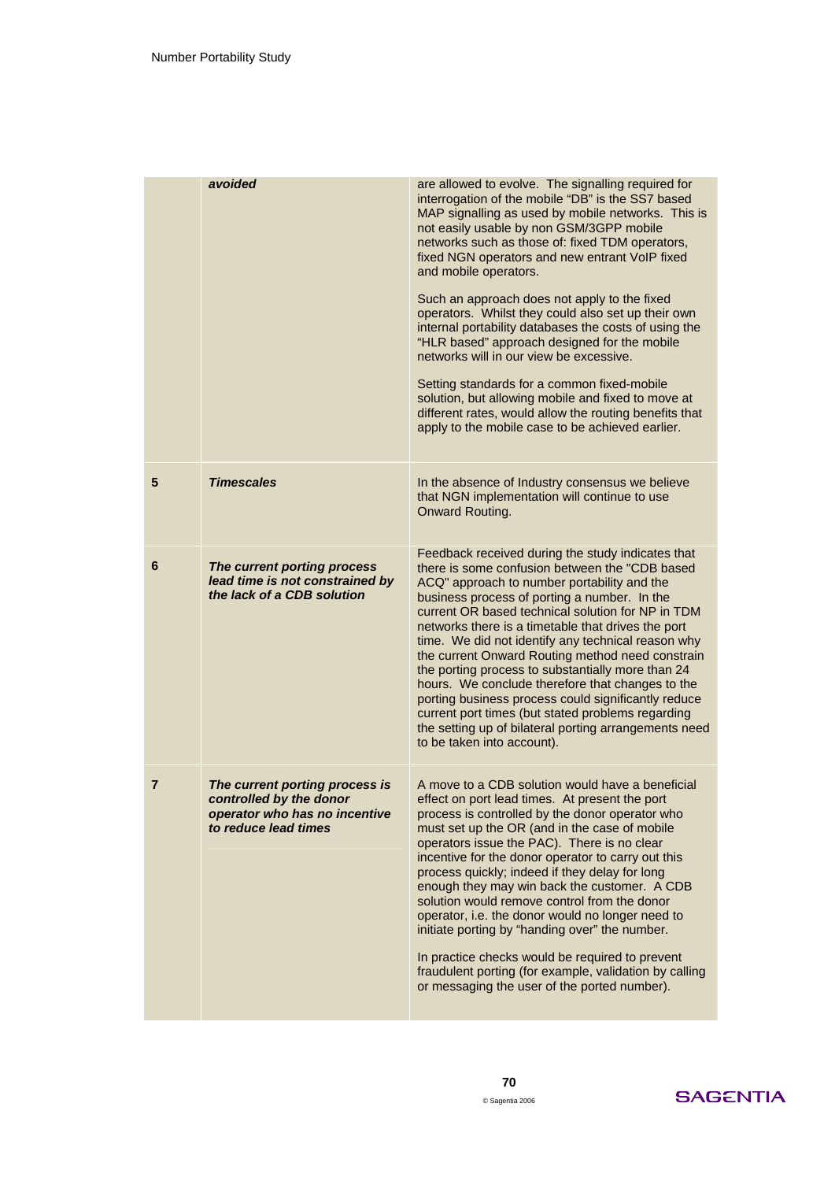| | | |
|---|---|---|
| | ***avoided*** | are allowed to evolve. The signalling required for interrogation of the mobile "DB" is the SS7 based MAP signalling as used by mobile networks. This is not easily usable by non GSM/3GPP mobile networks such as those of: fixed TDM operators, fixed NGN operators and new entrant VoIP fixed and mobile operators.<br><br>Such an approach does not apply to the fixed operators. Whilst they could also set up their own internal portability databases the costs of using the "HLR based" approach designed for the mobile networks will in our view be excessive.<br><br>Setting standards for a common fixed-mobile solution, but allowing mobile and fixed to move at different rates, would allow the routing benefits that apply to the mobile case to be achieved earlier. |
| **5** | ***Timescales*** | In the absence of Industry consensus we believe that NGN implementation will continue to use Onward Routing. |
| **6** | ***The current porting process lead time is not constrained by the lack of a CDB solution*** | Feedback received during the study indicates that there is some confusion between the "CDB based ACQ" approach to number portability and the business process of porting a number. In the current OR based technical solution for NP in TDM networks there is a timetable that drives the port time. We did not identify any technical reason why the current Onward Routing method need constrain the porting process to substantially more than 24 hours. We conclude therefore that changes to the porting business process could significantly reduce current port times (but stated problems regarding the setting up of bilateral porting arrangements need to be taken into account). |
| **7** | ***The current porting process is controlled by the donor operator who has no incentive to reduce lead times*** | A move to a CDB solution would have a beneficial effect on port lead times. At present the port process is controlled by the donor operator who must set up the OR (and in the case of mobile operators issue the PAC). There is no clear incentive for the donor operator to carry out this process quickly; indeed if they delay for long enough they may win back the customer. A CDB solution would remove control from the donor operator, i.e. the donor would no longer need to initiate porting by "handing over" the number.<br><br>In practice checks would be required to prevent fraudulent porting (for example, validation by calling or messaging the user of the ported number). |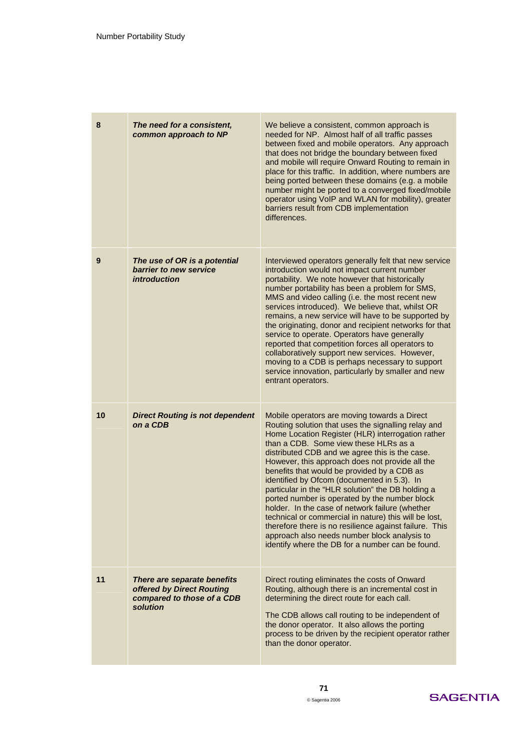| | | |
|---|---|---|
| 8 | ***The need for a consistent, common approach to NP*** | We believe a consistent, common approach is needed for NP. Almost half of all traffic passes between fixed and mobile operators. Any approach that does not bridge the boundary between fixed and mobile will require Onward Routing to remain in place for this traffic. In addition, where numbers are being ported between these domains (e.g. a mobile number might be ported to a converged fixed/mobile operator using VoIP and WLAN for mobility), greater barriers result from CDB implementation differences. |
| 9 | ***The use of OR is a potential barrier to new service introduction*** | Interviewed operators generally felt that new service introduction would not impact current number portability. We note however that historically number portability has been a problem for SMS, MMS and video calling (i.e. the most recent new services introduced). We believe that, whilst OR remains, a new service will have to be supported by the originating, donor and recipient networks for that service to operate. Operators have generally reported that competition forces all operators to collaboratively support new services. However, moving to a CDB is perhaps necessary to support service innovation, particularly by smaller and new entrant operators. |
| 10 | ***Direct Routing is not dependent on a CDB*** | Mobile operators are moving towards a Direct Routing solution that uses the signalling relay and Home Location Register (HLR) interrogation rather than a CDB. Some view these HLRs as a distributed CDB and we agree this is the case. However, this approach does not provide all the benefits that would be provided by a CDB as identified by Ofcom (documented in 5.3). In particular in the "HLR solution" the DB holding a ported number is operated by the number block holder. In the case of network failure (whether technical or commercial in nature) this will be lost, therefore there is no resilience against failure. This approach also needs number block analysis to identify where the DB for a number can be found. |
| 11 | ***There are separate benefits offered by Direct Routing compared to those of a CDB solution*** | Direct routing eliminates the costs of Onward Routing, although there is an incremental cost in determining the direct route for each call.<br><br>The CDB allows call routing to be independent of the donor operator. It also allows the porting process to be driven by the recipient operator rather than the donor operator. |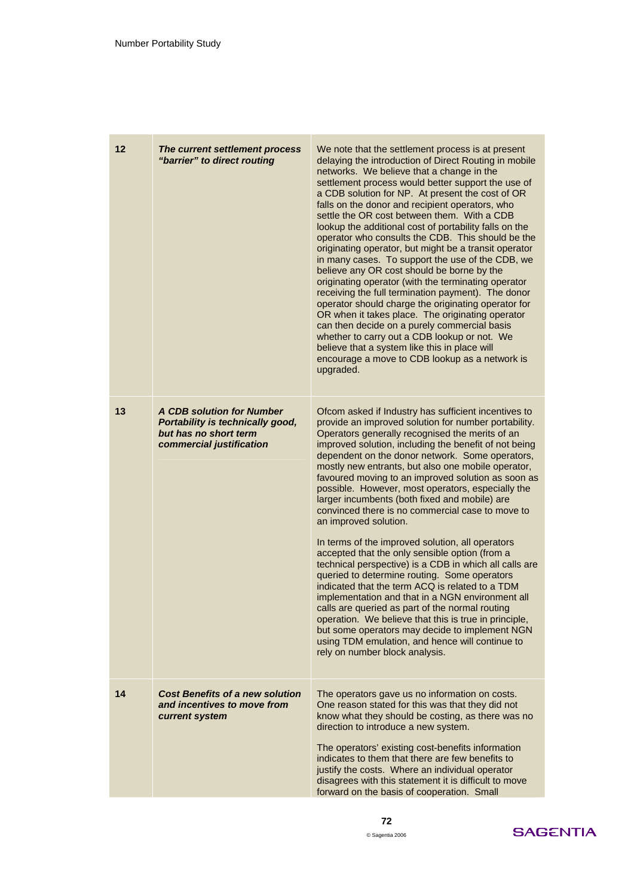| | | |
|---|---|---|
| 12 | ***The current settlement process "barrier" to direct routing*** | We note that the settlement process is at present delaying the introduction of Direct Routing in mobile networks. We believe that a change in the settlement process would better support the use of a CDB solution for NP. At present the cost of OR falls on the donor and recipient operators, who settle the OR cost between them. With a CDB lookup the additional cost of portability falls on the operator who consults the CDB. This should be the originating operator, but might be a transit operator in many cases. To support the use of the CDB, we believe any OR cost should be borne by the originating operator (with the terminating operator receiving the full termination payment). The donor operator should charge the originating operator for OR when it takes place. The originating operator can then decide on a purely commercial basis whether to carry out a CDB lookup or not. We believe that a system like this in place will encourage a move to CDB lookup as a network is upgraded. |
| 13 | ***A CDB solution for Number Portability is technically good, but has no short term commercial justification*** | Ofcom asked if Industry has sufficient incentives to provide an improved solution for number portability. Operators generally recognised the merits of an improved solution, including the benefit of not being dependent on the donor network. Some operators, mostly new entrants, but also one mobile operator, favoured moving to an improved solution as soon as possible. However, most operators, especially the larger incumbents (both fixed and mobile) are convinced there is no commercial case to move to an improved solution.<br><br>In terms of the improved solution, all operators accepted that the only sensible option (from a technical perspective) is a CDB in which all calls are queried to determine routing. Some operators indicated that the term ACQ is related to a TDM implementation and that in a NGN environment all calls are queried as part of the normal routing operation. We believe that this is true in principle, but some operators may decide to implement NGN using TDM emulation, and hence will continue to rely on number block analysis. |
| 14 | ***Cost Benefits of a new solution and incentives to move from current system*** | The operators gave us no information on costs. One reason stated for this was that they did not know what they should be costing, as there was no direction to introduce a new system.<br><br>The operators' existing cost-benefits information indicates to them that there are few benefits to justify the costs. Where an individual operator disagrees with this statement it is difficult to move forward on the basis of cooperation. Small |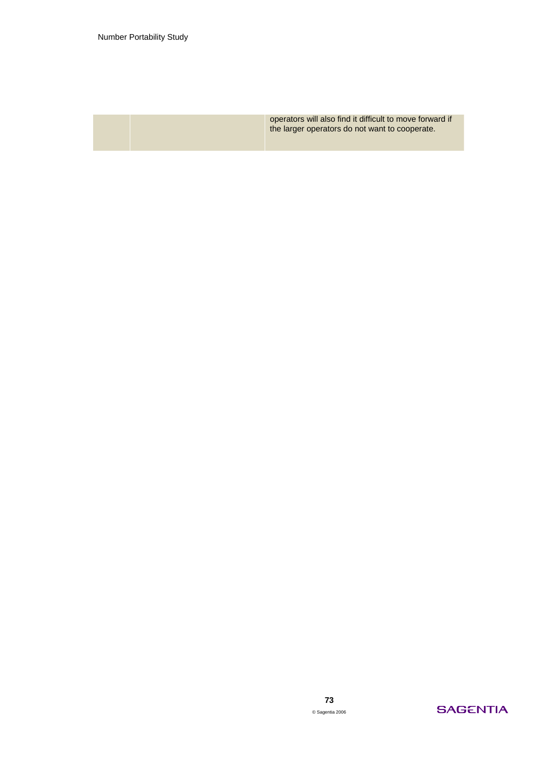|  |  | operators will also find it difficult to move forward if the larger operators do not want to cooperate. |
|---|---|---|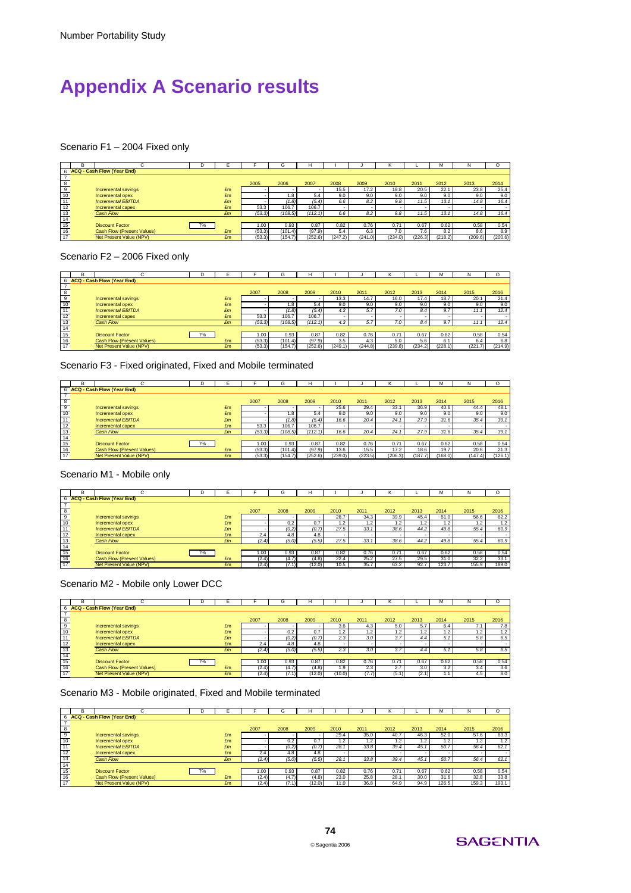# Appendix A Scenario results

### Scenario F1 – 2004 Fixed only

| | B | C | D | E | F | G | H | I | J | K | L | M | N | O |
|---|---|---|---|---|---|---|---|---|---|---|---|---|---|---|
| 6 | ACQ - Cash Flow (Year End) | | | | | | | | | | | | | |
| 7 | | | | | | | | | | | | | | |
| 8 | | | | | 2005 | 2006 | 2007 | 2008 | 2009 | 2010 | 2011 | 2012 | 2013 | 2014 |
| 9 | | Incremental savings | | £m | - | - | - | 15.5 | 17.2 | 18.8 | 20.5 | 22.1 | 23.8 | 25.4 |
| 10 | | Incremental opex | | £m | - | 1.8 | 5.4 | 9.0 | 9.0 | 9.0 | 9.0 | 9.0 | 9.0 | 9.0 |
| 11 | | *Incremental EBITDA* | | *£m* | - | *(1.8)* | *(5.4)* | *6.6* | *8.2* | *9.8* | *11.5* | *13.1* | *14.8* | *16.4* |
| 12 | | Incremental capex | | £m | 53.3 | 106.7 | 106.7 | - | - | - | - | - | - | - |
| 13 | | *Cash Flow* | | *£m* | *(53.3)* | *(108.5)* | *(112.1)* | *6.6* | *8.2* | *9.8* | *11.5* | *13.1* | *14.8* | *16.4* |
| 14 | | | | | | | | | | | | | | |
| 15 | | Discount Factor | 7% | | 1.00 | 0.93 | 0.87 | 0.82 | 0.76 | 0.71 | 0.67 | 0.62 | 0.58 | 0.54 |
| 16 | | Cash Flow (Present Values) | | £m | (53.3) | (101.4) | (97.9) | 5.4 | 6.3 | 7.0 | 7.6 | 8.2 | 8.6 | 8.9 |
| 17 | | Net Present Value (NPV) | | £m | (53.3) | (154.7) | (252.6) | (247.2) | (241.0) | (234.0) | (226.3) | (218.2) | (209.6) | (200.6) |

### Scenario F2 – 2006 Fixed only

| | B | C | D | E | F | G | H | I | J | K | L | M | N | O |
|---|---|---|---|---|---|---|---|---|---|---|---|---|---|---|
| 6 | ACQ - Cash Flow (Year End) | | | | | | | | | | | | | |
| 7 | | | | | | | | | | | | | | |
| 8 | | | | | 2007 | 2008 | 2009 | 2010 | 2011 | 2012 | 2013 | 2014 | 2015 | 2016 |
| 9 | | Incremental savings | | £m | - | - | - | 13.3 | 14.7 | 16.0 | 17.4 | 18.7 | 20.1 | 21.4 |
| 10 | | Incremental opex | | £m | - | 1.8 | 5.4 | 9.0 | 9.0 | 9.0 | 9.0 | 9.0 | 9.0 | 9.0 |
| 11 | | *Incremental EBITDA* | | *£m* | - | *(1.8)* | *(5.4)* | *4.3* | *5.7* | *7.0* | *8.4* | *9.7* | *11.1* | *12.4* |
| 12 | | Incremental capex | | £m | 53.3 | 106.7 | 106.7 | - | - | - | - | - | - | - |
| 13 | | *Cash Flow* | | *£m* | *(53.3)* | *(108.5)* | *(112.1)* | *4.3* | *5.7* | *7.0* | *8.4* | *9.7* | *11.1* | *12.4* |
| 14 | | | | | | | | | | | | | | |
| 15 | | Discount Factor | 7% | | 1.00 | 0.93 | 0.87 | 0.82 | 0.76 | 0.71 | 0.67 | 0.62 | 0.58 | 0.54 |
| 16 | | Cash Flow (Present Values) | | £m | (53.3) | (101.4) | (97.9) | 3.5 | 4.3 | 5.0 | 5.6 | 6.1 | 6.4 | 6.8 |
| 17 | | Net Present Value (NPV) | | £m | (53.3) | (154.7) | (252.6) | (249.1) | (244.8) | (239.8) | (234.2) | (228.1) | (221.7) | (214.9) |

### Scenario F3 - Fixed originated, Fixed and Mobile terminated

| | B | C | D | E | F | G | H | I | J | K | L | M | N | O |
|---|---|---|---|---|---|---|---|---|---|---|---|---|---|---|
| 6 | ACQ - Cash Flow (Year End) | | | | | | | | | | | | | |
| 7 | | | | | | | | | | | | | | |
| 8 | | | | | 2007 | 2008 | 2009 | 2010 | 2011 | 2012 | 2013 | 2014 | 2015 | 2016 |
| 9 | | Incremental savings | | £m | - | - | - | 25.6 | 29.4 | 33.1 | 36.9 | 40.6 | 44.4 | 48.1 |
| 10 | | Incremental opex | | £m | - | 1.8 | 5.4 | 9.0 | 9.0 | 9.0 | 9.0 | 9.0 | 9.0 | 9.0 |
| 11 | | *Incremental EBITDA* | | *£m* | - | *(1.8)* | *(5.4)* | *16.6* | *20.4* | *24.1* | *27.9* | *31.6* | *35.4* | *39.1* |
| 12 | | Incremental capex | | £m | 53.3 | 106.7 | 106.7 | - | - | - | - | - | - | - |
| 13 | | *Cash Flow* | | *£m* | *(53.3)* | *(108.5)* | *(112.1)* | *16.6* | *20.4* | *24.1* | *27.9* | *31.6* | *35.4* | *39.1* |
| 14 | | | | | | | | | | | | | | |
| 15 | | Discount Factor | 7% | | 1.00 | 0.93 | 0.87 | 0.82 | 0.76 | 0.71 | 0.67 | 0.62 | 0.58 | 0.54 |
| 16 | | Cash Flow (Present Values) | | £m | (53.3) | (101.4) | (97.9) | 13.6 | 15.5 | 17.2 | 18.6 | 19.7 | 20.6 | 21.3 |
| 17 | | Net Present Value (NPV) | | £m | (53.3) | (154.7) | (252.6) | (239.0) | (223.5) | (206.3) | (187.7) | (168.0) | (147.4) | (126.1) |

### Scenario M1 - Mobile only

| | B | C | D | E | F | G | H | I | J | K | L | M | N | O |
|---|---|---|---|---|---|---|---|---|---|---|---|---|---|---|
| 6 | ACQ - Cash Flow (Year End) | | | | | | | | | | | | | |
| 7 | | | | | | | | | | | | | | |
| 8 | | | | | 2007 | 2008 | 2009 | 2010 | 2011 | 2012 | 2013 | 2014 | 2015 | 2016 |
| 9 | | Incremental savings | | £m | - | - | - | 26.7 | 34.3 | 39.9 | 45.4 | 51.0 | 56.6 | 62.2 |
| 10 | | Incremental opex | | £m | - | 0.2 | 0.7 | 1.2 | 1.2 | 1.2 | 1.2 | 1.2 | 1.2 | 1.2 |
| 11 | | *Incremental EBITDA* | | *£m* | - | *(0.2)* | *(0.7)* | *27.5* | *33.1* | *38.6* | *44.2* | *49.8* | *55.4* | *60.9* |
| 12 | | Incremental capex | | £m | 2.4 | 4.8 | 4.8 | - | - | - | - | - | - | - |
| 13 | | *Cash Flow* | | *£m* | *(2.4)* | *(5.0)* | *(5.5)* | *27.5* | *33.1* | *38.6* | *44.2* | *49.8* | *55.4* | *60.9* |
| 14 | | | | | | | | | | | | | | |
| 15 | | Discount Factor | 7% | | 1.00 | 0.93 | 0.87 | 0.82 | 0.76 | 0.71 | 0.67 | 0.62 | 0.58 | 0.54 |
| 16 | | Cash Flow (Present Values) | | £m | (2.4) | (4.7) | (4.8) | 22.4 | 25.2 | 27.5 | 29.5 | 31.0 | 32.2 | 33.1 |
| 17 | | Net Present Value (NPV) | | £m | (2.4) | (7.1) | (12.0) | 10.5 | 35.7 | 63.2 | 92.7 | 123.7 | 155.9 | 189.0 |

### Scenario M2 - Mobile only Lower DCC

| | B | C | D | E | F | G | H | I | J | K | L | M | N | O |
|---|---|---|---|---|---|---|---|---|---|---|---|---|---|---|
| 6 | ACQ - Cash Flow (Year End) | | | | | | | | | | | | | |
| 7 | | | | | | | | | | | | | | |
| 8 | | | | | 2007 | 2008 | 2009 | 2010 | 2011 | 2012 | 2013 | 2014 | 2015 | 2016 |
| 9 | | Incremental savings | | £m | - | - | - | 3.6 | 4.3 | 5.0 | 5.7 | 6.4 | 7.1 | 7.8 |
| 10 | | Incremental opex | | £m | - | 0.2 | 0.7 | 1.2 | 1.2 | 1.2 | 1.2 | 1.2 | 1.2 | 1.2 |
| 11 | | *Incremental EBITDA* | | *£m* | - | *(0.2)* | *(0.7)* | *2.3* | *3.0* | *3.7* | *4.4* | *5.1* | *5.8* | *6.5* |
| 12 | | Incremental capex | | £m | 2.4 | 4.8 | 4.8 | - | - | - | - | - | - | - |
| 13 | | *Cash Flow* | | *£m* | *(2.4)* | *(5.0)* | *(5.5)* | *2.3* | *3.0* | *3.7* | *4.4* | *5.1* | *5.8* | *6.5* |
| 14 | | | | | | | | | | | | | | |
| 15 | | Discount Factor | 7% | | 1.00 | 0.93 | 0.87 | 0.82 | 0.76 | 0.71 | 0.67 | 0.62 | 0.58 | 0.54 |
| 16 | | Cash Flow (Present Values) | | £m | (2.4) | (4.7) | (4.8) | 1.9 | 2.3 | 2.7 | 3.0 | 3.2 | 3.4 | 3.6 |
| 17 | | Net Present Value (NPV) | | £m | (2.4) | (7.1) | (12.0) | (10.0) | (7.7) | (5.1) | (2.1) | 1.1 | 4.5 | 8.0 |

### Scenario M3 - Mobile originated, Fixed and Mobile terminated

| | B | C | D | E | F | G | H | I | J | K | L | M | N | O |
|---|---|---|---|---|---|---|---|---|---|---|---|---|---|---|
| 6 | ACQ - Cash Flow (Year End) | | | | | | | | | | | | | |
| 7 | | | | | | | | | | | | | | |
| 8 | | | | | 2007 | 2008 | 2009 | 2010 | 2011 | 2012 | 2013 | 2014 | 2015 | 2016 |
| 9 | | Incremental savings | | £m | - | - | - | 29.4 | 35.0 | 40.7 | 46.3 | 52.0 | 57.6 | 63.3 |
| 10 | | Incremental opex | | £m | - | 0.2 | 0.7 | 1.2 | 1.2 | 1.2 | 1.2 | 1.2 | 1.2 | 1.2 |
| 11 | | *Incremental EBITDA* | | *£m* | - | *(0.2)* | *(0.7)* | *28.1* | *33.8* | *39.4* | *45.1* | *50.7* | *56.4* | *62.1* |
| 12 | | Incremental capex | | £m | 2.4 | 4.8 | 4.8 | - | - | - | - | - | - | - |
| 13 | | *Cash Flow* | | *£m* | *(2.4)* | *(5.0)* | *(5.5)* | *28.1* | *33.8* | *39.4* | *45.1* | *50.7* | *56.4* | *62.1* |
| 14 | | | | | | | | | | | | | | |
| 15 | | Discount Factor | 7% | | 1.00 | 0.93 | 0.87 | 0.82 | 0.76 | 0.71 | 0.67 | 0.62 | 0.58 | 0.54 |
| 16 | | Cash Flow (Present Values) | | £m | (2.4) | (4.7) | (4.8) | 23.0 | 25.8 | 28.1 | 30.0 | 31.6 | 32.8 | 33.8 |
| 17 | | Net Present Value (NPV) | | £m | (2.4) | (7.1) | (12.0) | 11.0 | 36.8 | 64.9 | 94.9 | 126.5 | 159.3 | 193.1 |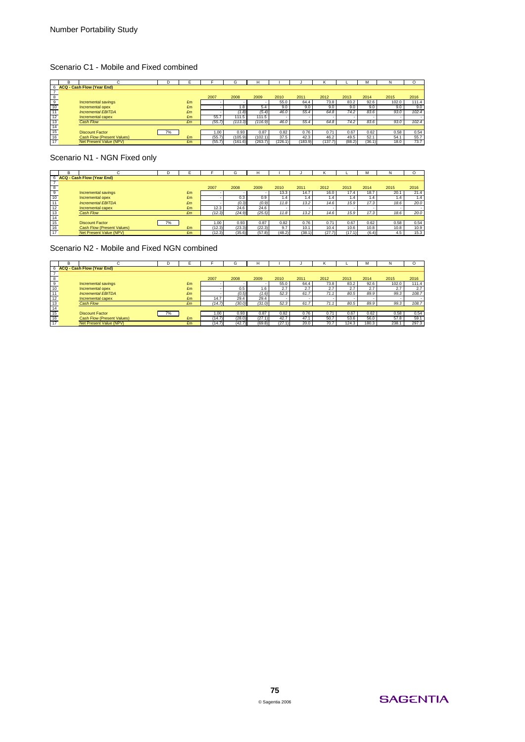## Scenario C1 - Mobile and Fixed combined

|  | B | C | D | E | F | G | H | I | J | K | L | M | N | O |
|---|---|---|---|---|---|---|---|---|---|---|---|---|---|---|
| 6 | ACQ - Cash Flow (Year End) | | | | | | | | | | | | | |
| 7 | | | | | | | | | | | | | | |
| 8 | | | | | 2007 | 2008 | 2009 | 2010 | 2011 | 2012 | 2013 | 2014 | 2015 | 2016 |
| 9 | | Incremental savings | | £m | - | - | - | 55.0 | 64.4 | 73.8 | 83.2 | 92.6 | 102.0 | 111.4 |
| 10 | | Incremental opex | | £m | - | 1.8 | 5.4 | 9.0 | 9.0 | 9.0 | 9.0 | 9.0 | 9.0 | 9.0 |
| 11 | | *Incremental EBITDA* | | *£m* | - | *(1.8)* | *(5.4)* | *46.0* | *55.4* | *64.8* | *74.2* | *83.6* | *93.0* | *102.4* |
| 12 | | Incremental capex | | £m | 55.7 | 111.5 | 111.5 | - | - | - | - | - | - | - |
| 13 | | *Cash Flow* | | *£m* | *(55.7)* | *(113.3)* | *(116.9)* | *46.0* | *55.4* | *64.8* | *74.2* | *83.6* | *93.0* | *102.4* |
| 14 | | | | | | | | | | | | | | |
| 15 | | Discount Factor | 7% | | 1.00 | 0.93 | 0.87 | 0.82 | 0.76 | 0.71 | 0.67 | 0.62 | 0.58 | 0.54 |
| 16 | | Cash Flow (Present Values) | | £m | (55.7) | (105.9) | (102.1) | 37.5 | 42.3 | 46.2 | 49.5 | 52.1 | 54.1 | 55.7 |
| 17 | | Net Present Value (NPV) | | £m | (55.7) | (161.6) | (263.7) | (226.1) | (183.9) | (137.7) | (88.2) | (36.1) | 18.0 | 73.7 |

## Scenario N1 - NGN Fixed only

|  | B | C | D | E | F | G | H | I | J | K | L | M | N | O |
|---|---|---|---|---|---|---|---|---|---|---|---|---|---|---|
| 6 | ACQ - Cash Flow (Year End) | | | | | | | | | | | | | |
| 7 | | | | | | | | | | | | | | |
| 8 | | | | | 2007 | 2008 | 2009 | 2010 | 2011 | 2012 | 2013 | 2014 | 2015 | 2016 |
| 9 | | Incremental savings | | £m | - | - | - | 13.3 | 14.7 | 16.0 | 17.4 | 18.7 | 20.1 | 21.4 |
| 10 | | Incremental opex | | £m | - | 0.3 | 0.9 | 1.4 | 1.4 | 1.4 | 1.4 | 1.4 | 1.4 | 1.4 |
| 11 | | *Incremental EBITDA* | | *£m* | - | *(0.3)* | *(0.9)* | *11.8* | *13.2* | *14.6* | *15.9* | *17.3* | *18.6* | *20.0* |
| 12 | | Incremental capex | | £m | 12.3 | 24.6 | 24.6 | - | - | - | - | - | - | - |
| 13 | | *Cash Flow* | | *£m* | *(12.3)* | *(24.9)* | *(25.5)* | *11.8* | *13.2* | *14.6* | *15.9* | *17.3* | *18.6* | *20.0* |
| 14 | | | | | | | | | | | | | | |
| 15 | | Discount Factor | 7% | | 1.00 | 0.93 | 0.87 | 0.82 | 0.76 | 0.71 | 0.67 | 0.62 | 0.58 | 0.54 |
| 16 | | Cash Flow (Present Values) | | £m | (12.3) | (23.3) | (22.3) | 9.7 | 10.1 | 10.4 | 10.6 | 10.8 | 10.8 | 10.9 |
| 17 | | Net Present Value (NPV) | | £m | (12.3) | (35.6) | (57.8) | (48.2) | (38.1) | (27.7) | (17.1) | (6.4) | 4.5 | 15.3 |

## Scenario N2 - Mobile and Fixed NGN combined

|  | B | C | D | E | F | G | H | I | J | K | L | M | N | O |
|---|---|---|---|---|---|---|---|---|---|---|---|---|---|---|
| 6 | ACQ - Cash Flow (Year End) | | | | | | | | | | | | | |
| 7 | | | | | | | | | | | | | | |
| 8 | | | | | 2007 | 2008 | 2009 | 2010 | 2011 | 2012 | 2013 | 2014 | 2015 | 2016 |
| 9 | | Incremental savings | | £m | - | - | - | 55.0 | 64.4 | 73.8 | 83.2 | 92.6 | 102.0 | 111.4 |
| 10 | | Incremental opex | | £m | - | 0.5 | 1.6 | 2.7 | 2.7 | 2.7 | 2.7 | 2.7 | 2.7 | 2.7 |
| 11 | | *Incremental EBITDA* | | *£m* | - | *(0.5)* | *(1.6)* | *52.3* | *61.7* | *71.1* | *80.5* | *89.9* | *99.3* | *108.7* |
| 12 | | Incremental capex | | £m | 14.7 | 29.4 | 29.4 | - | - | - | - | - | - | - |
| 13 | | *Cash Flow* | | *£m* | *(14.7)* | *(30.0)* | *(31.0)* | *52.3* | *61.7* | *71.1* | *80.5* | *89.9* | *99.3* | *108.7* |
| 14 | | | | | | | | | | | | | | |
| 15 | | Discount Factor | 7% | | 1.00 | 0.93 | 0.87 | 0.82 | 0.76 | 0.71 | 0.67 | 0.62 | 0.58 | 0.54 |
| 16 | | Cash Flow (Present Values) | | £m | (14.7) | (28.0) | (27.1) | 42.7 | 47.1 | 50.7 | 53.6 | 56.0 | 57.8 | 59.1 |
| 17 | | Net Present Value (NPV) | | £m | (14.7) | (42.7) | (69.8) | (27.1) | 20.0 | 70.7 | 124.3 | 180.3 | 238.1 | 297.3 |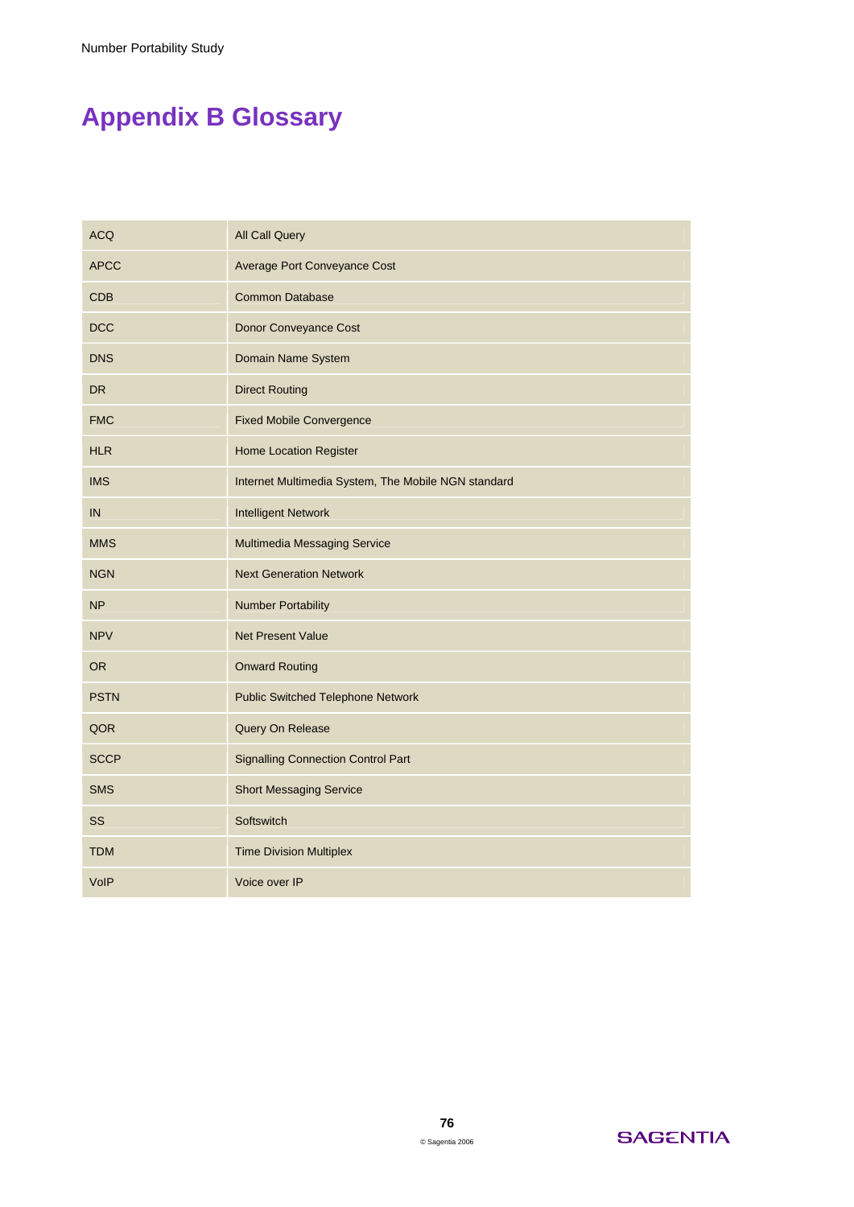# Appendix B Glossary

| | |
|---|---|
| ACQ | All Call Query |
| APCC | Average Port Conveyance Cost |
| CDB | Common Database |
| DCC | Donor Conveyance Cost |
| DNS | Domain Name System |
| DR | Direct Routing |
| FMC | Fixed Mobile Convergence |
| HLR | Home Location Register |
| IMS | Internet Multimedia System, The Mobile NGN standard |
| IN | Intelligent Network |
| MMS | Multimedia Messaging Service |
| NGN | Next Generation Network |
| NP | Number Portability |
| NPV | Net Present Value |
| OR | Onward Routing |
| PSTN | Public Switched Telephone Network |
| QOR | Query On Release |
| SCCP | Signalling Connection Control Part |
| SMS | Short Messaging Service |
| SS | Softswitch |
| TDM | Time Division Multiplex |
| VoIP | Voice over IP |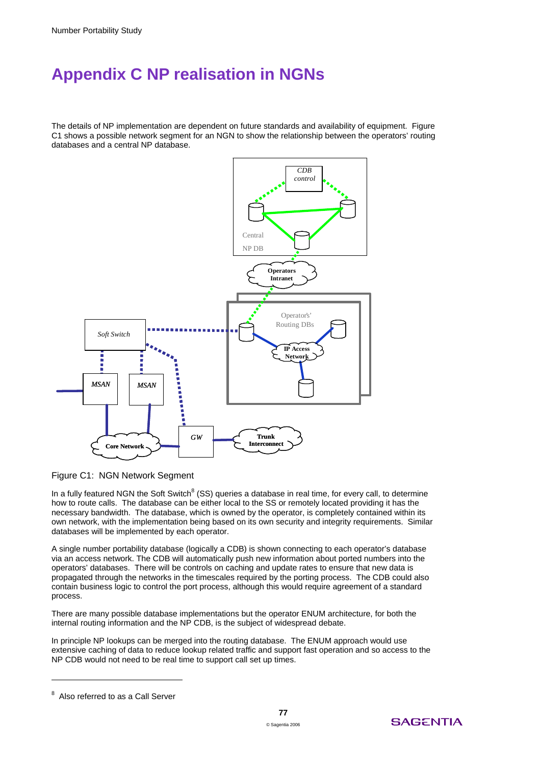# Appendix C NP realisation in NGNs

The details of NP implementation are dependent on future standards and availability of equipment. Figure C1 shows a possible network segment for an NGN to show the relationship between the operators' routing databases and a central NP database.

Figure C1: NGN Network Segment

In a fully featured NGN the Soft Switch[8] (SS) queries a database in real time, for every call, to determine how to route calls. The database can be either local to the SS or remotely located providing it has the necessary bandwidth. The database, which is owned by the operator, is completely contained within its own network, with the implementation being based on its own security and integrity requirements. Similar databases will be implemented by each operator.

A single number portability database (logically a CDB) is shown connecting to each operator's database via an access network. The CDB will automatically push new information about ported numbers into the operators' databases. There will be controls on caching and update rates to ensure that new data is propagated through the networks in the timescales required by the porting process. The CDB could also contain business logic to control the port process, although this would require agreement of a standard process.

There are many possible database implementations but the operator ENUM architecture, for both the internal routing information and the NP CDB, is the subject of widespread debate.

In principle NP lookups can be merged into the routing database. The ENUM approach would use extensive caching of data to reduce lookup related traffic and support fast operation and so access to the NP CDB would not need to be real time to support call set up times.

---

[8] Also referred to as a Call Server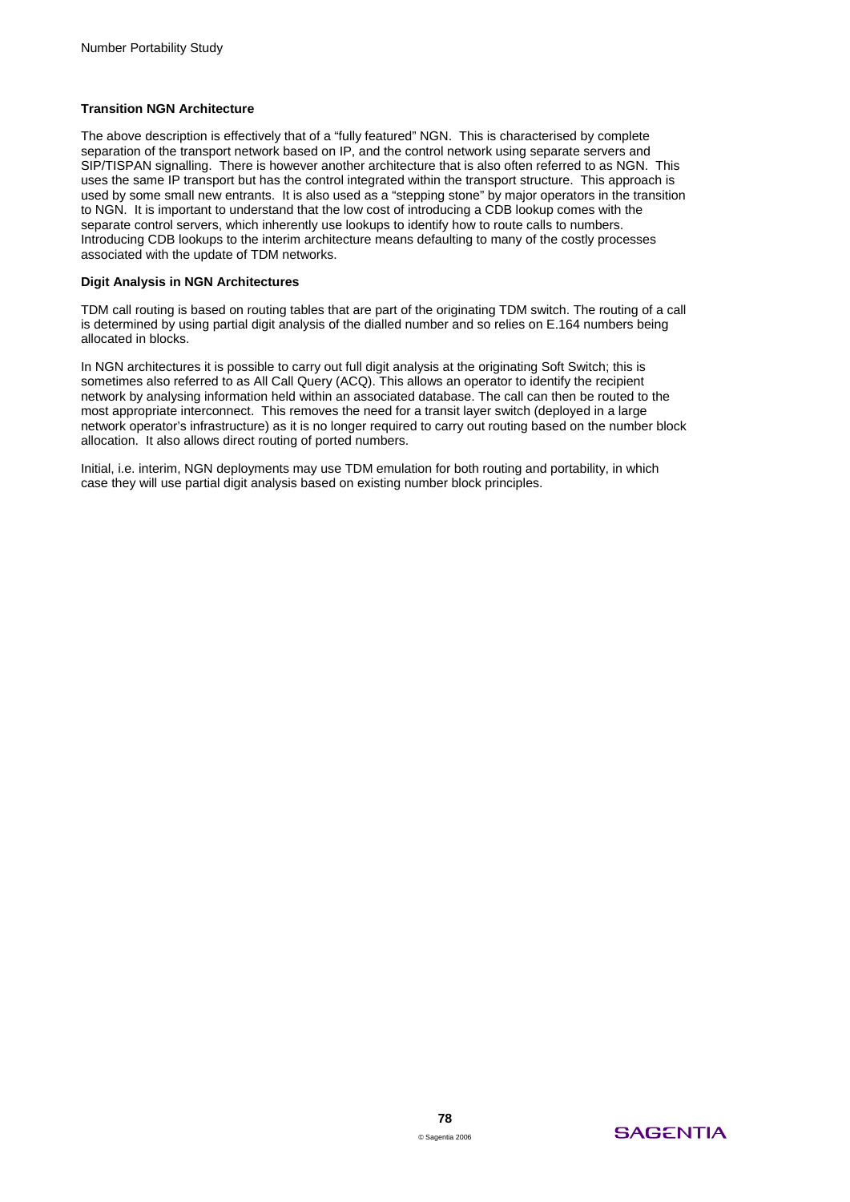**Transition NGN Architecture**

The above description is effectively that of a "fully featured" NGN. This is characterised by complete separation of the transport network based on IP, and the control network using separate servers and SIP/TISPAN signalling. There is however another architecture that is also often referred to as NGN. This uses the same IP transport but has the control integrated within the transport structure. This approach is used by some small new entrants. It is also used as a "stepping stone" by major operators in the transition to NGN. It is important to understand that the low cost of introducing a CDB lookup comes with the separate control servers, which inherently use lookups to identify how to route calls to numbers. Introducing CDB lookups to the interim architecture means defaulting to many of the costly processes associated with the update of TDM networks.

**Digit Analysis in NGN Architectures**

TDM call routing is based on routing tables that are part of the originating TDM switch. The routing of a call is determined by using partial digit analysis of the dialled number and so relies on E.164 numbers being allocated in blocks.

In NGN architectures it is possible to carry out full digit analysis at the originating Soft Switch; this is sometimes also referred to as All Call Query (ACQ). This allows an operator to identify the recipient network by analysing information held within an associated database. The call can then be routed to the most appropriate interconnect. This removes the need for a transit layer switch (deployed in a large network operator's infrastructure) as it is no longer required to carry out routing based on the number block allocation. It also allows direct routing of ported numbers.

Initial, i.e. interim, NGN deployments may use TDM emulation for both routing and portability, in which case they will use partial digit analysis based on existing number block principles.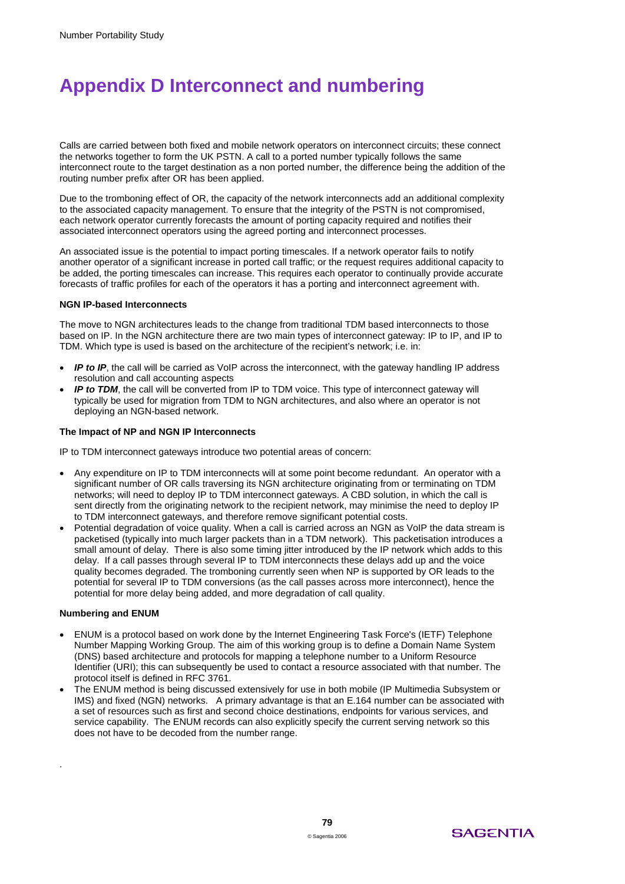# Appendix D Interconnect and numbering

Calls are carried between both fixed and mobile network operators on interconnect circuits; these connect the networks together to form the UK PSTN. A call to a ported number typically follows the same interconnect route to the target destination as a non ported number, the difference being the addition of the routing number prefix after OR has been applied.

Due to the tromboning effect of OR, the capacity of the network interconnects add an additional complexity to the associated capacity management. To ensure that the integrity of the PSTN is not compromised, each network operator currently forecasts the amount of porting capacity required and notifies their associated interconnect operators using the agreed porting and interconnect processes.

An associated issue is the potential to impact porting timescales. If a network operator fails to notify another operator of a significant increase in ported call traffic; or the request requires additional capacity to be added, the porting timescales can increase. This requires each operator to continually provide accurate forecasts of traffic profiles for each of the operators it has a porting and interconnect agreement with.

**NGN IP-based Interconnects**

The move to NGN architectures leads to the change from traditional TDM based interconnects to those based on IP. In the NGN architecture there are two main types of interconnect gateway: IP to IP, and IP to TDM. Which type is used is based on the architecture of the recipient's network; i.e. in:

- ***IP to IP***, the call will be carried as VoIP across the interconnect, with the gateway handling IP address resolution and call accounting aspects
- ***IP to TDM***, the call will be converted from IP to TDM voice. This type of interconnect gateway will typically be used for migration from TDM to NGN architectures, and also where an operator is not deploying an NGN-based network.

**The Impact of NP and NGN IP Interconnects**

IP to TDM interconnect gateways introduce two potential areas of concern:

- Any expenditure on IP to TDM interconnects will at some point become redundant. An operator with a significant number of OR calls traversing its NGN architecture originating from or terminating on TDM networks; will need to deploy IP to TDM interconnect gateways. A CBD solution, in which the call is sent directly from the originating network to the recipient network, may minimise the need to deploy IP to TDM interconnect gateways, and therefore remove significant potential costs.
- Potential degradation of voice quality. When a call is carried across an NGN as VoIP the data stream is packetised (typically into much larger packets than in a TDM network). This packetisation introduces a small amount of delay. There is also some timing jitter introduced by the IP network which adds to this delay. If a call passes through several IP to TDM interconnects these delays add up and the voice quality becomes degraded. The tromboning currently seen when NP is supported by OR leads to the potential for several IP to TDM conversions (as the call passes across more interconnect), hence the potential for more delay being added, and more degradation of call quality.

**Numbering and ENUM**

- ENUM is a protocol based on work done by the Internet Engineering Task Force's (IETF) Telephone Number Mapping Working Group. The aim of this working group is to define a Domain Name System (DNS) based architecture and protocols for mapping a telephone number to a Uniform Resource Identifier (URI); this can subsequently be used to contact a resource associated with that number. The protocol itself is defined in RFC 3761.
- The ENUM method is being discussed extensively for use in both mobile (IP Multimedia Subsystem or IMS) and fixed (NGN) networks. A primary advantage is that an E.164 number can be associated with a set of resources such as first and second choice destinations, endpoints for various services, and service capability. The ENUM records can also explicitly specify the current serving network so this does not have to be decoded from the number range.

.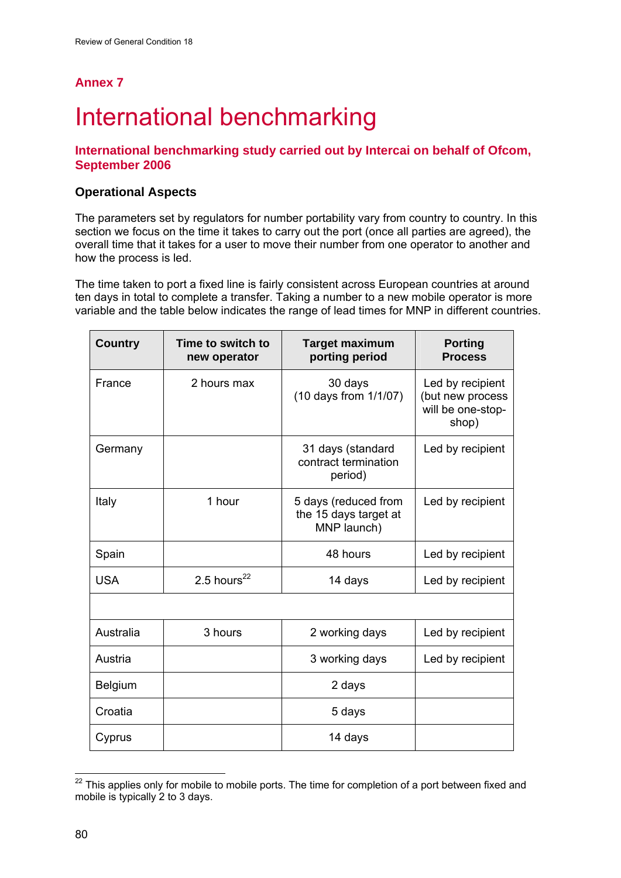## Annex 7

# International benchmarking

### International benchmarking study carried out by Intercai on behalf of Ofcom, September 2006

#### Operational Aspects

The parameters set by regulators for number portability vary from country to country. In this section we focus on the time it takes to carry out the port (once all parties are agreed), the overall time that it takes for a user to move their number from one operator to another and how the process is led.

The time taken to port a fixed line is fairly consistent across European countries at around ten days in total to complete a transfer. Taking a number to a new mobile operator is more variable and the table below indicates the range of lead times for MNP in different countries.

| Country | Time to switch to new operator | Target maximum porting period | Porting Process |
|---|---|---|---|
| France | 2 hours max | 30 days (10 days from 1/1/07) | Led by recipient (but new process will be one-stop-shop) |
| Germany | | 31 days (standard contract termination period) | Led by recipient |
| Italy | 1 hour | 5 days (reduced from the 15 days target at MNP launch) | Led by recipient |
| Spain | | 48 hours | Led by recipient |
| USA | 2.5 hours[22] | 14 days | Led by recipient |
| | | | |
| Australia | 3 hours | 2 working days | Led by recipient |
| Austria | | 3 working days | Led by recipient |
| Belgium | | 2 days | |
| Croatia | | 5 days | |
| Cyprus | | 14 days | |

[22] This applies only for mobile to mobile ports. The time for completion of a port between fixed and mobile is typically 2 to 3 days.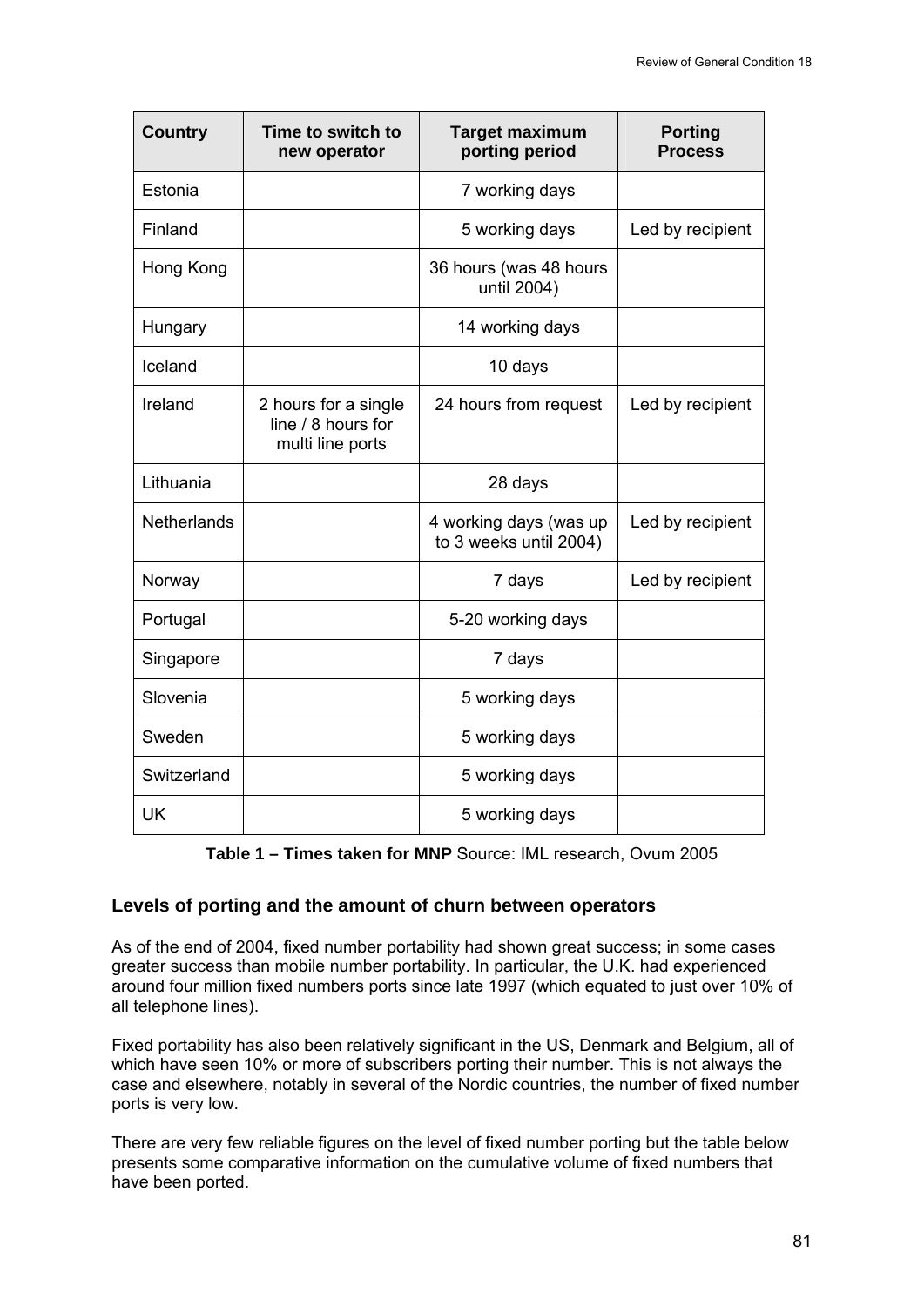| Country | Time to switch to new operator | Target maximum porting period | Porting Process |
|---|---|---|---|
| Estonia | | 7 working days | |
| Finland | | 5 working days | Led by recipient |
| Hong Kong | | 36 hours (was 48 hours until 2004) | |
| Hungary | | 14 working days | |
| Iceland | | 10 days | |
| Ireland | 2 hours for a single line / 8 hours for multi line ports | 24 hours from request | Led by recipient |
| Lithuania | | 28 days | |
| Netherlands | | 4 working days (was up to 3 weeks until 2004) | Led by recipient |
| Norway | | 7 days | Led by recipient |
| Portugal | | 5-20 working days | |
| Singapore | | 7 days | |
| Slovenia | | 5 working days | |
| Sweden | | 5 working days | |
| Switzerland | | 5 working days | |
| UK | | 5 working days | |

**Table 1 – Times taken for MNP** Source: IML research, Ovum 2005

### Levels of porting and the amount of churn between operators

As of the end of 2004, fixed number portability had shown great success; in some cases greater success than mobile number portability. In particular, the U.K. had experienced around four million fixed numbers ports since late 1997 (which equated to just over 10% of all telephone lines).

Fixed portability has also been relatively significant in the US, Denmark and Belgium, all of which have seen 10% or more of subscribers porting their number. This is not always the case and elsewhere, notably in several of the Nordic countries, the number of fixed number ports is very low.

There are very few reliable figures on the level of fixed number porting but the table below presents some comparative information on the cumulative volume of fixed numbers that have been ported.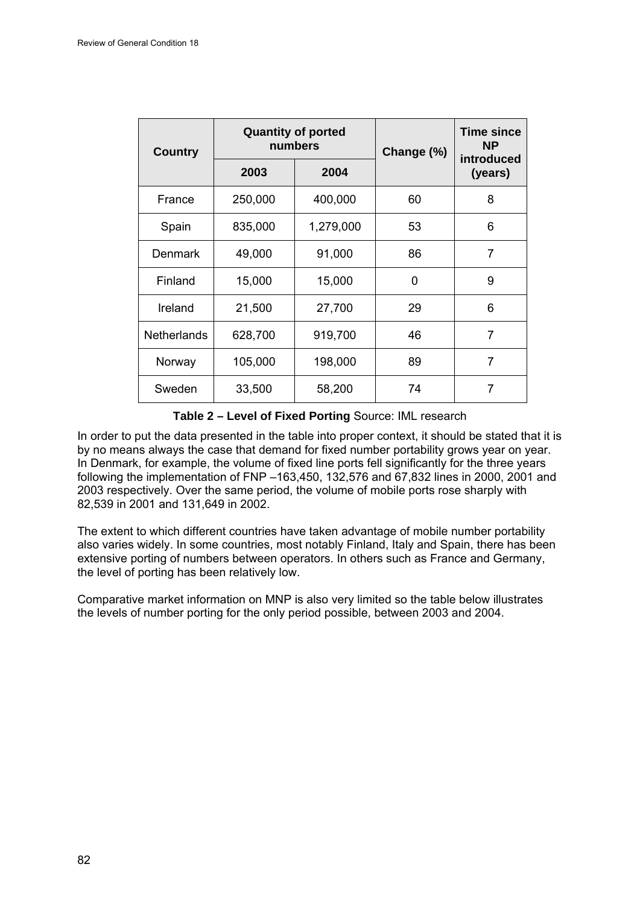| Country | Quantity of ported numbers | | Change (%) | Time since NP introduced (years) |
|---|---|---|---|---|
| | 2003 | 2004 | | |
| France | 250,000 | 400,000 | 60 | 8 |
| Spain | 835,000 | 1,279,000 | 53 | 6 |
| Denmark | 49,000 | 91,000 | 86 | 7 |
| Finland | 15,000 | 15,000 | 0 | 9 |
| Ireland | 21,500 | 27,700 | 29 | 6 |
| Netherlands | 628,700 | 919,700 | 46 | 7 |
| Norway | 105,000 | 198,000 | 89 | 7 |
| Sweden | 33,500 | 58,200 | 74 | 7 |

**Table 2 – Level of Fixed Porting** Source: IML research

In order to put the data presented in the table into proper context, it should be stated that it is by no means always the case that demand for fixed number portability grows year on year. In Denmark, for example, the volume of fixed line ports fell significantly for the three years following the implementation of FNP –163,450, 132,576 and 67,832 lines in 2000, 2001 and 2003 respectively. Over the same period, the volume of mobile ports rose sharply with 82,539 in 2001 and 131,649 in 2002.

The extent to which different countries have taken advantage of mobile number portability also varies widely. In some countries, most notably Finland, Italy and Spain, there has been extensive porting of numbers between operators. In others such as France and Germany, the level of porting has been relatively low.

Comparative market information on MNP is also very limited so the table below illustrates the levels of number porting for the only period possible, between 2003 and 2004.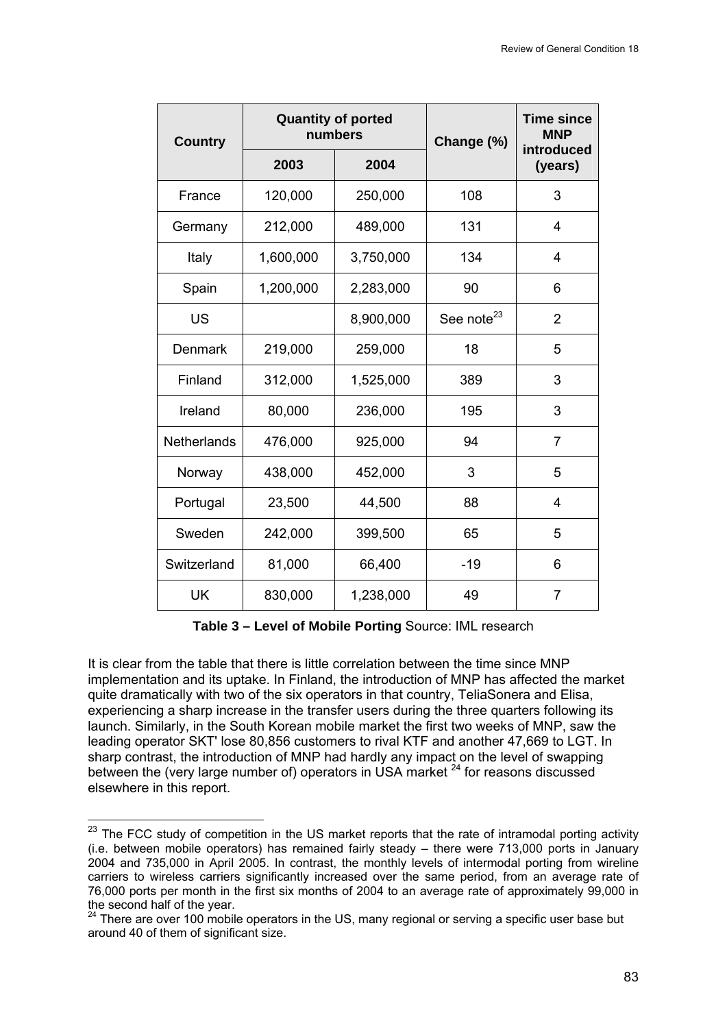| Country | Quantity of ported numbers | | Change (%) | Time since MNP introduced (years) |
|---|---|---|---|---|
| | 2003 | 2004 | | |
| France | 120,000 | 250,000 | 108 | 3 |
| Germany | 212,000 | 489,000 | 131 | 4 |
| Italy | 1,600,000 | 3,750,000 | 134 | 4 |
| Spain | 1,200,000 | 2,283,000 | 90 | 6 |
| US | | 8,900,000 | See note[23] | 2 |
| Denmark | 219,000 | 259,000 | 18 | 5 |
| Finland | 312,000 | 1,525,000 | 389 | 3 |
| Ireland | 80,000 | 236,000 | 195 | 3 |
| Netherlands | 476,000 | 925,000 | 94 | 7 |
| Norway | 438,000 | 452,000 | 3 | 5 |
| Portugal | 23,500 | 44,500 | 88 | 4 |
| Sweden | 242,000 | 399,500 | 65 | 5 |
| Switzerland | 81,000 | 66,400 | -19 | 6 |
| UK | 830,000 | 1,238,000 | 49 | 7 |

**Table 3 – Level of Mobile Porting** Source: IML research

It is clear from the table that there is little correlation between the time since MNP implementation and its uptake. In Finland, the introduction of MNP has affected the market quite dramatically with two of the six operators in that country, TeliaSonera and Elisa, experiencing a sharp increase in the transfer users during the three quarters following its launch. Similarly, in the South Korean mobile market the first two weeks of MNP, saw the leading operator SKT' lose 80,856 customers to rival KTF and another 47,669 to LGT. In sharp contrast, the introduction of MNP had hardly any impact on the level of swapping between the (very large number of) operators in USA market [24] for reasons discussed elsewhere in this report.

[23] The FCC study of competition in the US market reports that the rate of intramodal porting activity (i.e. between mobile operators) has remained fairly steady – there were 713,000 ports in January 2004 and 735,000 in April 2005. In contrast, the monthly levels of intermodal porting from wireline carriers to wireless carriers significantly increased over the same period, from an average rate of 76,000 ports per month in the first six months of 2004 to an average rate of approximately 99,000 in the second half of the year.

[24] There are over 100 mobile operators in the US, many regional or serving a specific user base but around 40 of them of significant size.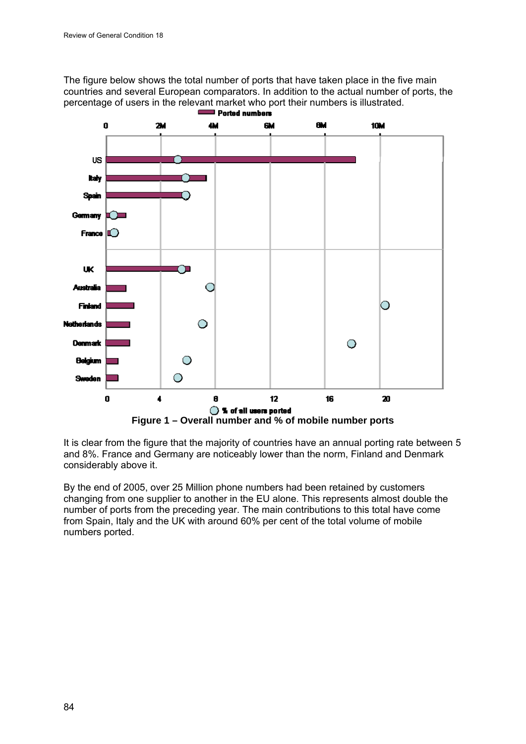The figure below shows the total number of ports that have taken place in the five main countries and several European comparators. In addition to the actual number of ports, the percentage of users in the relevant market who port their numbers is illustrated.

**Figure 1 – Overall number and % of mobile number ports**

It is clear from the figure that the majority of countries have an annual porting rate between 5 and 8%. France and Germany are noticeably lower than the norm, Finland and Denmark considerably above it.

By the end of 2005, over 25 Million phone numbers had been retained by customers changing from one supplier to another in the EU alone. This represents almost double the number of ports from the preceding year. The main contributions to this total have come from Spain, Italy and the UK with around 60% per cent of the total volume of mobile numbers ported.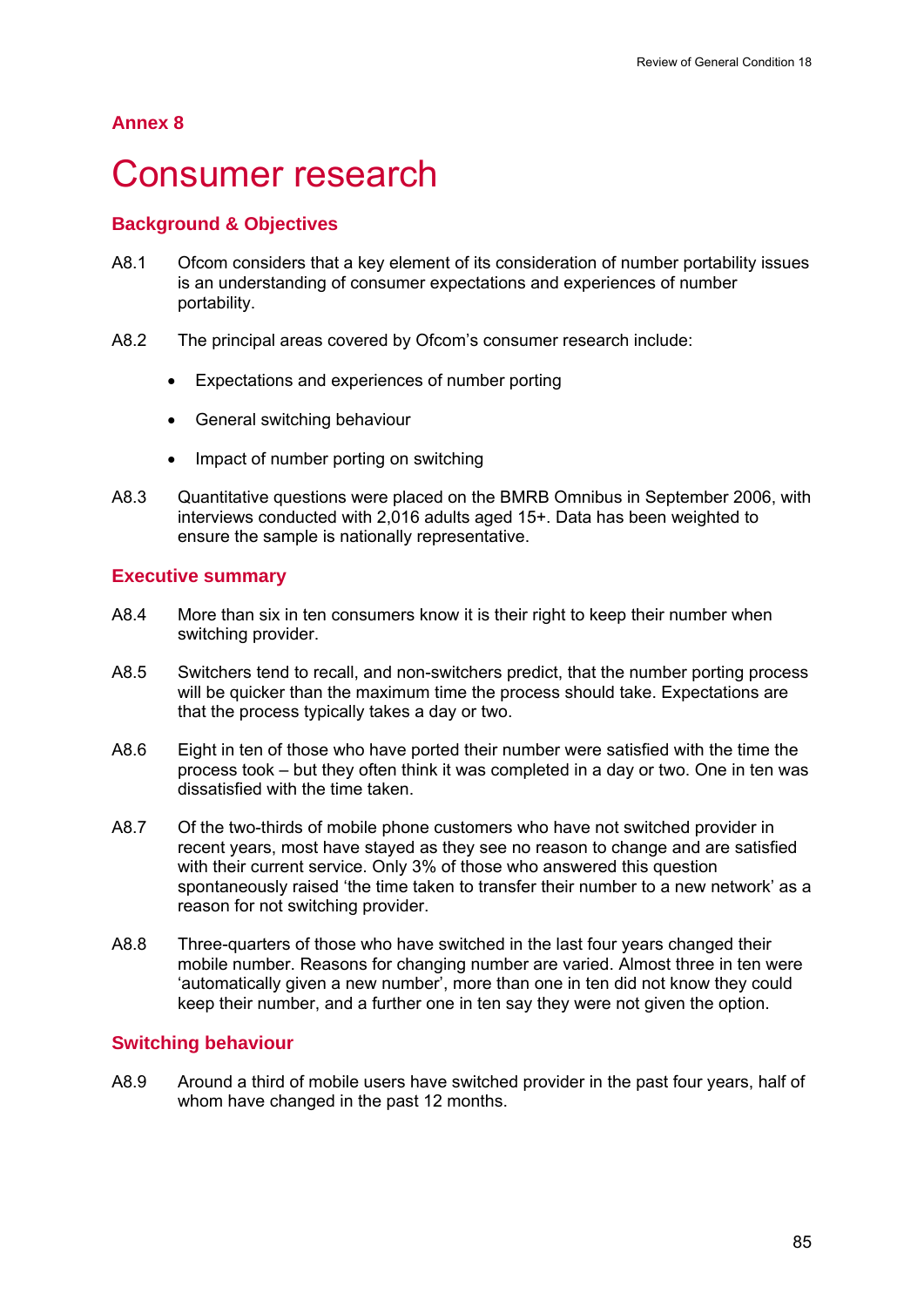## Annex 8

# Consumer research

### Background & Objectives

A8.1 Ofcom considers that a key element of its consideration of number portability issues is an understanding of consumer expectations and experiences of number portability.

A8.2 The principal areas covered by Ofcom's consumer research include:

- Expectations and experiences of number porting
- General switching behaviour
- Impact of number porting on switching

A8.3 Quantitative questions were placed on the BMRB Omnibus in September 2006, with interviews conducted with 2,016 adults aged 15+. Data has been weighted to ensure the sample is nationally representative.

### Executive summary

A8.4 More than six in ten consumers know it is their right to keep their number when switching provider.

A8.5 Switchers tend to recall, and non-switchers predict, that the number porting process will be quicker than the maximum time the process should take. Expectations are that the process typically takes a day or two.

A8.6 Eight in ten of those who have ported their number were satisfied with the time the process took – but they often think it was completed in a day or two. One in ten was dissatisfied with the time taken.

A8.7 Of the two-thirds of mobile phone customers who have not switched provider in recent years, most have stayed as they see no reason to change and are satisfied with their current service. Only 3% of those who answered this question spontaneously raised 'the time taken to transfer their number to a new network' as a reason for not switching provider.

A8.8 Three-quarters of those who have switched in the last four years changed their mobile number. Reasons for changing number are varied. Almost three in ten were 'automatically given a new number', more than one in ten did not know they could keep their number, and a further one in ten say they were not given the option.

### Switching behaviour

A8.9 Around a third of mobile users have switched provider in the past four years, half of whom have changed in the past 12 months.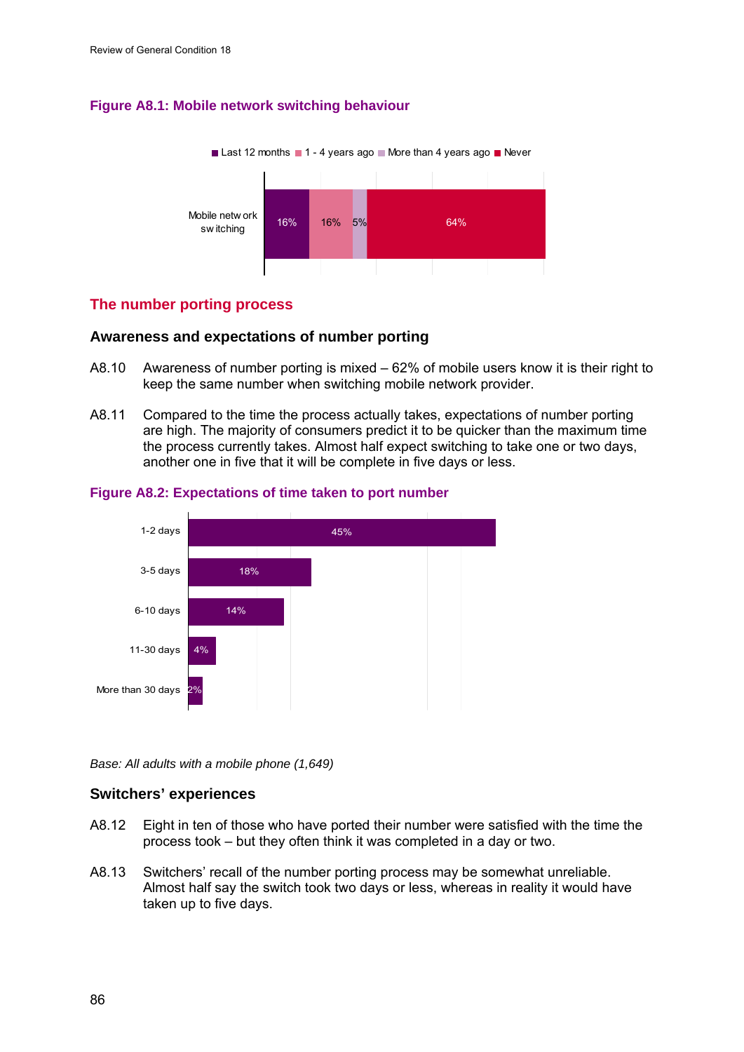**Figure A8.1: Mobile network switching behaviour**

| | Last 12 months | 1 - 4 years ago | More than 4 years ago | Never |
|---|---|---|---|---|
| Mobile network switching | 16% | 16% | 5% | 64% |

## The number porting process

### Awareness and expectations of number porting

A8.10 Awareness of number porting is mixed – 62% of mobile users know it is their right to keep the same number when switching mobile network provider.

A8.11 Compared to the time the process actually takes, expectations of number porting are high. The majority of consumers predict it to be quicker than the maximum time the process currently takes. Almost half expect switching to take one or two days, another one in five that it will be complete in five days or less.

**Figure A8.2: Expectations of time taken to port number**

| | |
|---|---|
| 1-2 days | 45% |
| 3-5 days | 18% |
| 6-10 days | 14% |
| 11-30 days | 4% |
| More than 30 days | 2% |

*Base: All adults with a mobile phone (1,649)*

### Switchers' experiences

A8.12 Eight in ten of those who have ported their number were satisfied with the time the process took – but they often think it was completed in a day or two.

A8.13 Switchers' recall of the number porting process may be somewhat unreliable. Almost half say the switch took two days or less, whereas in reality it would have taken up to five days.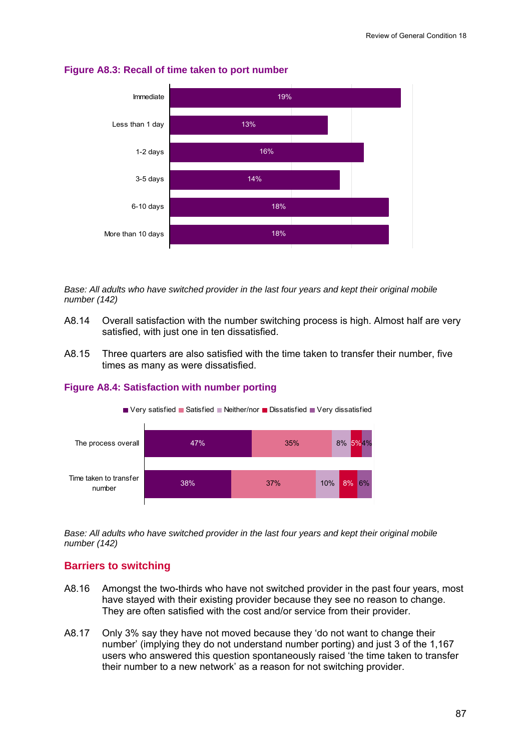**Figure A8.3: Recall of time taken to port number**

| Time taken | % |
|---|---|
| Immediate | 19% |
| Less than 1 day | 13% |
| 1-2 days | 16% |
| 3-5 days | 14% |
| 6-10 days | 18% |
| More than 10 days | 18% |

*Base: All adults who have switched provider in the last four years and kept their original mobile number (142)*

A8.14 Overall satisfaction with the number switching process is high. Almost half are very satisfied, with just one in ten dissatisfied.

A8.15 Three quarters are also satisfied with the time taken to transfer their number, five times as many as were dissatisfied.

**Figure A8.4: Satisfaction with number porting**

| | Very satisfied | Satisfied | Neither/nor | Dissatisfied | Very dissatisfied |
|---|---|---|---|---|---|
| The process overall | 47% | 35% | 8% | 5% | 4% |
| Time taken to transfer number | 38% | 37% | 10% | 8% | 6% |

*Base: All adults who have switched provider in the last four years and kept their original mobile number (142)*

## Barriers to switching

A8.16 Amongst the two-thirds who have not switched provider in the past four years, most have stayed with their existing provider because they see no reason to change. They are often satisfied with the cost and/or service from their provider.

A8.17 Only 3% say they have not moved because they 'do not want to change their number' (implying they do not understand number porting) and just 3 of the 1,167 users who answered this question spontaneously raised 'the time taken to transfer their number to a new network' as a reason for not switching provider.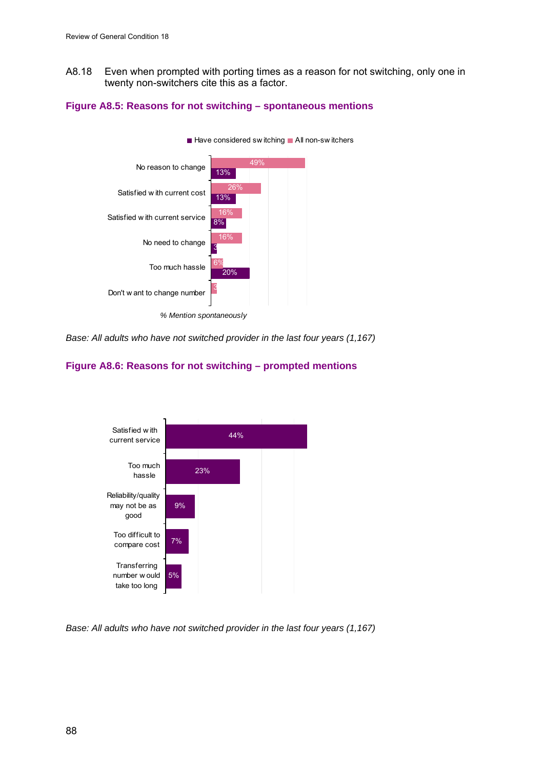A8.18 Even when prompted with porting times as a reason for not switching, only one in twenty non-switchers cite this as a factor.

### Figure A8.5: Reasons for not switching – spontaneous mentions

| Reason | Have considered switching | All non-switchers |
|---|---|---|
| No reason to change | 13% | 49% |
| Satisfied with current cost | 13% | 26% |
| Satisfied with current service | 8% | 16% |
| No need to change | 3 | 16% |
| Too much hassle | 20% | 6% |
| Don't want to change number | | 3 |

% Mention spontaneously

*Base: All adults who have not switched provider in the last four years (1,167)*

### Figure A8.6: Reasons for not switching – prompted mentions

| Reason | % |
|---|---|
| Satisfied with current service | 44% |
| Too much hassle | 23% |
| Reliability/quality may not be as good | 9% |
| Too difficult to compare cost | 7% |
| Transferring number would take too long | 5% |

*Base: All adults who have not switched provider in the last four years (1,167)*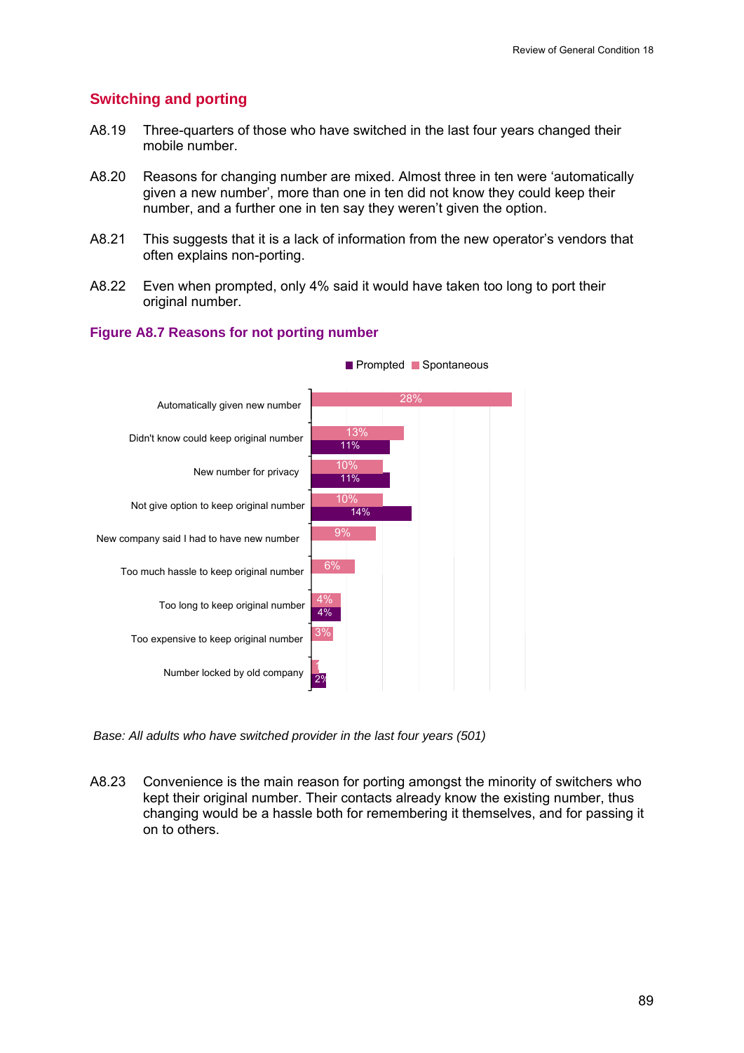## Switching and porting

A8.19 Three-quarters of those who have switched in the last four years changed their mobile number.

A8.20 Reasons for changing number are mixed. Almost three in ten were ‘automatically given a new number’, more than one in ten did not know they could keep their number, and a further one in ten say they weren’t given the option.

A8.21 This suggests that it is a lack of information from the new operator’s vendors that often explains non-porting.

A8.22 Even when prompted, only 4% said it would have taken too long to port their original number.

### Figure A8.7 Reasons for not porting number

| Reason | Spontaneous | Prompted |
|---|---|---|
| Automatically given new number | 28% | |
| Didn't know could keep original number | 13% | 11% |
| New number for privacy | 10% | 11% |
| Not give option to keep original number | 10% | 14% |
| New company said I had to have new number | 9% | |
| Too much hassle to keep original number | 6% | |
| Too long to keep original number | 4% | 4% |
| Too expensive to keep original number | 3% | |
| Number locked by old company | 1% | 2% |

*Base: All adults who have switched provider in the last four years (501)*

A8.23 Convenience is the main reason for porting amongst the minority of switchers who kept their original number. Their contacts already know the existing number, thus changing would be a hassle both for remembering it themselves, and for passing it on to others.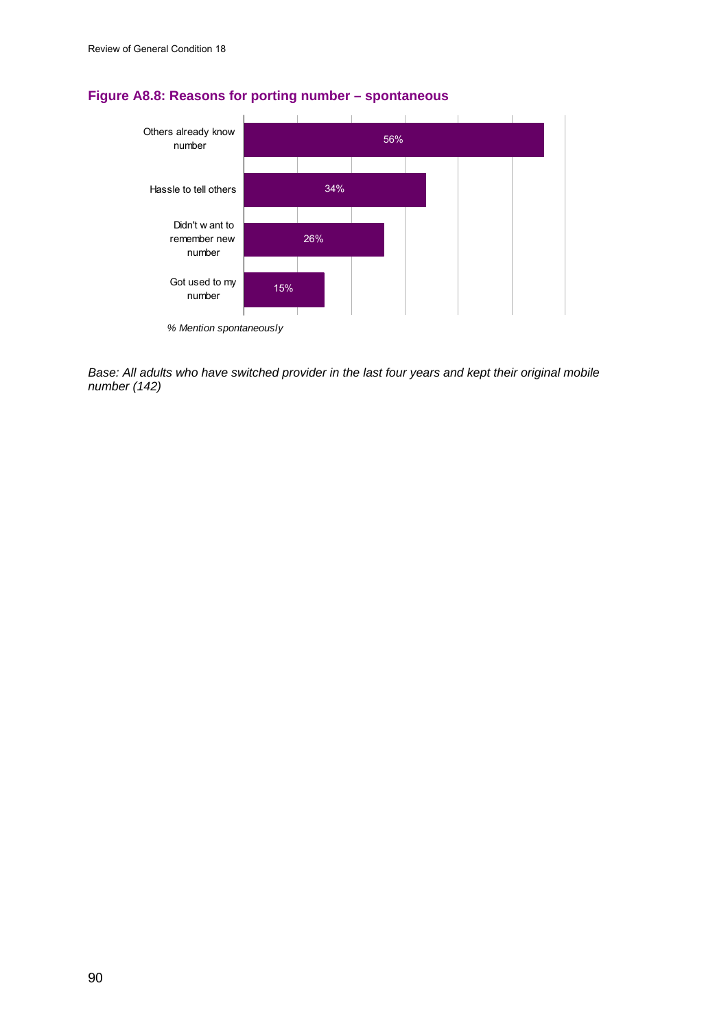### Figure A8.8: Reasons for porting number – spontaneous

| Reason | % Mention spontaneously |
|---|---|
| Others already know number | 56% |
| Hassle to tell others | 34% |
| Didn't want to remember new number | 26% |
| Got used to my number | 15% |

*% Mention spontaneously*

*Base: All adults who have switched provider in the last four years and kept their original mobile number (142)*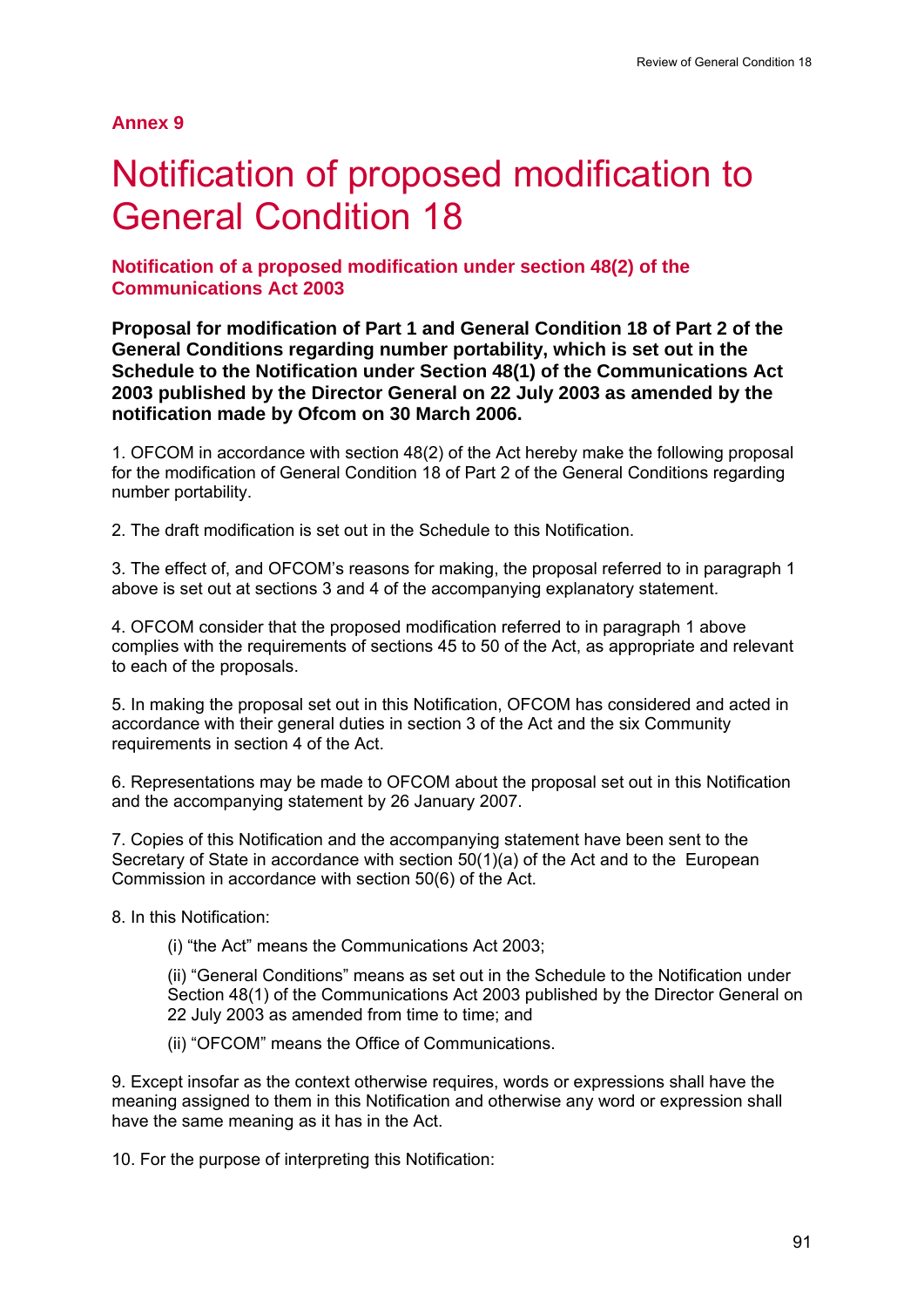## Annex 9

# Notification of proposed modification to General Condition 18

### Notification of a proposed modification under section 48(2) of the Communications Act 2003

**Proposal for modification of Part 1 and General Condition 18 of Part 2 of the General Conditions regarding number portability, which is set out in the Schedule to the Notification under Section 48(1) of the Communications Act 2003 published by the Director General on 22 July 2003 as amended by the notification made by Ofcom on 30 March 2006.**

1. OFCOM in accordance with section 48(2) of the Act hereby make the following proposal for the modification of General Condition 18 of Part 2 of the General Conditions regarding number portability.

2. The draft modification is set out in the Schedule to this Notification.

3. The effect of, and OFCOM's reasons for making, the proposal referred to in paragraph 1 above is set out at sections 3 and 4 of the accompanying explanatory statement.

4. OFCOM consider that the proposed modification referred to in paragraph 1 above complies with the requirements of sections 45 to 50 of the Act, as appropriate and relevant to each of the proposals.

5. In making the proposal set out in this Notification, OFCOM has considered and acted in accordance with their general duties in section 3 of the Act and the six Community requirements in section 4 of the Act.

6. Representations may be made to OFCOM about the proposal set out in this Notification and the accompanying statement by 26 January 2007.

7. Copies of this Notification and the accompanying statement have been sent to the Secretary of State in accordance with section 50(1)(a) of the Act and to the European Commission in accordance with section 50(6) of the Act.

8. In this Notification:

(i) "the Act" means the Communications Act 2003;

(ii) "General Conditions" means as set out in the Schedule to the Notification under Section 48(1) of the Communications Act 2003 published by the Director General on 22 July 2003 as amended from time to time; and

(ii) "OFCOM" means the Office of Communications.

9. Except insofar as the context otherwise requires, words or expressions shall have the meaning assigned to them in this Notification and otherwise any word or expression shall have the same meaning as it has in the Act.

10. For the purpose of interpreting this Notification: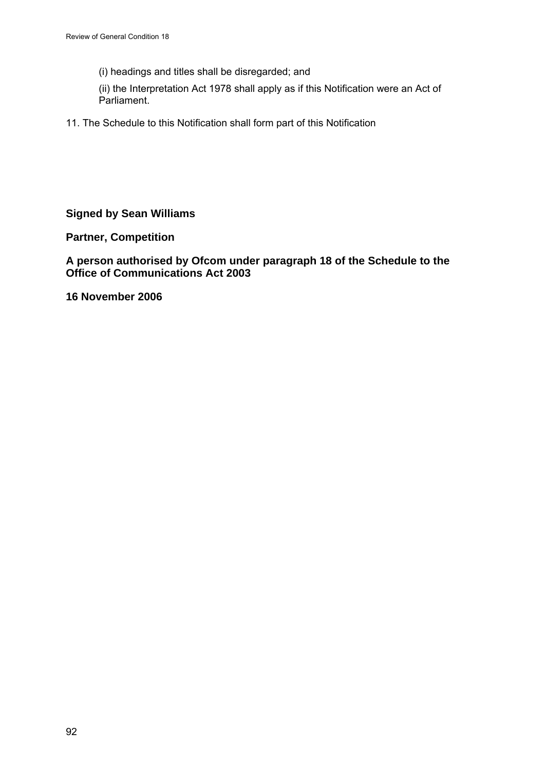(i) headings and titles shall be disregarded; and

(ii) the Interpretation Act 1978 shall apply as if this Notification were an Act of Parliament.

11. The Schedule to this Notification shall form part of this Notification

**Signed by Sean Williams**

**Partner, Competition**

**A person authorised by Ofcom under paragraph 18 of the Schedule to the Office of Communications Act 2003**

**16 November 2006**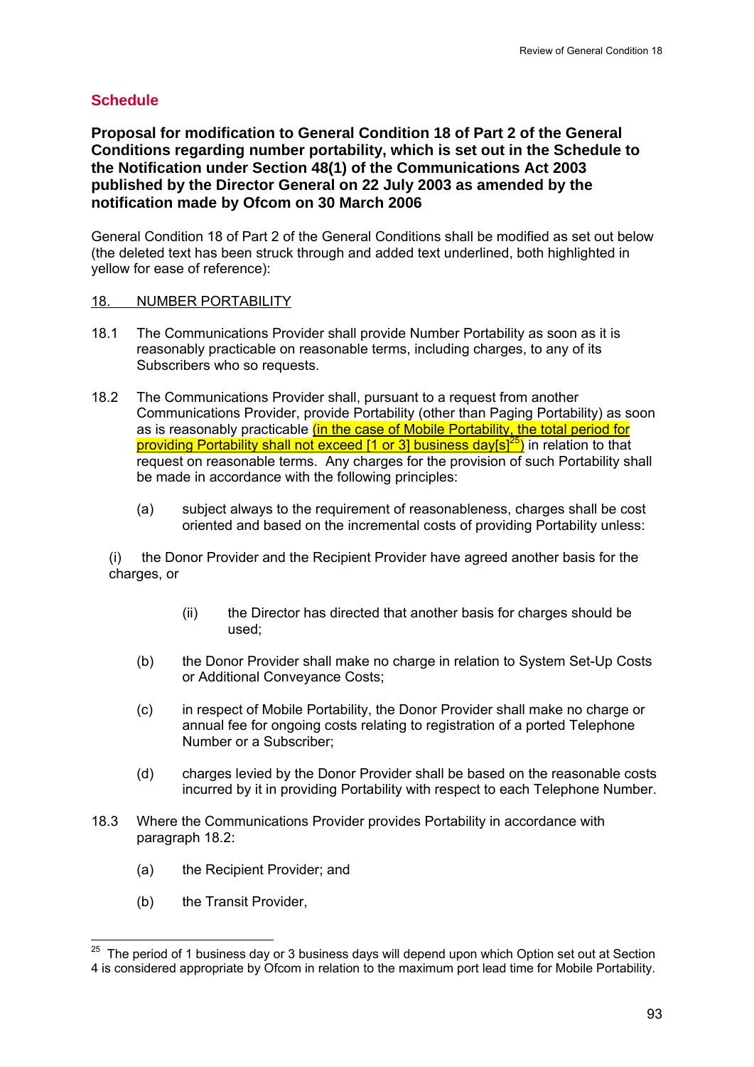## Schedule

**Proposal for modification to General Condition 18 of Part 2 of the General Conditions regarding number portability, which is set out in the Schedule to the Notification under Section 48(1) of the Communications Act 2003 published by the Director General on 22 July 2003 as amended by the notification made by Ofcom on 30 March 2006**

General Condition 18 of Part 2 of the General Conditions shall be modified as set out below (the deleted text has been struck through and added text underlined, both highlighted in yellow for ease of reference):

<u>18. NUMBER PORTABILITY</u>

18.1 The Communications Provider shall provide Number Portability as soon as it is reasonably practicable on reasonable terms, including charges, to any of its Subscribers who so requests.

18.2 The Communications Provider shall, pursuant to a request from another Communications Provider, provide Portability (other than Paging Portability) as soon as is reasonably practicable <u>(in the case of Mobile Portability, the total period for providing Portability shall not exceed [1 or 3] business day[s][25])</u> in relation to that request on reasonable terms. Any charges for the provision of such Portability shall be made in accordance with the following principles:

(a) subject always to the requirement of reasonableness, charges shall be cost oriented and based on the incremental costs of providing Portability unless:

(i) the Donor Provider and the Recipient Provider have agreed another basis for the charges, or

(ii) the Director has directed that another basis for charges should be used;

(b) the Donor Provider shall make no charge in relation to System Set-Up Costs or Additional Conveyance Costs;

(c) in respect of Mobile Portability, the Donor Provider shall make no charge or annual fee for ongoing costs relating to registration of a ported Telephone Number or a Subscriber;

(d) charges levied by the Donor Provider shall be based on the reasonable costs incurred by it in providing Portability with respect to each Telephone Number.

18.3 Where the Communications Provider provides Portability in accordance with paragraph 18.2:

(a) the Recipient Provider; and

(b) the Transit Provider,

---

[25] The period of 1 business day or 3 business days will depend upon which Option set out at Section 4 is considered appropriate by Ofcom in relation to the maximum port lead time for Mobile Portability.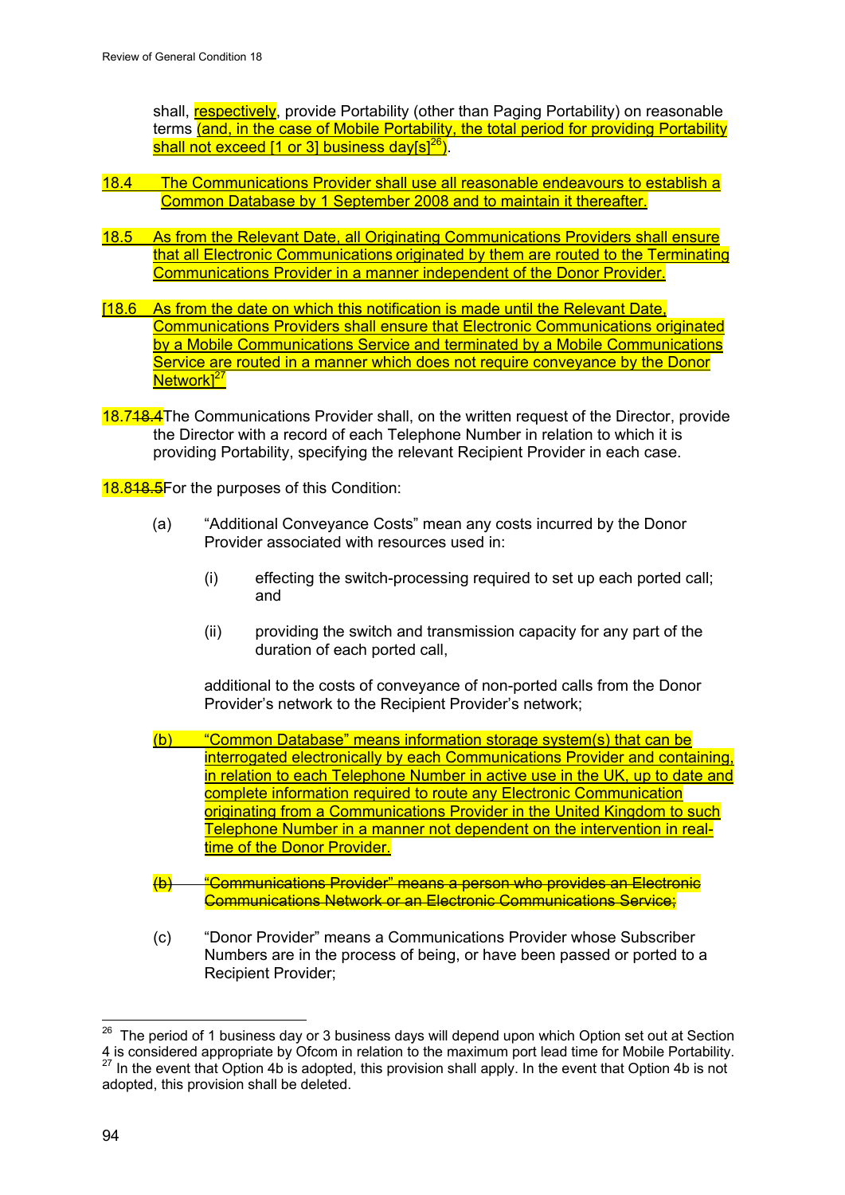shall, respectively, provide Portability (other than Paging Portability) on reasonable terms (and, in the case of Mobile Portability, the total period for providing Portability shall not exceed [1 or 3] business day[s][26]).

18.4 The Communications Provider shall use all reasonable endeavours to establish a Common Database by 1 September 2008 and to maintain it thereafter.

18.5 As from the Relevant Date, all Originating Communications Providers shall ensure that all Electronic Communications originated by them are routed to the Terminating Communications Provider in a manner independent of the Donor Provider.

[18.6 As from the date on which this notification is made until the Relevant Date, Communications Providers shall ensure that Electronic Communications originated by a Mobile Communications Service and terminated by a Mobile Communications Service are routed in a manner which does not require conveyance by the Donor Network][27]

18.7~~18.4~~ The Communications Provider shall, on the written request of the Director, provide the Director with a record of each Telephone Number in relation to which it is providing Portability, specifying the relevant Recipient Provider in each case.

18.8~~18.5~~ For the purposes of this Condition:

(a) "Additional Conveyance Costs" mean any costs incurred by the Donor Provider associated with resources used in:

(i) effecting the switch-processing required to set up each ported call; and

(ii) providing the switch and transmission capacity for any part of the duration of each ported call,

additional to the costs of conveyance of non-ported calls from the Donor Provider's network to the Recipient Provider's network;

(b) "Common Database" means information storage system(s) that can be interrogated electronically by each Communications Provider and containing, in relation to each Telephone Number in active use in the UK, up to date and complete information required to route any Electronic Communication originating from a Communications Provider in the United Kingdom to such Telephone Number in a manner not dependent on the intervention in real-time of the Donor Provider.

~~(b) "Communications Provider" means a person who provides an Electronic Communications Network or an Electronic Communications Service;~~

(c) "Donor Provider" means a Communications Provider whose Subscriber Numbers are in the process of being, or have been passed or ported to a Recipient Provider;

---

[26] The period of 1 business day or 3 business days will depend upon which Option set out at Section 4 is considered appropriate by Ofcom in relation to the maximum port lead time for Mobile Portability.

[27] In the event that Option 4b is adopted, this provision shall apply. In the event that Option 4b is not adopted, this provision shall be deleted.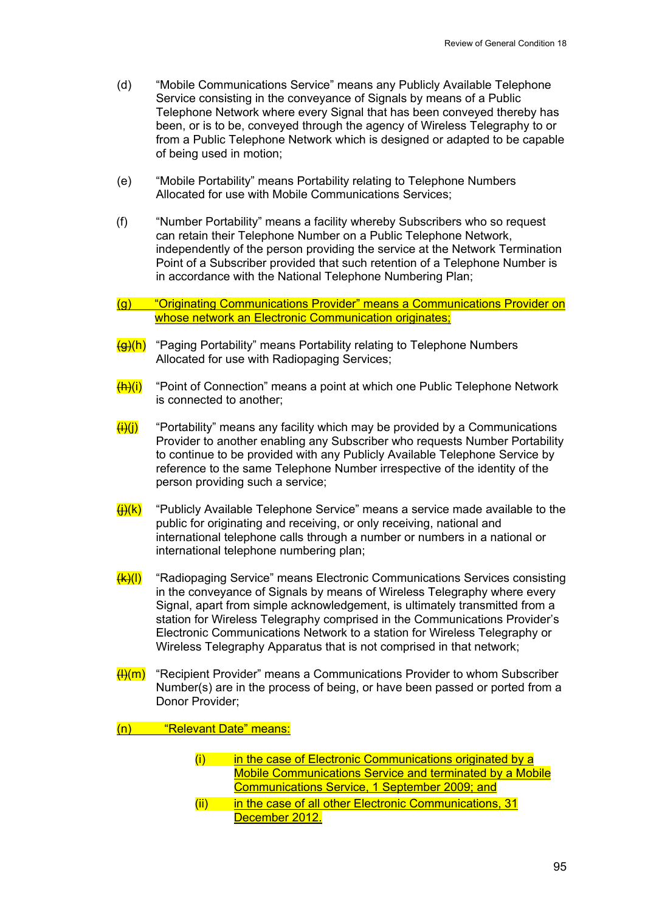(d) "Mobile Communications Service" means any Publicly Available Telephone Service consisting in the conveyance of Signals by means of a Public Telephone Network where every Signal that has been conveyed thereby has been, or is to be, conveyed through the agency of Wireless Telegraphy to or from a Public Telephone Network which is designed or adapted to be capable of being used in motion;

(e) "Mobile Portability" means Portability relating to Telephone Numbers Allocated for use with Mobile Communications Services;

(f) "Number Portability" means a facility whereby Subscribers who so request can retain their Telephone Number on a Public Telephone Network, independently of the person providing the service at the Network Termination Point of a Subscriber provided that such retention of a Telephone Number is in accordance with the National Telephone Numbering Plan;

(g) "Originating Communications Provider" means a Communications Provider on whose network an Electronic Communication originates;

~~(g)~~(h) "Paging Portability" means Portability relating to Telephone Numbers Allocated for use with Radiopaging Services;

~~(h)~~(i) "Point of Connection" means a point at which one Public Telephone Network is connected to another;

~~(i)~~(j) "Portability" means any facility which may be provided by a Communications Provider to another enabling any Subscriber who requests Number Portability to continue to be provided with any Publicly Available Telephone Service by reference to the same Telephone Number irrespective of the identity of the person providing such a service;

~~(j)~~(k) "Publicly Available Telephone Service" means a service made available to the public for originating and receiving, or only receiving, national and international telephone calls through a number or numbers in a national or international telephone numbering plan;

~~(k)~~(l) "Radiopaging Service" means Electronic Communications Services consisting in the conveyance of Signals by means of Wireless Telegraphy where every Signal, apart from simple acknowledgement, is ultimately transmitted from a station for Wireless Telegraphy comprised in the Communications Provider's Electronic Communications Network to a station for Wireless Telegraphy or Wireless Telegraphy Apparatus that is not comprised in that network;

~~(l)~~(m) "Recipient Provider" means a Communications Provider to whom Subscriber Number(s) are in the process of being, or have been passed or ported from a Donor Provider;

(n) "Relevant Date" means:

- (i) in the case of Electronic Communications originated by a Mobile Communications Service and terminated by a Mobile Communications Service, 1 September 2009; and
- (ii) in the case of all other Electronic Communications, 31 December 2012.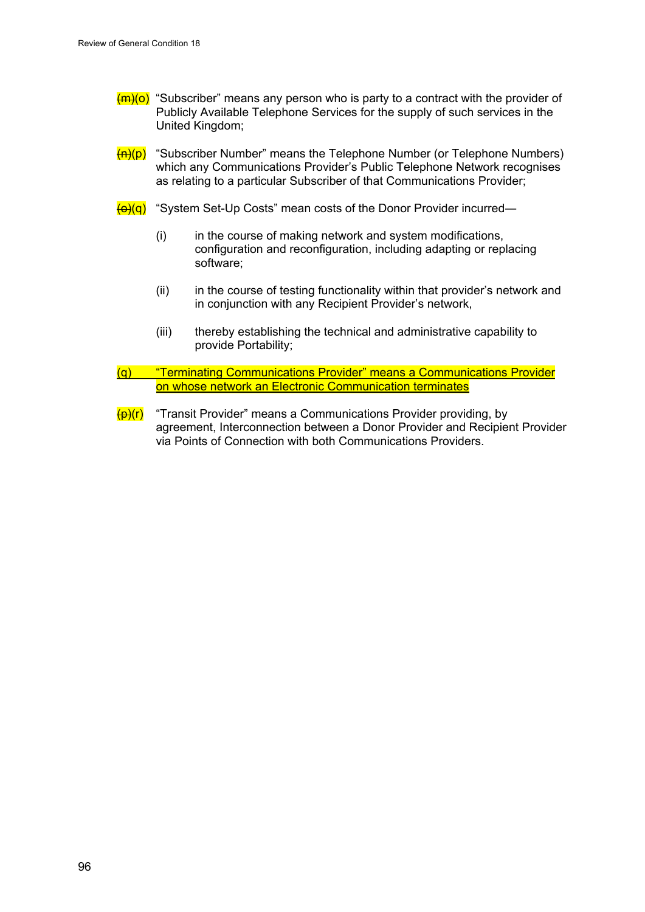~~(m)~~(o) "Subscriber" means any person who is party to a contract with the provider of Publicly Available Telephone Services for the supply of such services in the United Kingdom;

~~(n)~~(p) "Subscriber Number" means the Telephone Number (or Telephone Numbers) which any Communications Provider's Public Telephone Network recognises as relating to a particular Subscriber of that Communications Provider;

~~(o)~~(q) "System Set-Up Costs" mean costs of the Donor Provider incurred—

(i) in the course of making network and system modifications, configuration and reconfiguration, including adapting or replacing software;

(ii) in the course of testing functionality within that provider's network and in conjunction with any Recipient Provider's network,

(iii) thereby establishing the technical and administrative capability to provide Portability;

(q) "Terminating Communications Provider" means a Communications Provider on whose network an Electronic Communication terminates

~~(p)~~(r) "Transit Provider" means a Communications Provider providing, by agreement, Interconnection between a Donor Provider and Recipient Provider via Points of Connection with both Communications Providers.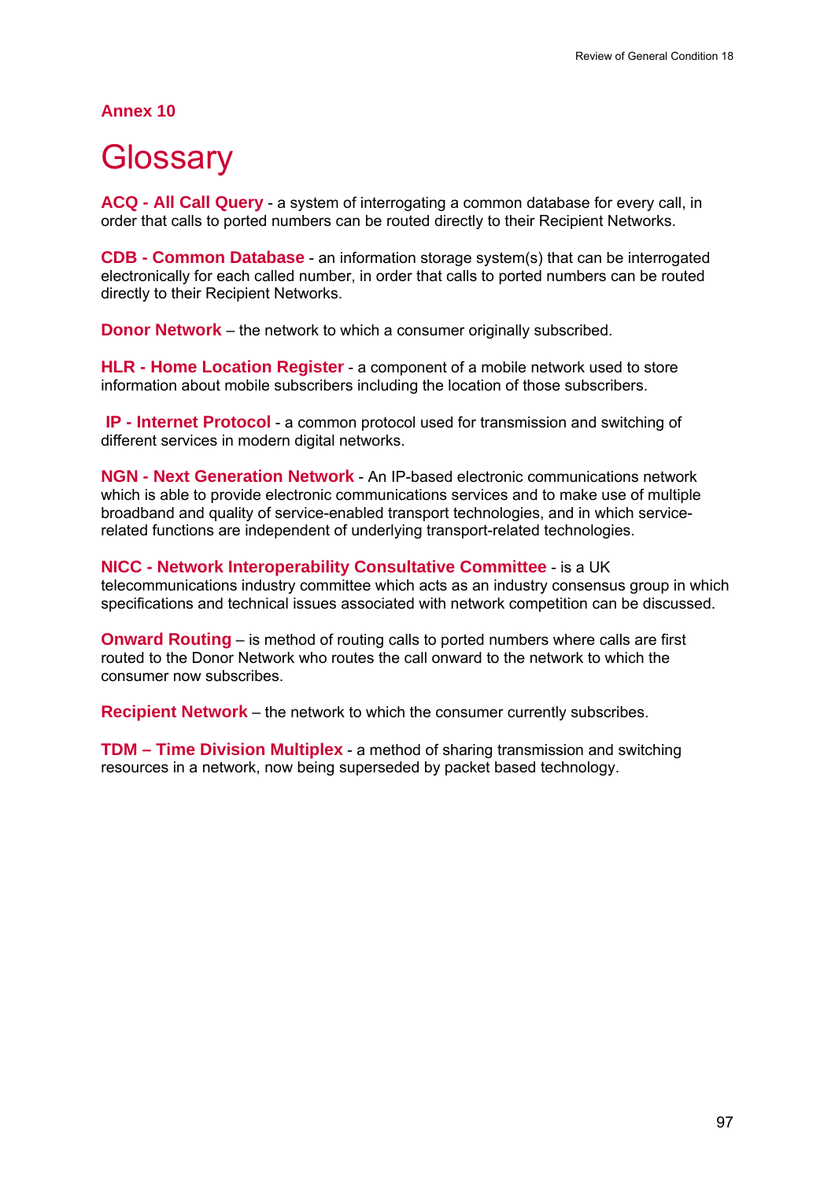## Annex 10

# Glossary

**ACQ - All Call Query** - a system of interrogating a common database for every call, in order that calls to ported numbers can be routed directly to their Recipient Networks.

**CDB - Common Database** - an information storage system(s) that can be interrogated electronically for each called number, in order that calls to ported numbers can be routed directly to their Recipient Networks.

**Donor Network** – the network to which a consumer originally subscribed.

**HLR - Home Location Register** - a component of a mobile network used to store information about mobile subscribers including the location of those subscribers.

**IP - Internet Protocol** - a common protocol used for transmission and switching of different services in modern digital networks.

**NGN - Next Generation Network** - An IP-based electronic communications network which is able to provide electronic communications services and to make use of multiple broadband and quality of service-enabled transport technologies, and in which service-related functions are independent of underlying transport-related technologies.

**NICC - Network Interoperability Consultative Committee** - is a UK telecommunications industry committee which acts as an industry consensus group in which specifications and technical issues associated with network competition can be discussed.

**Onward Routing** – is method of routing calls to ported numbers where calls are first routed to the Donor Network who routes the call onward to the network to which the consumer now subscribes.

**Recipient Network** – the network to which the consumer currently subscribes.

**TDM – Time Division Multiplex** - a method of sharing transmission and switching resources in a network, now being superseded by packet based technology.